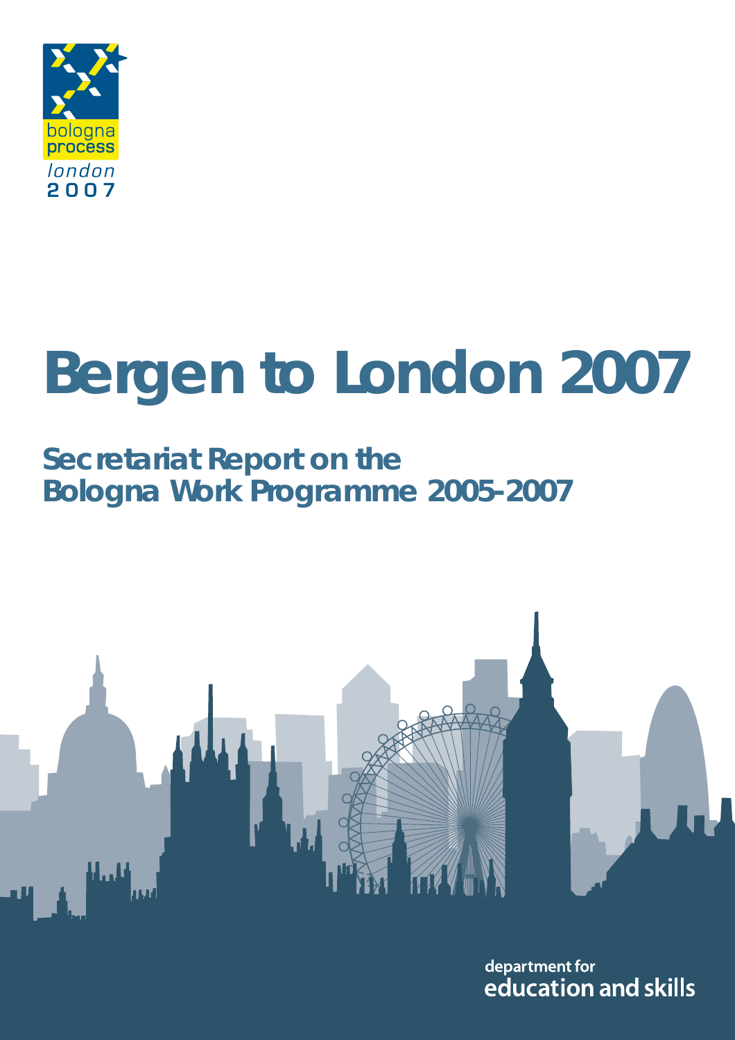bologna process

london 2007

# Bergen to London 2007

## Secretariat Report on the Bologna Work Programme 2005-2007

department for education and skills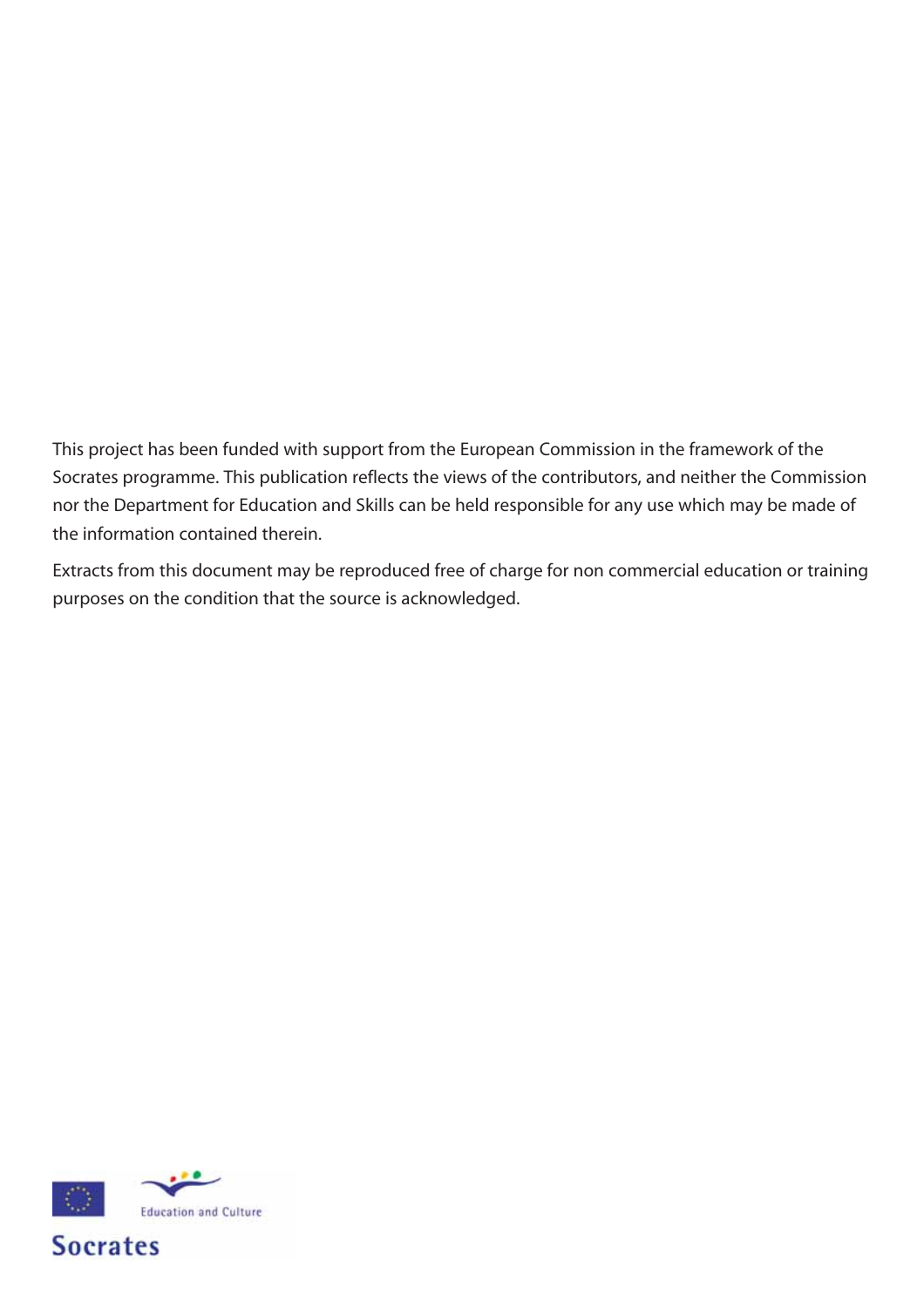This project has been funded with support from the European Commission in the framework of the Socrates programme. This publication reflects the views of the contributors, and neither the Commission nor the Department for Education and Skills can be held responsible for any use which may be made of the information contained therein.

Extracts from this document may be reproduced free of charge for non commercial education or training purposes on the condition that the source is acknowledged.

Education and Culture

Socrates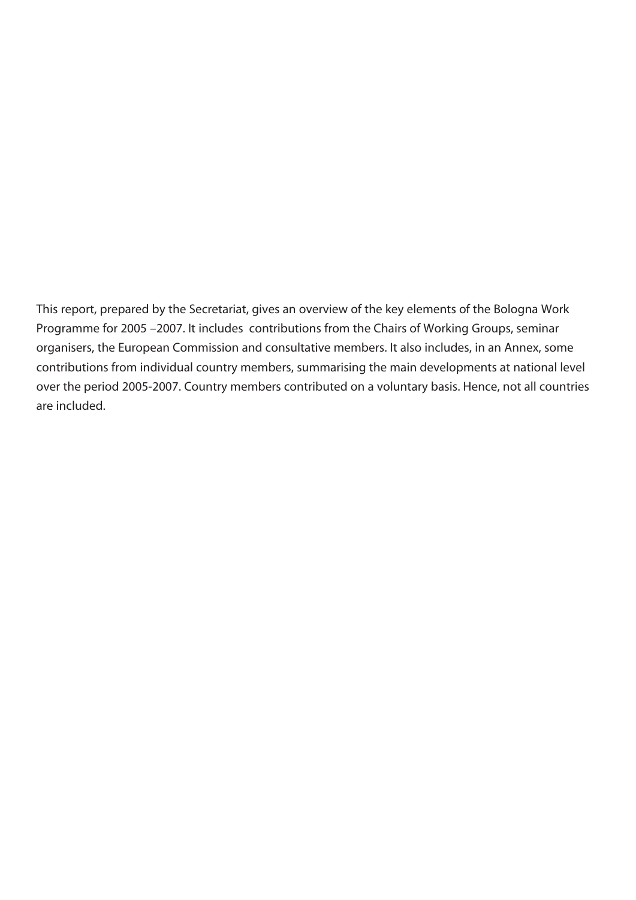This report, prepared by the Secretariat, gives an overview of the key elements of the Bologna Work Programme for 2005 –2007. It includes contributions from the Chairs of Working Groups, seminar organisers, the European Commission and consultative members. It also includes, in an Annex, some contributions from individual country members, summarising the main developments at national level over the period 2005-2007. Country members contributed on a voluntary basis. Hence, not all countries are included.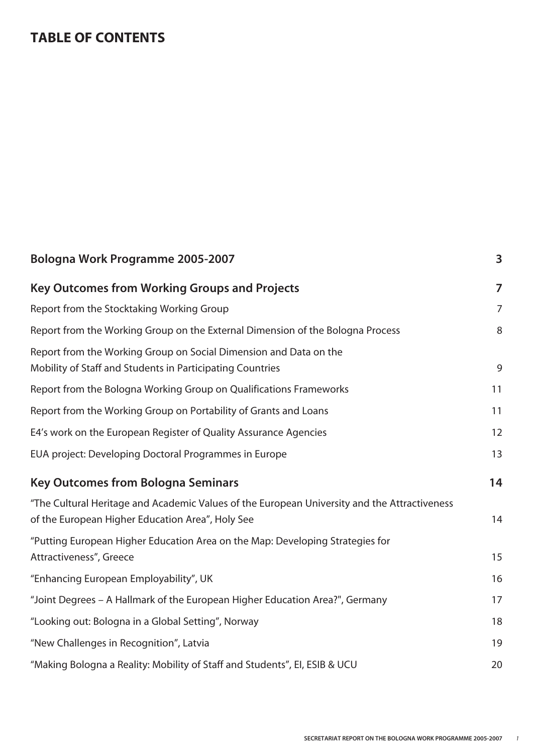# TABLE OF CONTENTS

| | |
|---|---|
| **Bologna Work Programme 2005-2007** | **3** |
| **Key Outcomes from Working Groups and Projects** | **7** |
| Report from the Stocktaking Working Group | 7 |
| Report from the Working Group on the External Dimension of the Bologna Process | 8 |
| Report from the Working Group on Social Dimension and Data on the Mobility of Staff and Students in Participating Countries | 9 |
| Report from the Bologna Working Group on Qualifications Frameworks | 11 |
| Report from the Working Group on Portability of Grants and Loans | 11 |
| E4's work on the European Register of Quality Assurance Agencies | 12 |
| EUA project: Developing Doctoral Programmes in Europe | 13 |
| **Key Outcomes from Bologna Seminars** | **14** |
| "The Cultural Heritage and Academic Values of the European University and the Attractiveness of the European Higher Education Area", Holy See | 14 |
| "Putting European Higher Education Area on the Map: Developing Strategies for Attractiveness", Greece | 15 |
| "Enhancing European Employability", UK | 16 |
| "Joint Degrees – A Hallmark of the European Higher Education Area?", Germany | 17 |
| "Looking out: Bologna in a Global Setting", Norway | 18 |
| "New Challenges in Recognition", Latvia | 19 |
| "Making Bologna a Reality: Mobility of Staff and Students", EI, ESIB & UCU | 20 |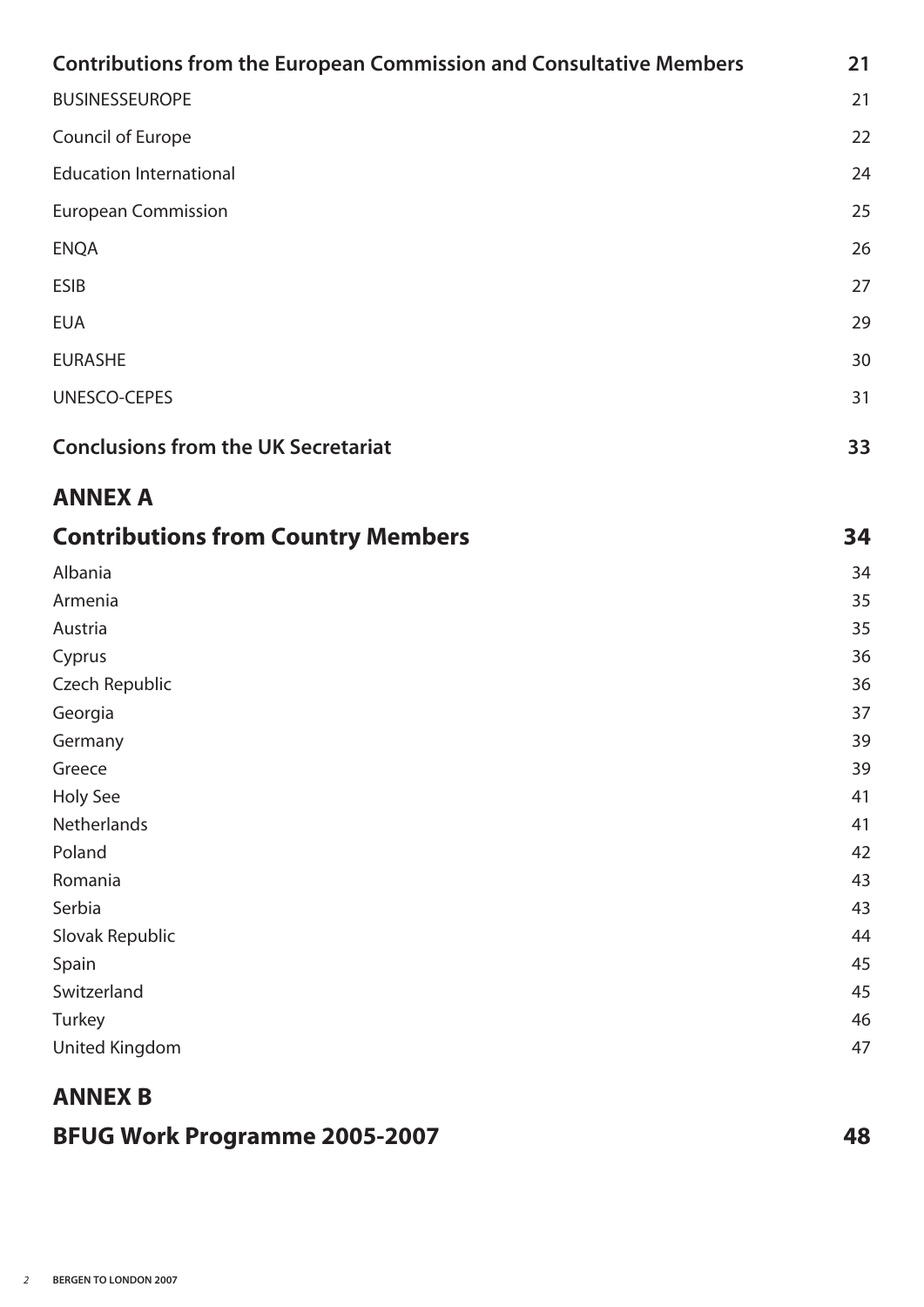| | |
|---|---|
| **Contributions from the European Commission and Consultative Members** | **21** |
| BUSINESSEUROPE | 21 |
| Council of Europe | 22 |
| Education International | 24 |
| European Commission | 25 |
| ENQA | 26 |
| ESIB | 27 |
| EUA | 29 |
| EURASHE | 30 |
| UNESCO-CEPES | 31 |
| **Conclusions from the UK Secretariat** | **33** |

## ANNEX A

| | |
|---|---|
| **Contributions from Country Members** | **34** |
| Albania | 34 |
| Armenia | 35 |
| Austria | 35 |
| Cyprus | 36 |
| Czech Republic | 36 |
| Georgia | 37 |
| Germany | 39 |
| Greece | 39 |
| Holy See | 41 |
| Netherlands | 41 |
| Poland | 42 |
| Romania | 43 |
| Serbia | 43 |
| Slovak Republic | 44 |
| Spain | 45 |
| Switzerland | 45 |
| Turkey | 46 |
| United Kingdom | 47 |

## ANNEX B

| | |
|---|---|
| **BFUG Work Programme 2005-2007** | **48** |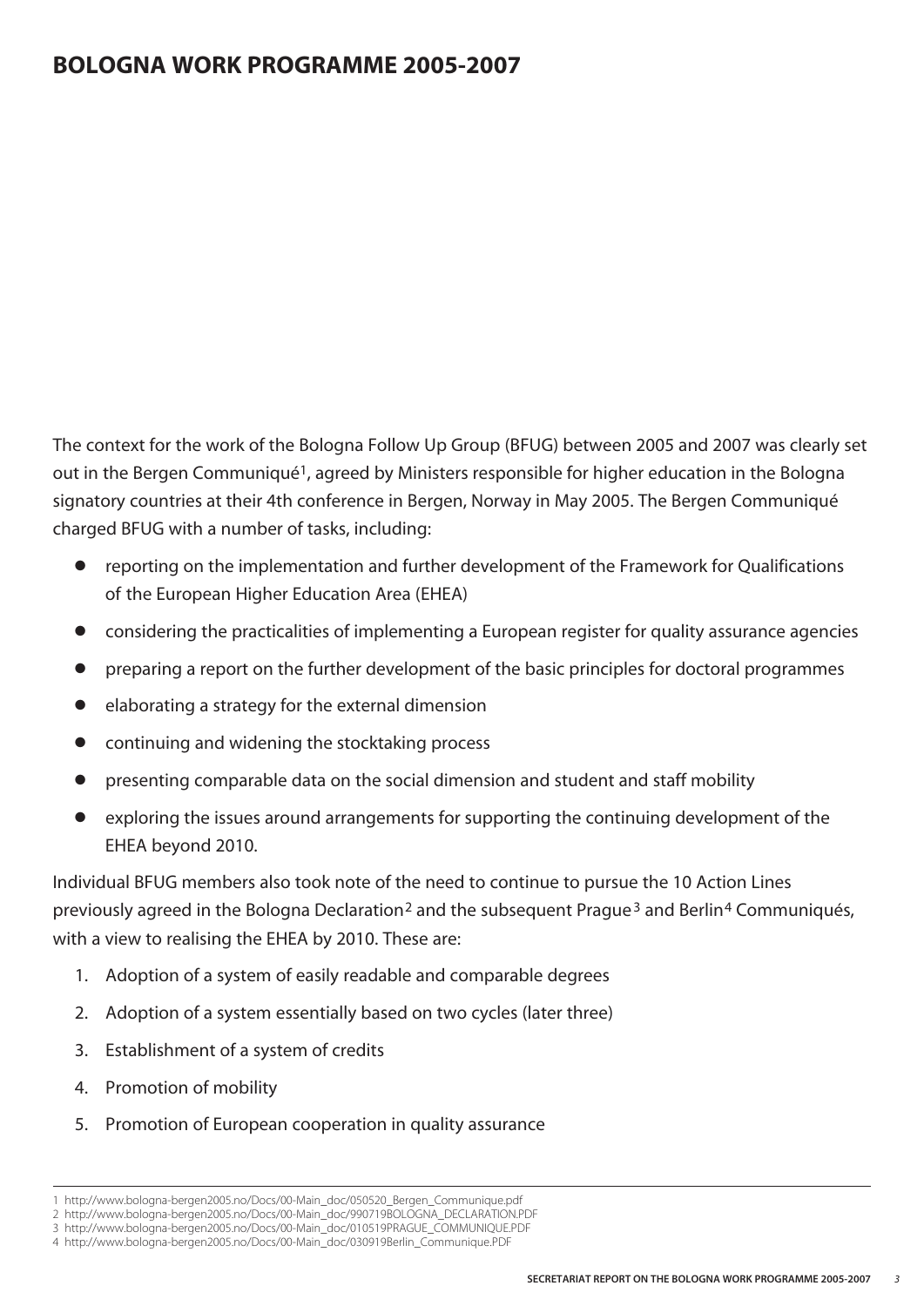# BOLOGNA WORK PROGRAMME 2005-2007

The context for the work of the Bologna Follow Up Group (BFUG) between 2005 and 2007 was clearly set out in the Bergen Communiqué[1], agreed by Ministers responsible for higher education in the Bologna signatory countries at their 4th conference in Bergen, Norway in May 2005. The Bergen Communiqué charged BFUG with a number of tasks, including:

- reporting on the implementation and further development of the Framework for Qualifications of the European Higher Education Area (EHEA)
- considering the practicalities of implementing a European register for quality assurance agencies
- preparing a report on the further development of the basic principles for doctoral programmes
- elaborating a strategy for the external dimension
- continuing and widening the stocktaking process
- presenting comparable data on the social dimension and student and staff mobility
- exploring the issues around arrangements for supporting the continuing development of the EHEA beyond 2010.

Individual BFUG members also took note of the need to continue to pursue the 10 Action Lines previously agreed in the Bologna Declaration[2] and the subsequent Prague[3] and Berlin[4] Communiqués, with a view to realising the EHEA by 2010. These are:

1. Adoption of a system of easily readable and comparable degrees
2. Adoption of a system essentially based on two cycles (later three)
3. Establishment of a system of credits
4. Promotion of mobility
5. Promotion of European cooperation in quality assurance

---

1 http://www.bologna-bergen2005.no/Docs/00-Main_doc/050520_Bergen_Communique.pdf
2 http://www.bologna-bergen2005.no/Docs/00-Main_doc/990719BOLOGNA_DECLARATION.PDF
3 http://www.bologna-bergen2005.no/Docs/00-Main_doc/010519PRAGUE_COMMUNIQUE.PDF
4 http://www.bologna-bergen2005.no/Docs/00-Main_doc/030919Berlin_Communique.PDF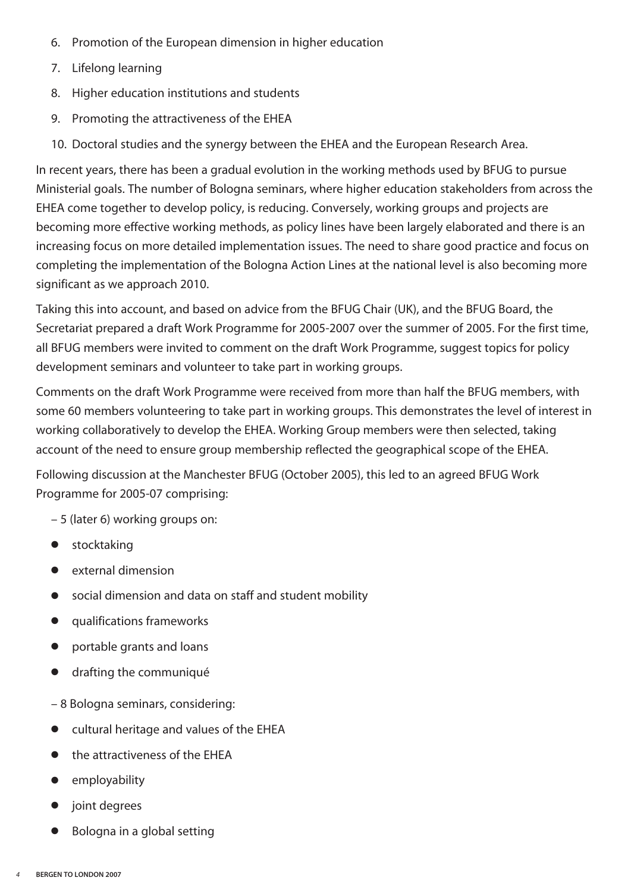6. Promotion of the European dimension in higher education
7. Lifelong learning
8. Higher education institutions and students
9. Promoting the attractiveness of the EHEA
10. Doctoral studies and the synergy between the EHEA and the European Research Area.

In recent years, there has been a gradual evolution in the working methods used by BFUG to pursue Ministerial goals. The number of Bologna seminars, where higher education stakeholders from across the EHEA come together to develop policy, is reducing. Conversely, working groups and projects are becoming more effective working methods, as policy lines have been largely elaborated and there is an increasing focus on more detailed implementation issues. The need to share good practice and focus on completing the implementation of the Bologna Action Lines at the national level is also becoming more significant as we approach 2010.

Taking this into account, and based on advice from the BFUG Chair (UK), and the BFUG Board, the Secretariat prepared a draft Work Programme for 2005-2007 over the summer of 2005. For the first time, all BFUG members were invited to comment on the draft Work Programme, suggest topics for policy development seminars and volunteer to take part in working groups.

Comments on the draft Work Programme were received from more than half the BFUG members, with some 60 members volunteering to take part in working groups. This demonstrates the level of interest in working collaboratively to develop the EHEA. Working Group members were then selected, taking account of the need to ensure group membership reflected the geographical scope of the EHEA.

Following discussion at the Manchester BFUG (October 2005), this led to an agreed BFUG Work Programme for 2005-07 comprising:

– 5 (later 6) working groups on:

- stocktaking
- external dimension
- social dimension and data on staff and student mobility
- qualifications frameworks
- portable grants and loans
- drafting the communiqué

– 8 Bologna seminars, considering:

- cultural heritage and values of the EHEA
- the attractiveness of the EHEA
- employability
- joint degrees
- Bologna in a global setting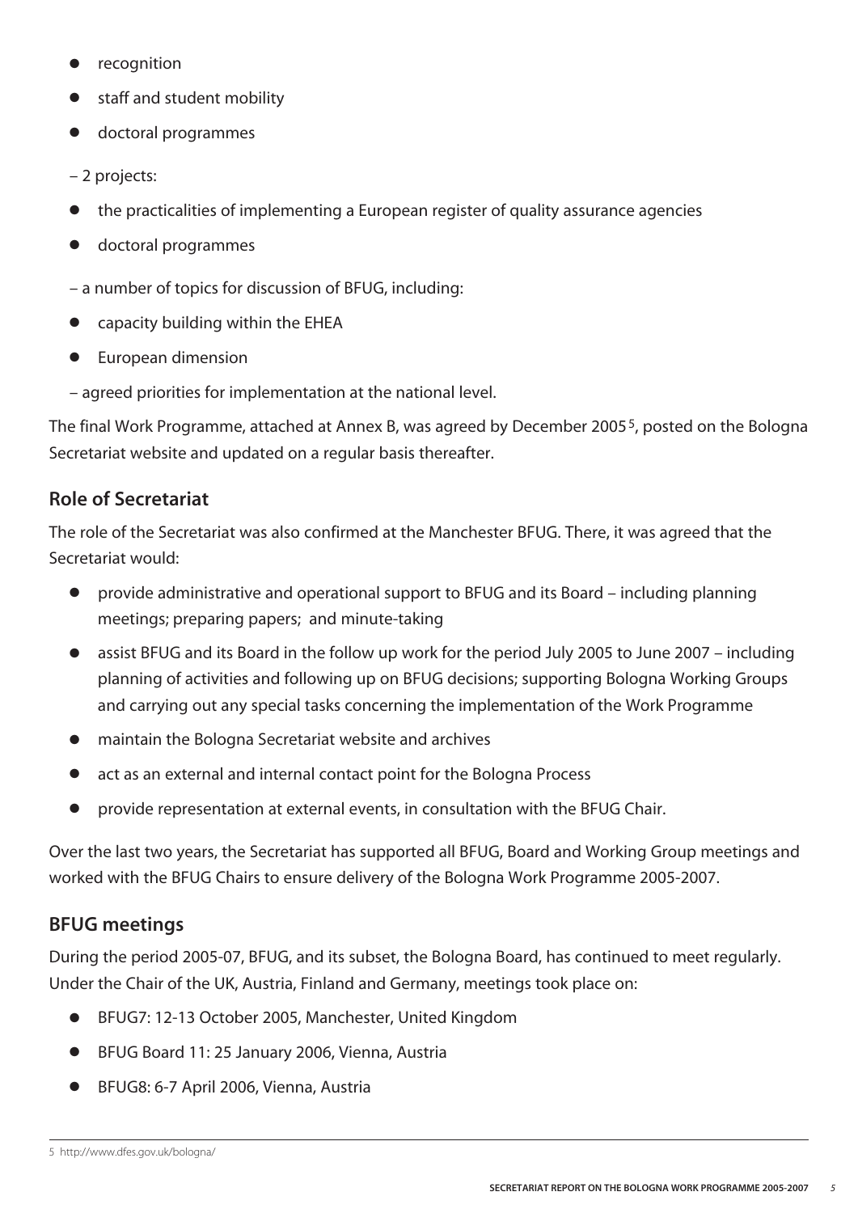- recognition
- staff and student mobility
- doctoral programmes

– 2 projects:

- the practicalities of implementing a European register of quality assurance agencies
- doctoral programmes

– a number of topics for discussion of BFUG, including:

- capacity building within the EHEA
- European dimension

– agreed priorities for implementation at the national level.

The final Work Programme, attached at Annex B, was agreed by December 2005[5], posted on the Bologna Secretariat website and updated on a regular basis thereafter.

## Role of Secretariat

The role of the Secretariat was also confirmed at the Manchester BFUG. There, it was agreed that the Secretariat would:

- provide administrative and operational support to BFUG and its Board – including planning meetings; preparing papers; and minute-taking
- assist BFUG and its Board in the follow up work for the period July 2005 to June 2007 – including planning of activities and following up on BFUG decisions; supporting Bologna Working Groups and carrying out any special tasks concerning the implementation of the Work Programme
- maintain the Bologna Secretariat website and archives
- act as an external and internal contact point for the Bologna Process
- provide representation at external events, in consultation with the BFUG Chair.

Over the last two years, the Secretariat has supported all BFUG, Board and Working Group meetings and worked with the BFUG Chairs to ensure delivery of the Bologna Work Programme 2005-2007.

## BFUG meetings

During the period 2005-07, BFUG, and its subset, the Bologna Board, has continued to meet regularly. Under the Chair of the UK, Austria, Finland and Germany, meetings took place on:

- BFUG7: 12-13 October 2005, Manchester, United Kingdom
- BFUG Board 11: 25 January 2006, Vienna, Austria
- BFUG8: 6-7 April 2006, Vienna, Austria

5 http://www.dfes.gov.uk/bologna/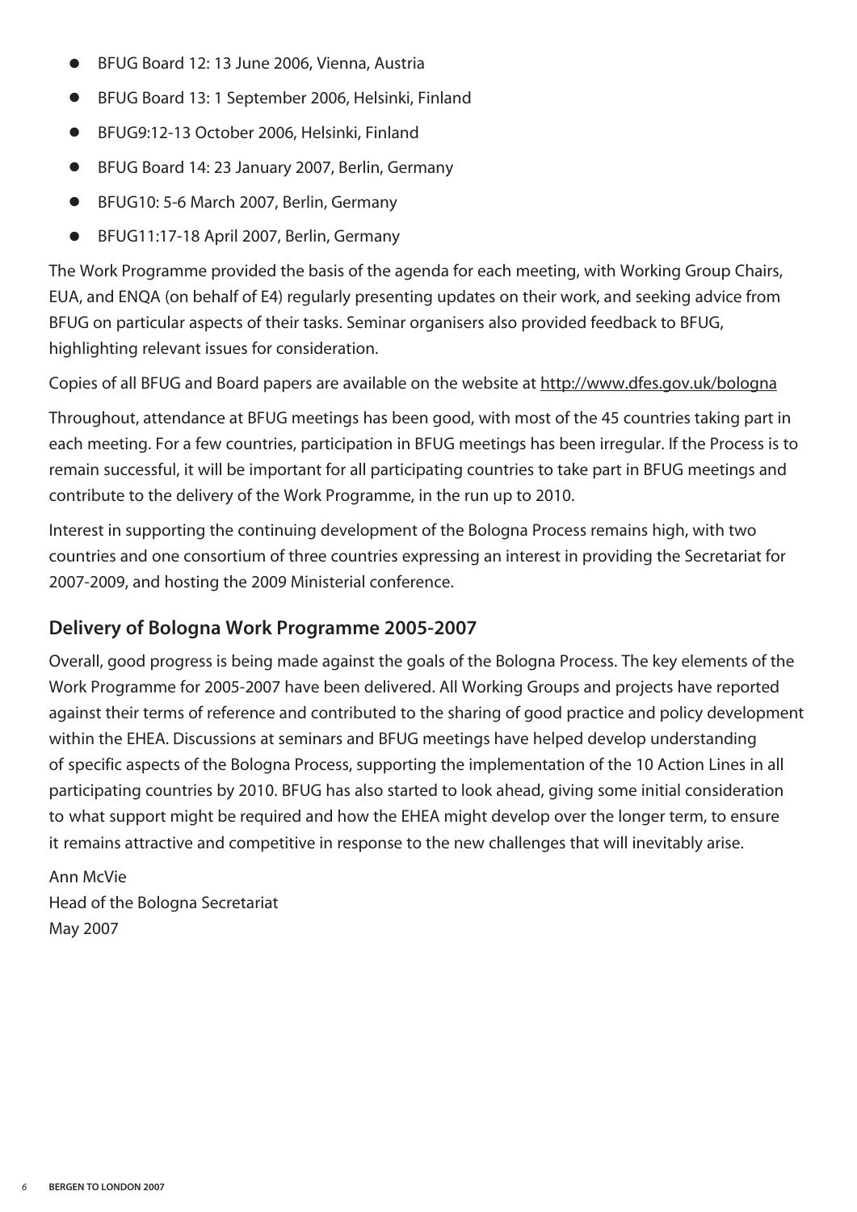- BFUG Board 12: 13 June 2006, Vienna, Austria
- BFUG Board 13: 1 September 2006, Helsinki, Finland
- BFUG9:12-13 October 2006, Helsinki, Finland
- BFUG Board 14: 23 January 2007, Berlin, Germany
- BFUG10: 5-6 March 2007, Berlin, Germany
- BFUG11:17-18 April 2007, Berlin, Germany

The Work Programme provided the basis of the agenda for each meeting, with Working Group Chairs, EUA, and ENQA (on behalf of E4) regularly presenting updates on their work, and seeking advice from BFUG on particular aspects of their tasks. Seminar organisers also provided feedback to BFUG, highlighting relevant issues for consideration.

Copies of all BFUG and Board papers are available on the website at http://www.dfes.gov.uk/bologna

Throughout, attendance at BFUG meetings has been good, with most of the 45 countries taking part in each meeting. For a few countries, participation in BFUG meetings has been irregular. If the Process is to remain successful, it will be important for all participating countries to take part in BFUG meetings and contribute to the delivery of the Work Programme, in the run up to 2010.

Interest in supporting the continuing development of the Bologna Process remains high, with two countries and one consortium of three countries expressing an interest in providing the Secretariat for 2007-2009, and hosting the 2009 Ministerial conference.

## Delivery of Bologna Work Programme 2005-2007

Overall, good progress is being made against the goals of the Bologna Process. The key elements of the Work Programme for 2005-2007 have been delivered. All Working Groups and projects have reported against their terms of reference and contributed to the sharing of good practice and policy development within the EHEA. Discussions at seminars and BFUG meetings have helped develop understanding of specific aspects of the Bologna Process, supporting the implementation of the 10 Action Lines in all participating countries by 2010. BFUG has also started to look ahead, giving some initial consideration to what support might be required and how the EHEA might develop over the longer term, to ensure it remains attractive and competitive in response to the new challenges that will inevitably arise.

Ann McVie
Head of the Bologna Secretariat
May 2007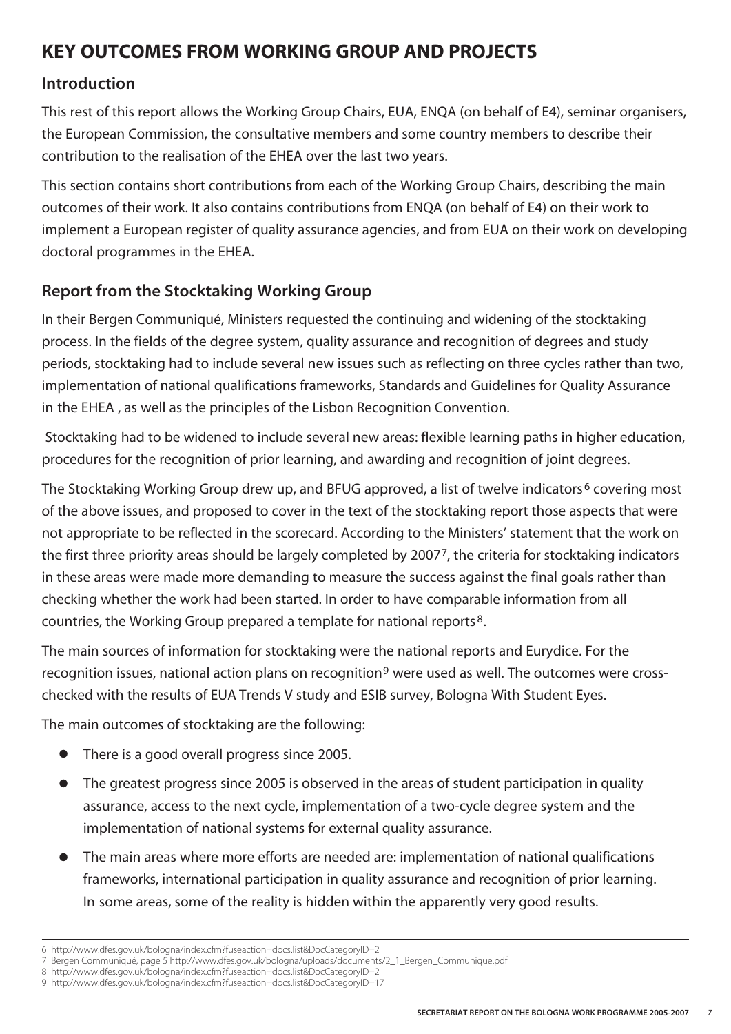# KEY OUTCOMES FROM WORKING GROUP AND PROJECTS

## Introduction

This rest of this report allows the Working Group Chairs, EUA, ENQA (on behalf of E4), seminar organisers, the European Commission, the consultative members and some country members to describe their contribution to the realisation of the EHEA over the last two years.

This section contains short contributions from each of the Working Group Chairs, describing the main outcomes of their work. It also contains contributions from ENQA (on behalf of E4) on their work to implement a European register of quality assurance agencies, and from EUA on their work on developing doctoral programmes in the EHEA.

## Report from the Stocktaking Working Group

In their Bergen Communiqué, Ministers requested the continuing and widening of the stocktaking process. In the fields of the degree system, quality assurance and recognition of degrees and study periods, stocktaking had to include several new issues such as reflecting on three cycles rather than two, implementation of national qualifications frameworks, Standards and Guidelines for Quality Assurance in the EHEA , as well as the principles of the Lisbon Recognition Convention.

Stocktaking had to be widened to include several new areas: flexible learning paths in higher education, procedures for the recognition of prior learning, and awarding and recognition of joint degrees.

The Stocktaking Working Group drew up, and BFUG approved, a list of twelve indicators[6] covering most of the above issues, and proposed to cover in the text of the stocktaking report those aspects that were not appropriate to be reflected in the scorecard. According to the Ministers' statement that the work on the first three priority areas should be largely completed by 2007[7], the criteria for stocktaking indicators in these areas were made more demanding to measure the success against the final goals rather than checking whether the work had been started. In order to have comparable information from all countries, the Working Group prepared a template for national reports[8].

The main sources of information for stocktaking were the national reports and Eurydice. For the recognition issues, national action plans on recognition[9] were used as well. The outcomes were cross-checked with the results of EUA Trends V study and ESIB survey, Bologna With Student Eyes.

The main outcomes of stocktaking are the following:

- There is a good overall progress since 2005.
- The greatest progress since 2005 is observed in the areas of student participation in quality assurance, access to the next cycle, implementation of a two-cycle degree system and the implementation of national systems for external quality assurance.
- The main areas where more efforts are needed are: implementation of national qualifications frameworks, international participation in quality assurance and recognition of prior learning. In some areas, some of the reality is hidden within the apparently very good results.

---

6 http://www.dfes.gov.uk/bologna/index.cfm?fuseaction=docs.list&DocCategoryID=2

7 Bergen Communiqué, page 5 http://www.dfes.gov.uk/bologna/uploads/documents/2_1_Bergen_Communique.pdf

8 http://www.dfes.gov.uk/bologna/index.cfm?fuseaction=docs.list&DocCategoryID=2

9 http://www.dfes.gov.uk/bologna/index.cfm?fuseaction=docs.list&DocCategoryID=17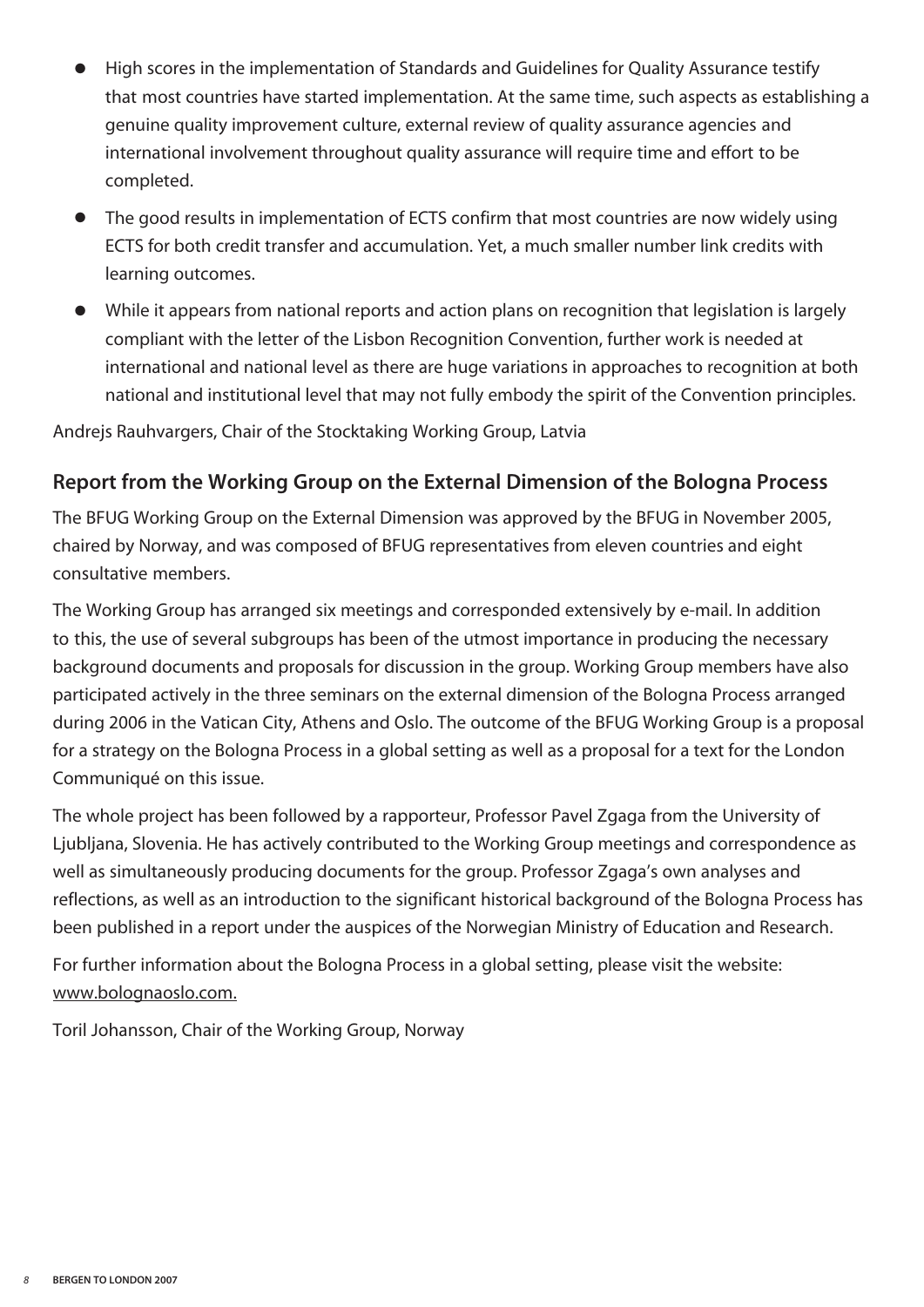- High scores in the implementation of Standards and Guidelines for Quality Assurance testify that most countries have started implementation. At the same time, such aspects as establishing a genuine quality improvement culture, external review of quality assurance agencies and international involvement throughout quality assurance will require time and effort to be completed.
- The good results in implementation of ECTS confirm that most countries are now widely using ECTS for both credit transfer and accumulation. Yet, a much smaller number link credits with learning outcomes.
- While it appears from national reports and action plans on recognition that legislation is largely compliant with the letter of the Lisbon Recognition Convention, further work is needed at international and national level as there are huge variations in approaches to recognition at both national and institutional level that may not fully embody the spirit of the Convention principles.

Andrejs Rauhvargers, Chair of the Stocktaking Working Group, Latvia

## Report from the Working Group on the External Dimension of the Bologna Process

The BFUG Working Group on the External Dimension was approved by the BFUG in November 2005, chaired by Norway, and was composed of BFUG representatives from eleven countries and eight consultative members.

The Working Group has arranged six meetings and corresponded extensively by e-mail. In addition to this, the use of several subgroups has been of the utmost importance in producing the necessary background documents and proposals for discussion in the group. Working Group members have also participated actively in the three seminars on the external dimension of the Bologna Process arranged during 2006 in the Vatican City, Athens and Oslo. The outcome of the BFUG Working Group is a proposal for a strategy on the Bologna Process in a global setting as well as a proposal for a text for the London Communiqué on this issue.

The whole project has been followed by a rapporteur, Professor Pavel Zgaga from the University of Ljubljana, Slovenia. He has actively contributed to the Working Group meetings and correspondence as well as simultaneously producing documents for the group. Professor Zgaga's own analyses and reflections, as well as an introduction to the significant historical background of the Bologna Process has been published in a report under the auspices of the Norwegian Ministry of Education and Research.

For further information about the Bologna Process in a global setting, please visit the website: www.bolognaoslo.com.

Toril Johansson, Chair of the Working Group, Norway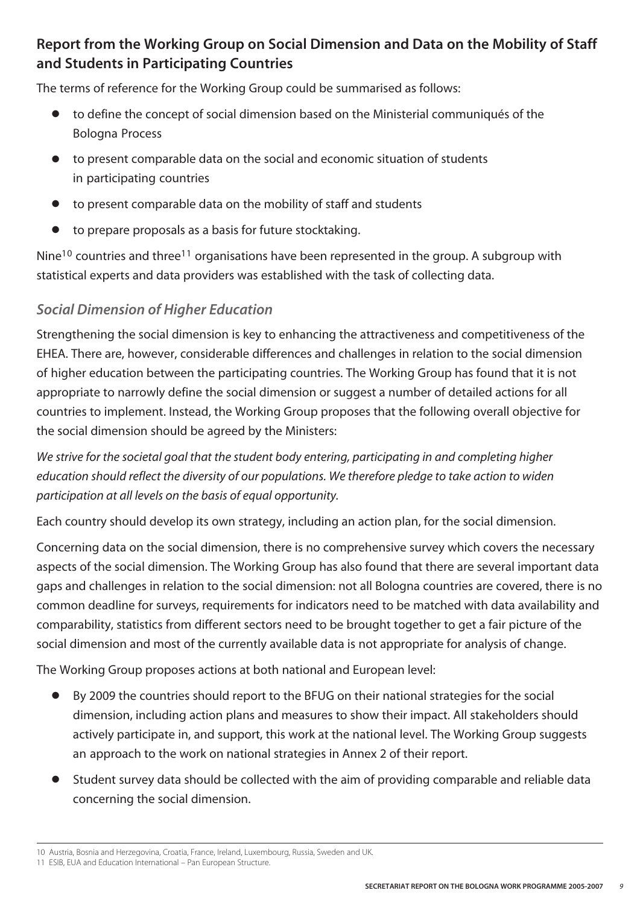## Report from the Working Group on Social Dimension and Data on the Mobility of Staff and Students in Participating Countries

The terms of reference for the Working Group could be summarised as follows:

- to define the concept of social dimension based on the Ministerial communiqués of the Bologna Process
- to present comparable data on the social and economic situation of students in participating countries
- to present comparable data on the mobility of staff and students
- to prepare proposals as a basis for future stocktaking.

Nine[10] countries and three[11] organisations have been represented in the group. A subgroup with statistical experts and data providers was established with the task of collecting data.

### *Social Dimension of Higher Education*

Strengthening the social dimension is key to enhancing the attractiveness and competitiveness of the EHEA. There are, however, considerable differences and challenges in relation to the social dimension of higher education between the participating countries. The Working Group has found that it is not appropriate to narrowly define the social dimension or suggest a number of detailed actions for all countries to implement. Instead, the Working Group proposes that the following overall objective for the social dimension should be agreed by the Ministers:

*We strive for the societal goal that the student body entering, participating in and completing higher education should reflect the diversity of our populations. We therefore pledge to take action to widen participation at all levels on the basis of equal opportunity.*

Each country should develop its own strategy, including an action plan, for the social dimension.

Concerning data on the social dimension, there is no comprehensive survey which covers the necessary aspects of the social dimension. The Working Group has also found that there are several important data gaps and challenges in relation to the social dimension: not all Bologna countries are covered, there is no common deadline for surveys, requirements for indicators need to be matched with data availability and comparability, statistics from different sectors need to be brought together to get a fair picture of the social dimension and most of the currently available data is not appropriate for analysis of change.

The Working Group proposes actions at both national and European level:

- By 2009 the countries should report to the BFUG on their national strategies for the social dimension, including action plans and measures to show their impact. All stakeholders should actively participate in, and support, this work at the national level. The Working Group suggests an approach to the work on national strategies in Annex 2 of their report.
- Student survey data should be collected with the aim of providing comparable and reliable data concerning the social dimension.

---

10 Austria, Bosnia and Herzegovina, Croatia, France, Ireland, Luxembourg, Russia, Sweden and UK.

11 ESIB, EUA and Education International – Pan European Structure.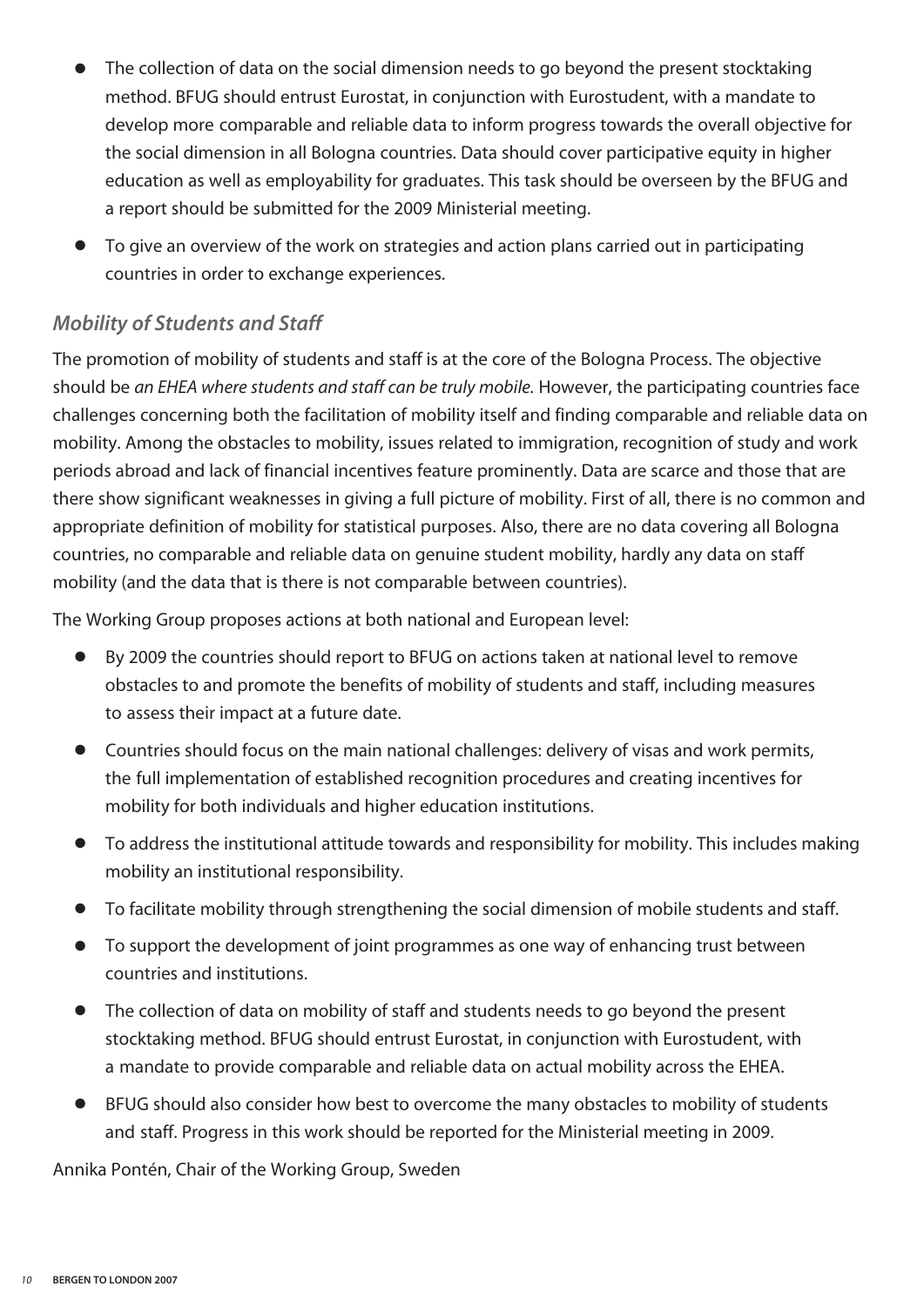- The collection of data on the social dimension needs to go beyond the present stocktaking method. BFUG should entrust Eurostat, in conjunction with Eurostudent, with a mandate to develop more comparable and reliable data to inform progress towards the overall objective for the social dimension in all Bologna countries. Data should cover participative equity in higher education as well as employability for graduates. This task should be overseen by the BFUG and a report should be submitted for the 2009 Ministerial meeting.
- To give an overview of the work on strategies and action plans carried out in participating countries in order to exchange experiences.

### *Mobility of Students and Staff*

The promotion of mobility of students and staff is at the core of the Bologna Process. The objective should be *an EHEA where students and staff can be truly mobile.* However, the participating countries face challenges concerning both the facilitation of mobility itself and finding comparable and reliable data on mobility. Among the obstacles to mobility, issues related to immigration, recognition of study and work periods abroad and lack of financial incentives feature prominently. Data are scarce and those that are there show significant weaknesses in giving a full picture of mobility. First of all, there is no common and appropriate definition of mobility for statistical purposes. Also, there are no data covering all Bologna countries, no comparable and reliable data on genuine student mobility, hardly any data on staff mobility (and the data that is there is not comparable between countries).

The Working Group proposes actions at both national and European level:

- By 2009 the countries should report to BFUG on actions taken at national level to remove obstacles to and promote the benefits of mobility of students and staff, including measures to assess their impact at a future date.
- Countries should focus on the main national challenges: delivery of visas and work permits, the full implementation of established recognition procedures and creating incentives for mobility for both individuals and higher education institutions.
- To address the institutional attitude towards and responsibility for mobility. This includes making mobility an institutional responsibility.
- To facilitate mobility through strengthening the social dimension of mobile students and staff.
- To support the development of joint programmes as one way of enhancing trust between countries and institutions.
- The collection of data on mobility of staff and students needs to go beyond the present stocktaking method. BFUG should entrust Eurostat, in conjunction with Eurostudent, with a mandate to provide comparable and reliable data on actual mobility across the EHEA.
- BFUG should also consider how best to overcome the many obstacles to mobility of students and staff. Progress in this work should be reported for the Ministerial meeting in 2009.

Annika Pontén, Chair of the Working Group, Sweden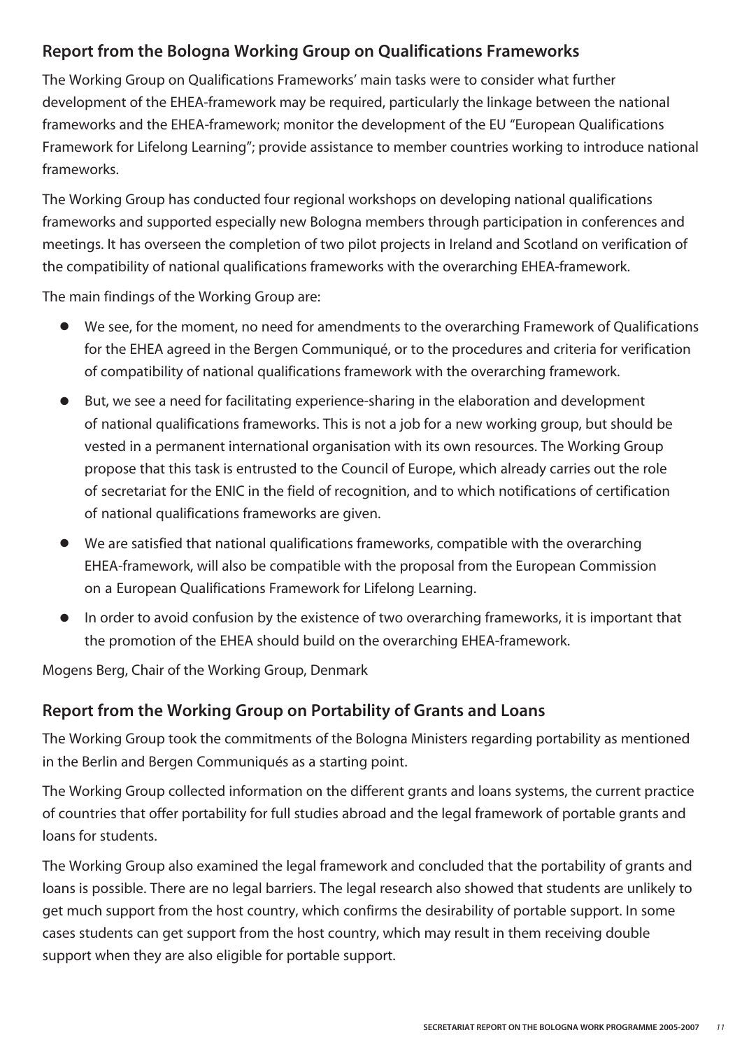## Report from the Bologna Working Group on Qualifications Frameworks

The Working Group on Qualifications Frameworks' main tasks were to consider what further development of the EHEA-framework may be required, particularly the linkage between the national frameworks and the EHEA-framework; monitor the development of the EU "European Qualifications Framework for Lifelong Learning"; provide assistance to member countries working to introduce national frameworks.

The Working Group has conducted four regional workshops on developing national qualifications frameworks and supported especially new Bologna members through participation in conferences and meetings. It has overseen the completion of two pilot projects in Ireland and Scotland on verification of the compatibility of national qualifications frameworks with the overarching EHEA-framework.

The main findings of the Working Group are:

- We see, for the moment, no need for amendments to the overarching Framework of Qualifications for the EHEA agreed in the Bergen Communiqué, or to the procedures and criteria for verification of compatibility of national qualifications framework with the overarching framework.
- But, we see a need for facilitating experience-sharing in the elaboration and development of national qualifications frameworks. This is not a job for a new working group, but should be vested in a permanent international organisation with its own resources. The Working Group propose that this task is entrusted to the Council of Europe, which already carries out the role of secretariat for the ENIC in the field of recognition, and to which notifications of certification of national qualifications frameworks are given.
- We are satisfied that national qualifications frameworks, compatible with the overarching EHEA-framework, will also be compatible with the proposal from the European Commission on a European Qualifications Framework for Lifelong Learning.
- In order to avoid confusion by the existence of two overarching frameworks, it is important that the promotion of the EHEA should build on the overarching EHEA-framework.

Mogens Berg, Chair of the Working Group, Denmark

## Report from the Working Group on Portability of Grants and Loans

The Working Group took the commitments of the Bologna Ministers regarding portability as mentioned in the Berlin and Bergen Communiqués as a starting point.

The Working Group collected information on the different grants and loans systems, the current practice of countries that offer portability for full studies abroad and the legal framework of portable grants and loans for students.

The Working Group also examined the legal framework and concluded that the portability of grants and loans is possible. There are no legal barriers. The legal research also showed that students are unlikely to get much support from the host country, which confirms the desirability of portable support. In some cases students can get support from the host country, which may result in them receiving double support when they are also eligible for portable support.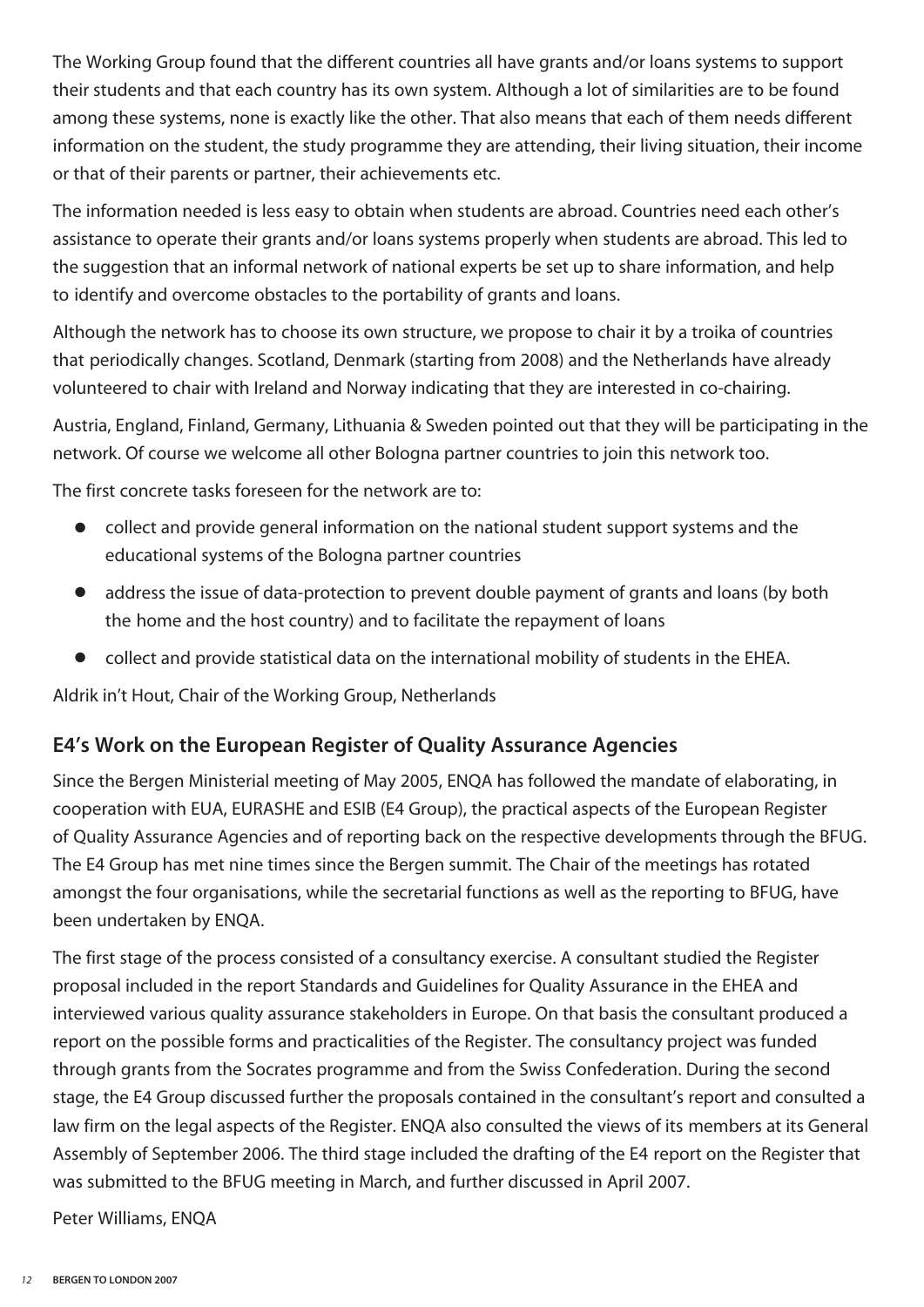The Working Group found that the different countries all have grants and/or loans systems to support their students and that each country has its own system. Although a lot of similarities are to be found among these systems, none is exactly like the other. That also means that each of them needs different information on the student, the study programme they are attending, their living situation, their income or that of their parents or partner, their achievements etc.

The information needed is less easy to obtain when students are abroad. Countries need each other's assistance to operate their grants and/or loans systems properly when students are abroad. This led to the suggestion that an informal network of national experts be set up to share information, and help to identify and overcome obstacles to the portability of grants and loans.

Although the network has to choose its own structure, we propose to chair it by a troika of countries that periodically changes. Scotland, Denmark (starting from 2008) and the Netherlands have already volunteered to chair with Ireland and Norway indicating that they are interested in co-chairing.

Austria, England, Finland, Germany, Lithuania & Sweden pointed out that they will be participating in the network. Of course we welcome all other Bologna partner countries to join this network too.

The first concrete tasks foreseen for the network are to:

- collect and provide general information on the national student support systems and the educational systems of the Bologna partner countries
- address the issue of data-protection to prevent double payment of grants and loans (by both the home and the host country) and to facilitate the repayment of loans
- collect and provide statistical data on the international mobility of students in the EHEA.

Aldrik in't Hout, Chair of the Working Group, Netherlands

## E4's Work on the European Register of Quality Assurance Agencies

Since the Bergen Ministerial meeting of May 2005, ENQA has followed the mandate of elaborating, in cooperation with EUA, EURASHE and ESIB (E4 Group), the practical aspects of the European Register of Quality Assurance Agencies and of reporting back on the respective developments through the BFUG. The E4 Group has met nine times since the Bergen summit. The Chair of the meetings has rotated amongst the four organisations, while the secretarial functions as well as the reporting to BFUG, have been undertaken by ENQA.

The first stage of the process consisted of a consultancy exercise. A consultant studied the Register proposal included in the report Standards and Guidelines for Quality Assurance in the EHEA and interviewed various quality assurance stakeholders in Europe. On that basis the consultant produced a report on the possible forms and practicalities of the Register. The consultancy project was funded through grants from the Socrates programme and from the Swiss Confederation. During the second stage, the E4 Group discussed further the proposals contained in the consultant's report and consulted a law firm on the legal aspects of the Register. ENQA also consulted the views of its members at its General Assembly of September 2006. The third stage included the drafting of the E4 report on the Register that was submitted to the BFUG meeting in March, and further discussed in April 2007.

Peter Williams, ENQA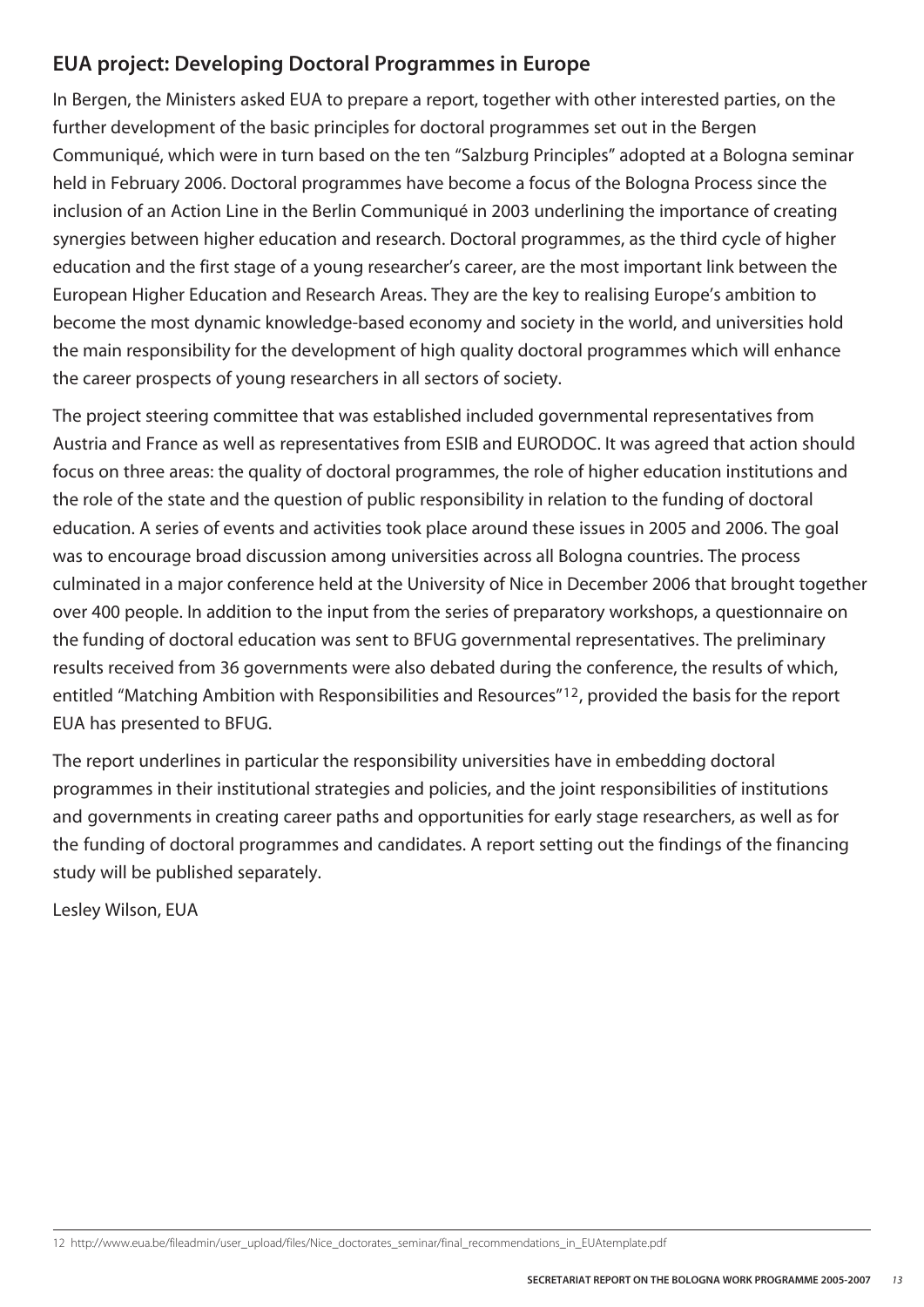## EUA project: Developing Doctoral Programmes in Europe

In Bergen, the Ministers asked EUA to prepare a report, together with other interested parties, on the further development of the basic principles for doctoral programmes set out in the Bergen Communiqué, which were in turn based on the ten "Salzburg Principles" adopted at a Bologna seminar held in February 2006. Doctoral programmes have become a focus of the Bologna Process since the inclusion of an Action Line in the Berlin Communiqué in 2003 underlining the importance of creating synergies between higher education and research. Doctoral programmes, as the third cycle of higher education and the first stage of a young researcher's career, are the most important link between the European Higher Education and Research Areas. They are the key to realising Europe's ambition to become the most dynamic knowledge-based economy and society in the world, and universities hold the main responsibility for the development of high quality doctoral programmes which will enhance the career prospects of young researchers in all sectors of society.

The project steering committee that was established included governmental representatives from Austria and France as well as representatives from ESIB and EURODOC. It was agreed that action should focus on three areas: the quality of doctoral programmes, the role of higher education institutions and the role of the state and the question of public responsibility in relation to the funding of doctoral education. A series of events and activities took place around these issues in 2005 and 2006. The goal was to encourage broad discussion among universities across all Bologna countries. The process culminated in a major conference held at the University of Nice in December 2006 that brought together over 400 people. In addition to the input from the series of preparatory workshops, a questionnaire on the funding of doctoral education was sent to BFUG governmental representatives. The preliminary results received from 36 governments were also debated during the conference, the results of which, entitled "Matching Ambition with Responsibilities and Resources"[12], provided the basis for the report EUA has presented to BFUG.

The report underlines in particular the responsibility universities have in embedding doctoral programmes in their institutional strategies and policies, and the joint responsibilities of institutions and governments in creating career paths and opportunities for early stage researchers, as well as for the funding of doctoral programmes and candidates. A report setting out the findings of the financing study will be published separately.

Lesley Wilson, EUA

12 http://www.eua.be/fileadmin/user_upload/files/Nice_doctorates_seminar/final_recommendations_in_EUAtemplate.pdf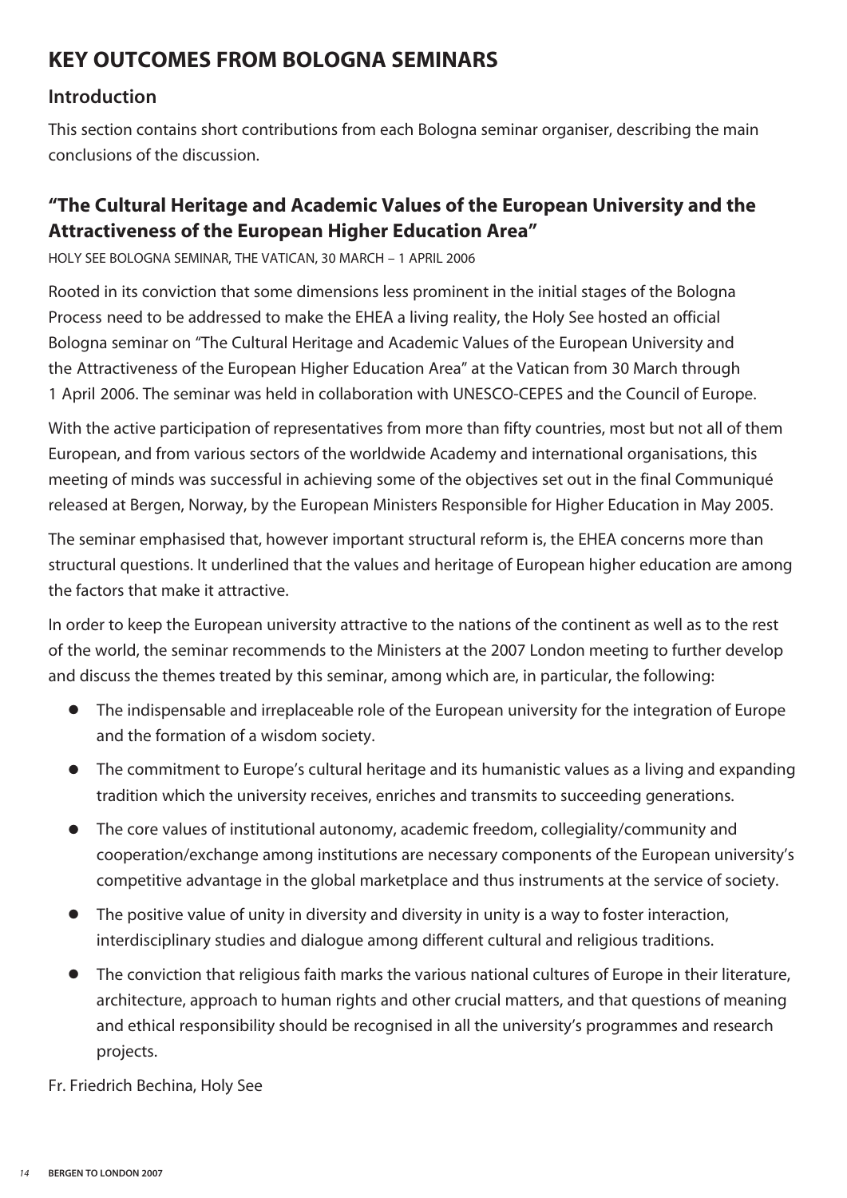# KEY OUTCOMES FROM BOLOGNA SEMINARS

## Introduction

This section contains short contributions from each Bologna seminar organiser, describing the main conclusions of the discussion.

## "The Cultural Heritage and Academic Values of the European University and the Attractiveness of the European Higher Education Area"

HOLY SEE BOLOGNA SEMINAR, THE VATICAN, 30 MARCH – 1 APRIL 2006

Rooted in its conviction that some dimensions less prominent in the initial stages of the Bologna Process need to be addressed to make the EHEA a living reality, the Holy See hosted an official Bologna seminar on "The Cultural Heritage and Academic Values of the European University and the Attractiveness of the European Higher Education Area" at the Vatican from 30 March through 1 April 2006. The seminar was held in collaboration with UNESCO-CEPES and the Council of Europe.

With the active participation of representatives from more than fifty countries, most but not all of them European, and from various sectors of the worldwide Academy and international organisations, this meeting of minds was successful in achieving some of the objectives set out in the final Communiqué released at Bergen, Norway, by the European Ministers Responsible for Higher Education in May 2005.

The seminar emphasised that, however important structural reform is, the EHEA concerns more than structural questions. It underlined that the values and heritage of European higher education are among the factors that make it attractive.

In order to keep the European university attractive to the nations of the continent as well as to the rest of the world, the seminar recommends to the Ministers at the 2007 London meeting to further develop and discuss the themes treated by this seminar, among which are, in particular, the following:

- The indispensable and irreplaceable role of the European university for the integration of Europe and the formation of a wisdom society.
- The commitment to Europe's cultural heritage and its humanistic values as a living and expanding tradition which the university receives, enriches and transmits to succeeding generations.
- The core values of institutional autonomy, academic freedom, collegiality/community and cooperation/exchange among institutions are necessary components of the European university's competitive advantage in the global marketplace and thus instruments at the service of society.
- The positive value of unity in diversity and diversity in unity is a way to foster interaction, interdisciplinary studies and dialogue among different cultural and religious traditions.
- The conviction that religious faith marks the various national cultures of Europe in their literature, architecture, approach to human rights and other crucial matters, and that questions of meaning and ethical responsibility should be recognised in all the university's programmes and research projects.

Fr. Friedrich Bechina, Holy See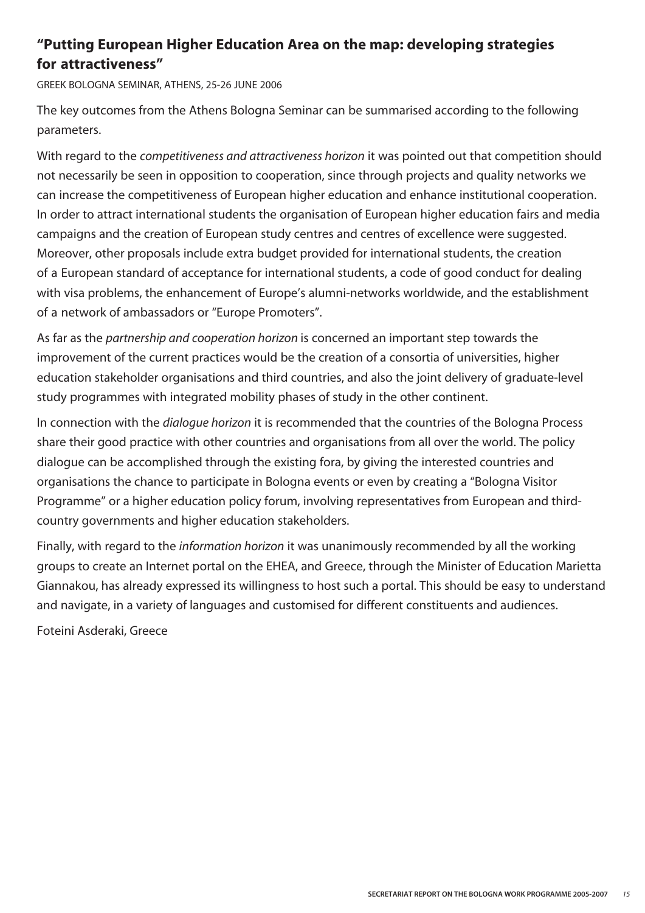## "Putting European Higher Education Area on the map: developing strategies for attractiveness"

GREEK BOLOGNA SEMINAR, ATHENS, 25-26 JUNE 2006

The key outcomes from the Athens Bologna Seminar can be summarised according to the following parameters.

With regard to the *competitiveness and attractiveness horizon* it was pointed out that competition should not necessarily be seen in opposition to cooperation, since through projects and quality networks we can increase the competitiveness of European higher education and enhance institutional cooperation. In order to attract international students the organisation of European higher education fairs and media campaigns and the creation of European study centres and centres of excellence were suggested. Moreover, other proposals include extra budget provided for international students, the creation of a European standard of acceptance for international students, a code of good conduct for dealing with visa problems, the enhancement of Europe's alumni-networks worldwide, and the establishment of a network of ambassadors or "Europe Promoters".

As far as the *partnership and cooperation horizon* is concerned an important step towards the improvement of the current practices would be the creation of a consortia of universities, higher education stakeholder organisations and third countries, and also the joint delivery of graduate-level study programmes with integrated mobility phases of study in the other continent.

In connection with the *dialogue horizon* it is recommended that the countries of the Bologna Process share their good practice with other countries and organisations from all over the world. The policy dialogue can be accomplished through the existing fora, by giving the interested countries and organisations the chance to participate in Bologna events or even by creating a "Bologna Visitor Programme" or a higher education policy forum, involving representatives from European and third-country governments and higher education stakeholders.

Finally, with regard to the *information horizon* it was unanimously recommended by all the working groups to create an Internet portal on the EHEA, and Greece, through the Minister of Education Marietta Giannakou, has already expressed its willingness to host such a portal. This should be easy to understand and navigate, in a variety of languages and customised for different constituents and audiences.

Foteini Asderaki, Greece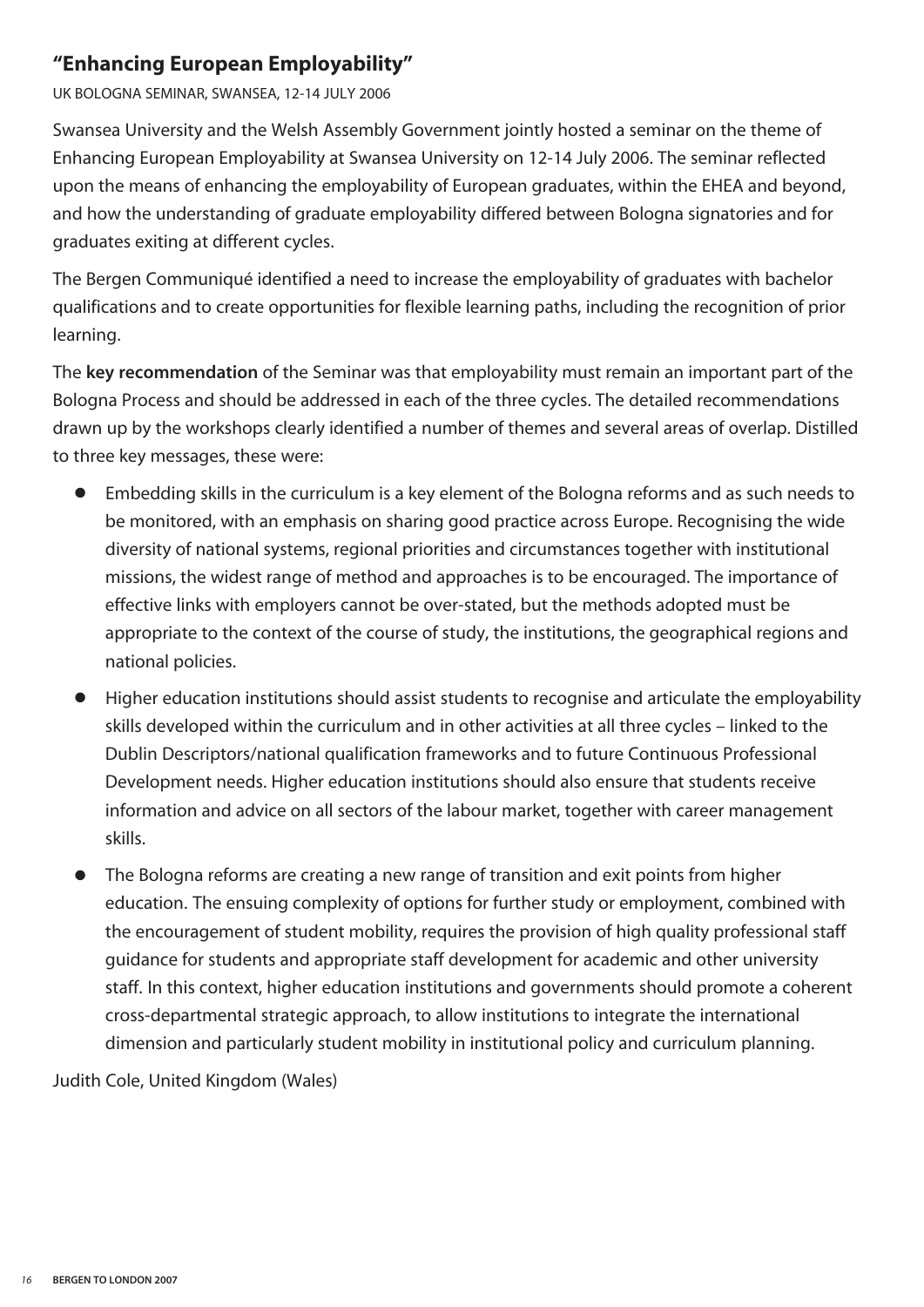## "Enhancing European Employability"

UK BOLOGNA SEMINAR, SWANSEA, 12-14 JULY 2006

Swansea University and the Welsh Assembly Government jointly hosted a seminar on the theme of Enhancing European Employability at Swansea University on 12-14 July 2006. The seminar reflected upon the means of enhancing the employability of European graduates, within the EHEA and beyond, and how the understanding of graduate employability differed between Bologna signatories and for graduates exiting at different cycles.

The Bergen Communiqué identified a need to increase the employability of graduates with bachelor qualifications and to create opportunities for flexible learning paths, including the recognition of prior learning.

The **key recommendation** of the Seminar was that employability must remain an important part of the Bologna Process and should be addressed in each of the three cycles. The detailed recommendations drawn up by the workshops clearly identified a number of themes and several areas of overlap. Distilled to three key messages, these were:

- Embedding skills in the curriculum is a key element of the Bologna reforms and as such needs to be monitored, with an emphasis on sharing good practice across Europe. Recognising the wide diversity of national systems, regional priorities and circumstances together with institutional missions, the widest range of method and approaches is to be encouraged. The importance of effective links with employers cannot be over-stated, but the methods adopted must be appropriate to the context of the course of study, the institutions, the geographical regions and national policies.
- Higher education institutions should assist students to recognise and articulate the employability skills developed within the curriculum and in other activities at all three cycles – linked to the Dublin Descriptors/national qualification frameworks and to future Continuous Professional Development needs. Higher education institutions should also ensure that students receive information and advice on all sectors of the labour market, together with career management skills.
- The Bologna reforms are creating a new range of transition and exit points from higher education. The ensuing complexity of options for further study or employment, combined with the encouragement of student mobility, requires the provision of high quality professional staff guidance for students and appropriate staff development for academic and other university staff. In this context, higher education institutions and governments should promote a coherent cross-departmental strategic approach, to allow institutions to integrate the international dimension and particularly student mobility in institutional policy and curriculum planning.

Judith Cole, United Kingdom (Wales)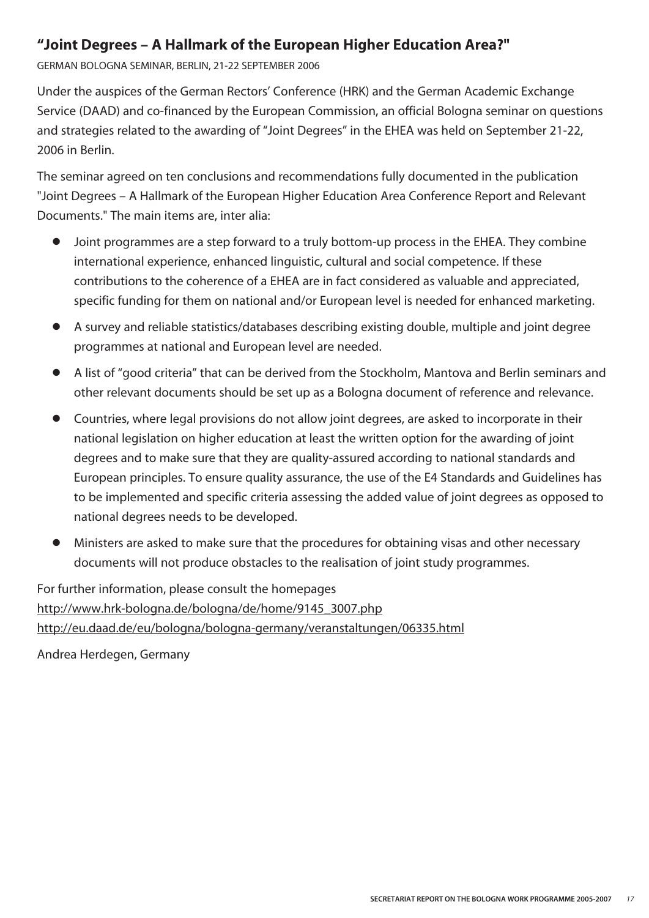## "Joint Degrees – A Hallmark of the European Higher Education Area?"

GERMAN BOLOGNA SEMINAR, BERLIN, 21-22 SEPTEMBER 2006

Under the auspices of the German Rectors' Conference (HRK) and the German Academic Exchange Service (DAAD) and co-financed by the European Commission, an official Bologna seminar on questions and strategies related to the awarding of "Joint Degrees" in the EHEA was held on September 21-22, 2006 in Berlin.

The seminar agreed on ten conclusions and recommendations fully documented in the publication "Joint Degrees – A Hallmark of the European Higher Education Area Conference Report and Relevant Documents." The main items are, inter alia:

- Joint programmes are a step forward to a truly bottom-up process in the EHEA. They combine international experience, enhanced linguistic, cultural and social competence. If these contributions to the coherence of a EHEA are in fact considered as valuable and appreciated, specific funding for them on national and/or European level is needed for enhanced marketing.
- A survey and reliable statistics/databases describing existing double, multiple and joint degree programmes at national and European level are needed.
- A list of "good criteria" that can be derived from the Stockholm, Mantova and Berlin seminars and other relevant documents should be set up as a Bologna document of reference and relevance.
- Countries, where legal provisions do not allow joint degrees, are asked to incorporate in their national legislation on higher education at least the written option for the awarding of joint degrees and to make sure that they are quality-assured according to national standards and European principles. To ensure quality assurance, the use of the E4 Standards and Guidelines has to be implemented and specific criteria assessing the added value of joint degrees as opposed to national degrees needs to be developed.
- Ministers are asked to make sure that the procedures for obtaining visas and other necessary documents will not produce obstacles to the realisation of joint study programmes.

For further information, please consult the homepages
http://www.hrk-bologna.de/bologna/de/home/9145_3007.php
http://eu.daad.de/eu/bologna/bologna-germany/veranstaltungen/06335.html

Andrea Herdegen, Germany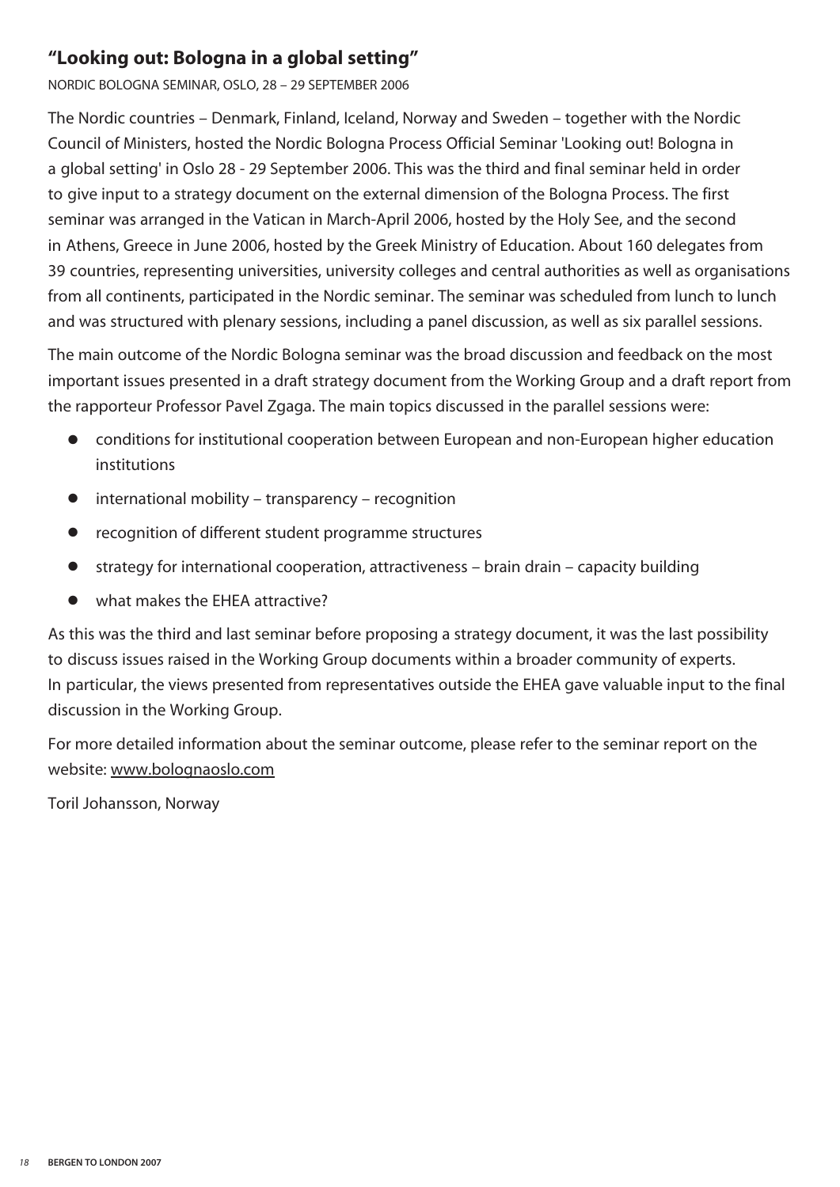## "Looking out: Bologna in a global setting"

NORDIC BOLOGNA SEMINAR, OSLO, 28 – 29 SEPTEMBER 2006

The Nordic countries – Denmark, Finland, Iceland, Norway and Sweden – together with the Nordic Council of Ministers, hosted the Nordic Bologna Process Official Seminar 'Looking out! Bologna in a global setting' in Oslo 28 - 29 September 2006. This was the third and final seminar held in order to give input to a strategy document on the external dimension of the Bologna Process. The first seminar was arranged in the Vatican in March-April 2006, hosted by the Holy See, and the second in Athens, Greece in June 2006, hosted by the Greek Ministry of Education. About 160 delegates from 39 countries, representing universities, university colleges and central authorities as well as organisations from all continents, participated in the Nordic seminar. The seminar was scheduled from lunch to lunch and was structured with plenary sessions, including a panel discussion, as well as six parallel sessions.

The main outcome of the Nordic Bologna seminar was the broad discussion and feedback on the most important issues presented in a draft strategy document from the Working Group and a draft report from the rapporteur Professor Pavel Zgaga. The main topics discussed in the parallel sessions were:

- conditions for institutional cooperation between European and non-European higher education institutions
- international mobility – transparency – recognition
- recognition of different student programme structures
- strategy for international cooperation, attractiveness – brain drain – capacity building
- what makes the EHEA attractive?

As this was the third and last seminar before proposing a strategy document, it was the last possibility to discuss issues raised in the Working Group documents within a broader community of experts. In particular, the views presented from representatives outside the EHEA gave valuable input to the final discussion in the Working Group.

For more detailed information about the seminar outcome, please refer to the seminar report on the website: www.bolognaoslo.com

Toril Johansson, Norway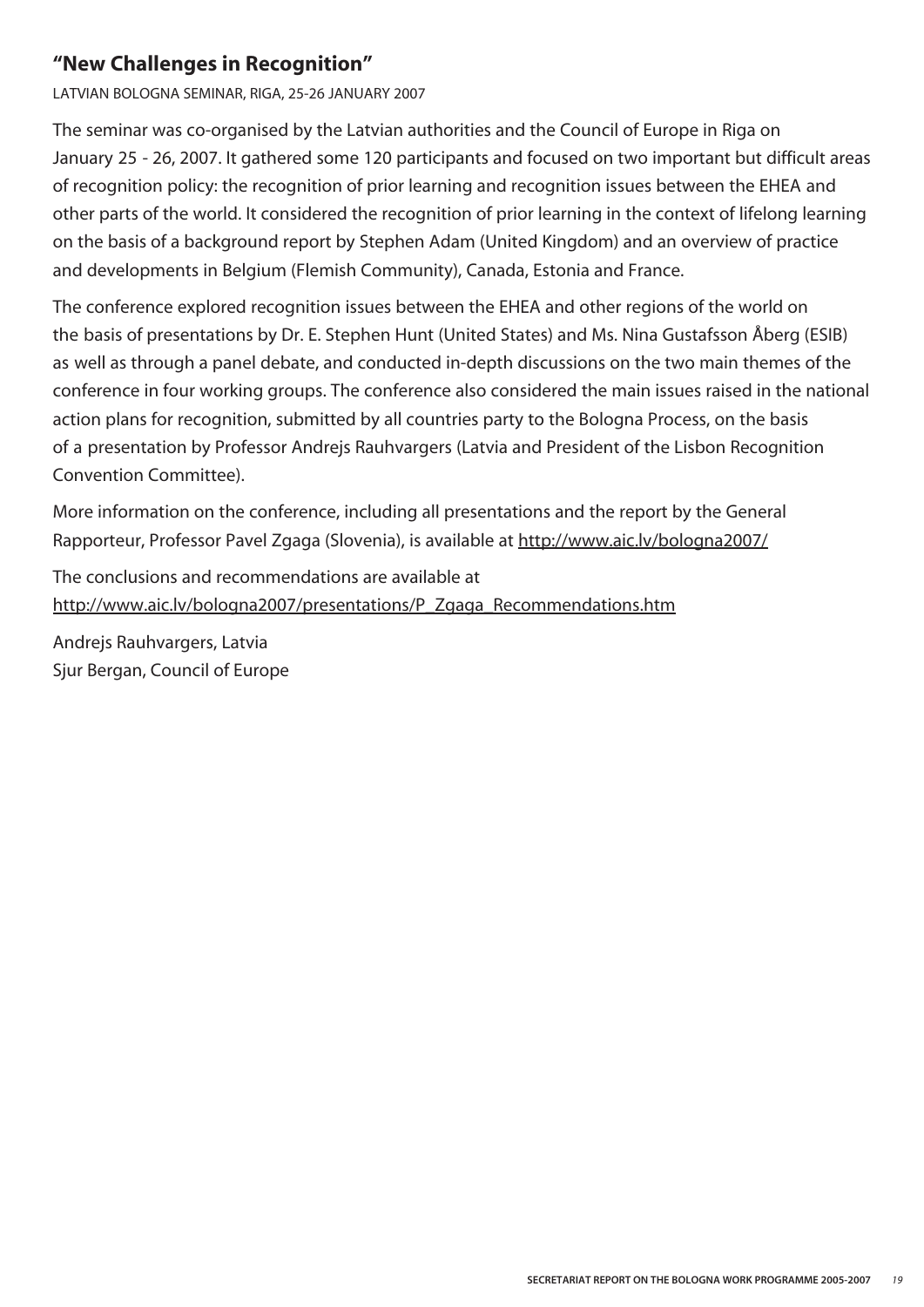## "New Challenges in Recognition"

LATVIAN BOLOGNA SEMINAR, RIGA, 25-26 JANUARY 2007

The seminar was co-organised by the Latvian authorities and the Council of Europe in Riga on January 25 - 26, 2007. It gathered some 120 participants and focused on two important but difficult areas of recognition policy: the recognition of prior learning and recognition issues between the EHEA and other parts of the world. It considered the recognition of prior learning in the context of lifelong learning on the basis of a background report by Stephen Adam (United Kingdom) and an overview of practice and developments in Belgium (Flemish Community), Canada, Estonia and France.

The conference explored recognition issues between the EHEA and other regions of the world on the basis of presentations by Dr. E. Stephen Hunt (United States) and Ms. Nina Gustafsson Åberg (ESIB) as well as through a panel debate, and conducted in-depth discussions on the two main themes of the conference in four working groups. The conference also considered the main issues raised in the national action plans for recognition, submitted by all countries party to the Bologna Process, on the basis of a presentation by Professor Andrejs Rauhvargers (Latvia and President of the Lisbon Recognition Convention Committee).

More information on the conference, including all presentations and the report by the General Rapporteur, Professor Pavel Zgaga (Slovenia), is available at http://www.aic.lv/bologna2007/

The conclusions and recommendations are available at http://www.aic.lv/bologna2007/presentations/P_Zgaga_Recommendations.htm

Andrejs Rauhvargers, Latvia
Sjur Bergan, Council of Europe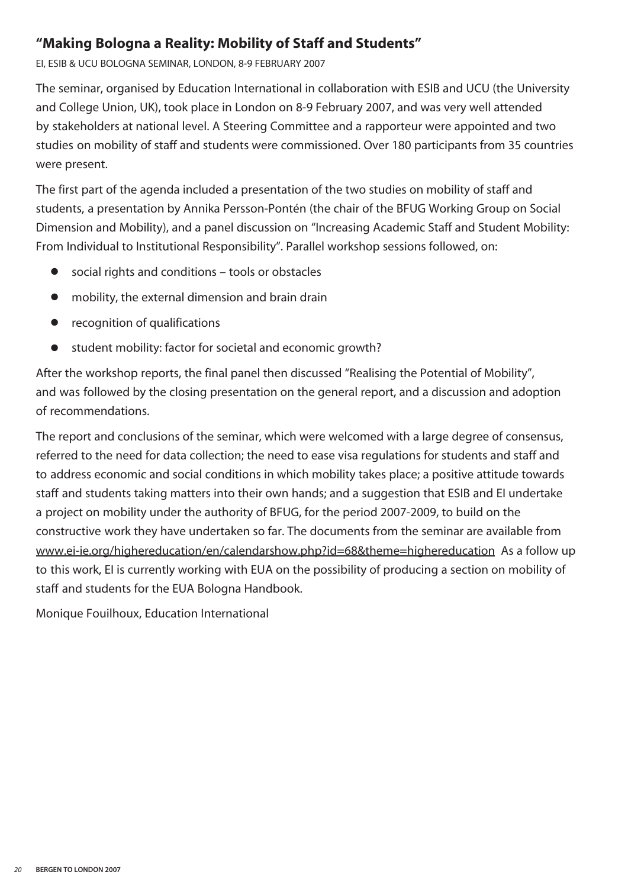## "Making Bologna a Reality: Mobility of Staff and Students"

EI, ESIB & UCU BOLOGNA SEMINAR, LONDON, 8-9 FEBRUARY 2007

The seminar, organised by Education International in collaboration with ESIB and UCU (the University and College Union, UK), took place in London on 8-9 February 2007, and was very well attended by stakeholders at national level. A Steering Committee and a rapporteur were appointed and two studies on mobility of staff and students were commissioned. Over 180 participants from 35 countries were present.

The first part of the agenda included a presentation of the two studies on mobility of staff and students, a presentation by Annika Persson-Pontén (the chair of the BFUG Working Group on Social Dimension and Mobility), and a panel discussion on "Increasing Academic Staff and Student Mobility: From Individual to Institutional Responsibility". Parallel workshop sessions followed, on:

- social rights and conditions – tools or obstacles
- mobility, the external dimension and brain drain
- recognition of qualifications
- student mobility: factor for societal and economic growth?

After the workshop reports, the final panel then discussed "Realising the Potential of Mobility", and was followed by the closing presentation on the general report, and a discussion and adoption of recommendations.

The report and conclusions of the seminar, which were welcomed with a large degree of consensus, referred to the need for data collection; the need to ease visa regulations for students and staff and to address economic and social conditions in which mobility takes place; a positive attitude towards staff and students taking matters into their own hands; and a suggestion that ESIB and EI undertake a project on mobility under the authority of BFUG, for the period 2007-2009, to build on the constructive work they have undertaken so far. The documents from the seminar are available from www.ei-ie.org/highereducation/en/calendarshow.php?id=68&theme=highereducation As a follow up to this work, EI is currently working with EUA on the possibility of producing a section on mobility of staff and students for the EUA Bologna Handbook.

Monique Fouilhoux, Education International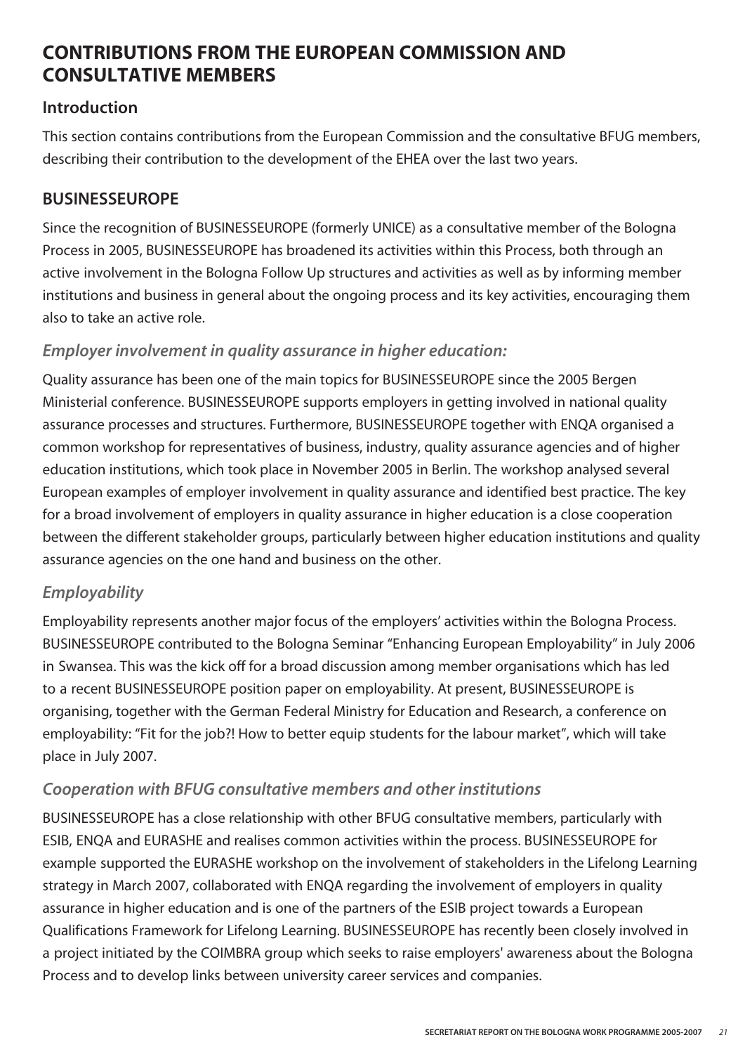# CONTRIBUTIONS FROM THE EUROPEAN COMMISSION AND CONSULTATIVE MEMBERS

## Introduction

This section contains contributions from the European Commission and the consultative BFUG members, describing their contribution to the development of the EHEA over the last two years.

## BUSINESSEUROPE

Since the recognition of BUSINESSEUROPE (formerly UNICE) as a consultative member of the Bologna Process in 2005, BUSINESSEUROPE has broadened its activities within this Process, both through an active involvement in the Bologna Follow Up structures and activities as well as by informing member institutions and business in general about the ongoing process and its key activities, encouraging them also to take an active role.

### *Employer involvement in quality assurance in higher education:*

Quality assurance has been one of the main topics for BUSINESSEUROPE since the 2005 Bergen Ministerial conference. BUSINESSEUROPE supports employers in getting involved in national quality assurance processes and structures. Furthermore, BUSINESSEUROPE together with ENQA organised a common workshop for representatives of business, industry, quality assurance agencies and of higher education institutions, which took place in November 2005 in Berlin. The workshop analysed several European examples of employer involvement in quality assurance and identified best practice. The key for a broad involvement of employers in quality assurance in higher education is a close cooperation between the different stakeholder groups, particularly between higher education institutions and quality assurance agencies on the one hand and business on the other.

### *Employability*

Employability represents another major focus of the employers' activities within the Bologna Process. BUSINESSEUROPE contributed to the Bologna Seminar "Enhancing European Employability" in July 2006 in Swansea. This was the kick off for a broad discussion among member organisations which has led to a recent BUSINESSEUROPE position paper on employability. At present, BUSINESSEUROPE is organising, together with the German Federal Ministry for Education and Research, a conference on employability: "Fit for the job?! How to better equip students for the labour market", which will take place in July 2007.

### *Cooperation with BFUG consultative members and other institutions*

BUSINESSEUROPE has a close relationship with other BFUG consultative members, particularly with ESIB, ENQA and EURASHE and realises common activities within the process. BUSINESSEUROPE for example supported the EURASHE workshop on the involvement of stakeholders in the Lifelong Learning strategy in March 2007, collaborated with ENQA regarding the involvement of employers in quality assurance in higher education and is one of the partners of the ESIB project towards a European Qualifications Framework for Lifelong Learning. BUSINESSEUROPE has recently been closely involved in a project initiated by the COIMBRA group which seeks to raise employers' awareness about the Bologna Process and to develop links between university career services and companies.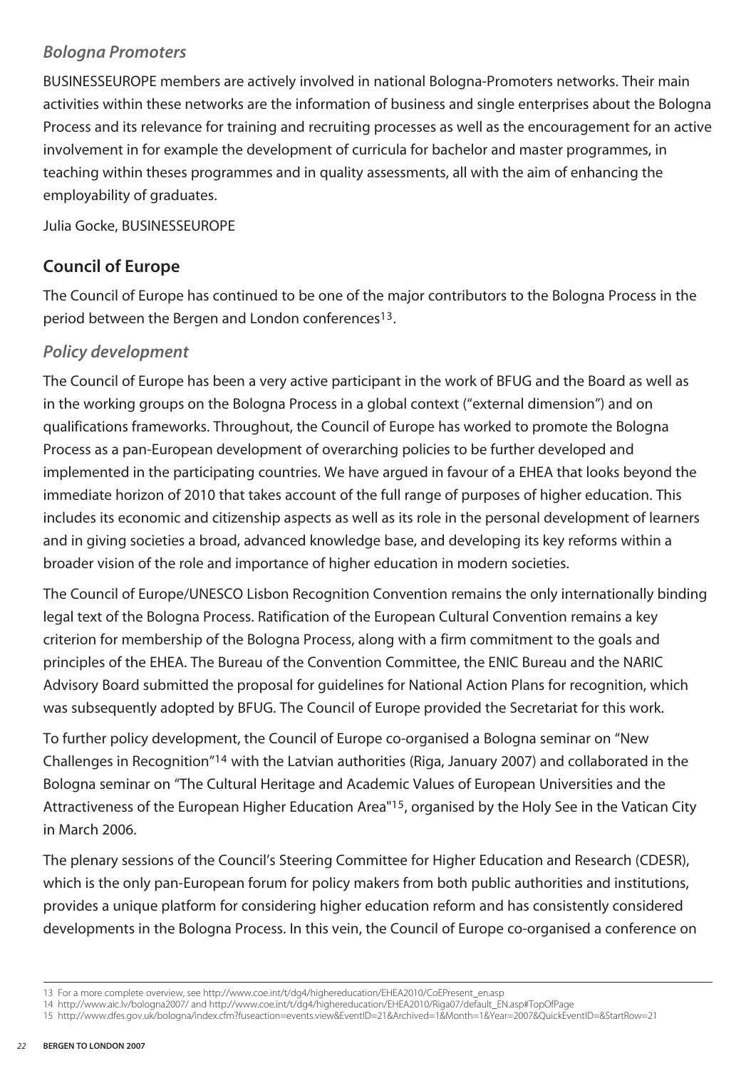### *Bologna Promoters*

BUSINESSEUROPE members are actively involved in national Bologna-Promoters networks. Their main activities within these networks are the information of business and single enterprises about the Bologna Process and its relevance for training and recruiting processes as well as the encouragement for an active involvement in for example the development of curricula for bachelor and master programmes, in teaching within theses programmes and in quality assessments, all with the aim of enhancing the employability of graduates.

Julia Gocke, BUSINESSEUROPE

## Council of Europe

The Council of Europe has continued to be one of the major contributors to the Bologna Process in the period between the Bergen and London conferences[13].

### *Policy development*

The Council of Europe has been a very active participant in the work of BFUG and the Board as well as in the working groups on the Bologna Process in a global context ("external dimension") and on qualifications frameworks. Throughout, the Council of Europe has worked to promote the Bologna Process as a pan-European development of overarching policies to be further developed and implemented in the participating countries. We have argued in favour of a EHEA that looks beyond the immediate horizon of 2010 that takes account of the full range of purposes of higher education. This includes its economic and citizenship aspects as well as its role in the personal development of learners and in giving societies a broad, advanced knowledge base, and developing its key reforms within a broader vision of the role and importance of higher education in modern societies.

The Council of Europe/UNESCO Lisbon Recognition Convention remains the only internationally binding legal text of the Bologna Process. Ratification of the European Cultural Convention remains a key criterion for membership of the Bologna Process, along with a firm commitment to the goals and principles of the EHEA. The Bureau of the Convention Committee, the ENIC Bureau and the NARIC Advisory Board submitted the proposal for guidelines for National Action Plans for recognition, which was subsequently adopted by BFUG. The Council of Europe provided the Secretariat for this work.

To further policy development, the Council of Europe co-organised a Bologna seminar on "New Challenges in Recognition"[14] with the Latvian authorities (Riga, January 2007) and collaborated in the Bologna seminar on "The Cultural Heritage and Academic Values of European Universities and the Attractiveness of the European Higher Education Area"[15], organised by the Holy See in the Vatican City in March 2006.

The plenary sessions of the Council's Steering Committee for Higher Education and Research (CDESR), which is the only pan-European forum for policy makers from both public authorities and institutions, provides a unique platform for considering higher education reform and has consistently considered developments in the Bologna Process. In this vein, the Council of Europe co-organised a conference on

---

13 For a more complete overview, see http://www.coe.int/t/dg4/highereducation/EHEA2010/CoEPresent_en.asp

14 http://www.aic.lv/bologna2007/ and http://www.coe.int/t/dg4/highereducation/EHEA2010/Riga07/default_EN.asp#TopOfPage

15 http://www.dfes.gov.uk/bologna/index.cfm?fuseaction=events.view&EventID=21&Archived=1&Month=1&Year=2007&QuickEventID=&StartRow=21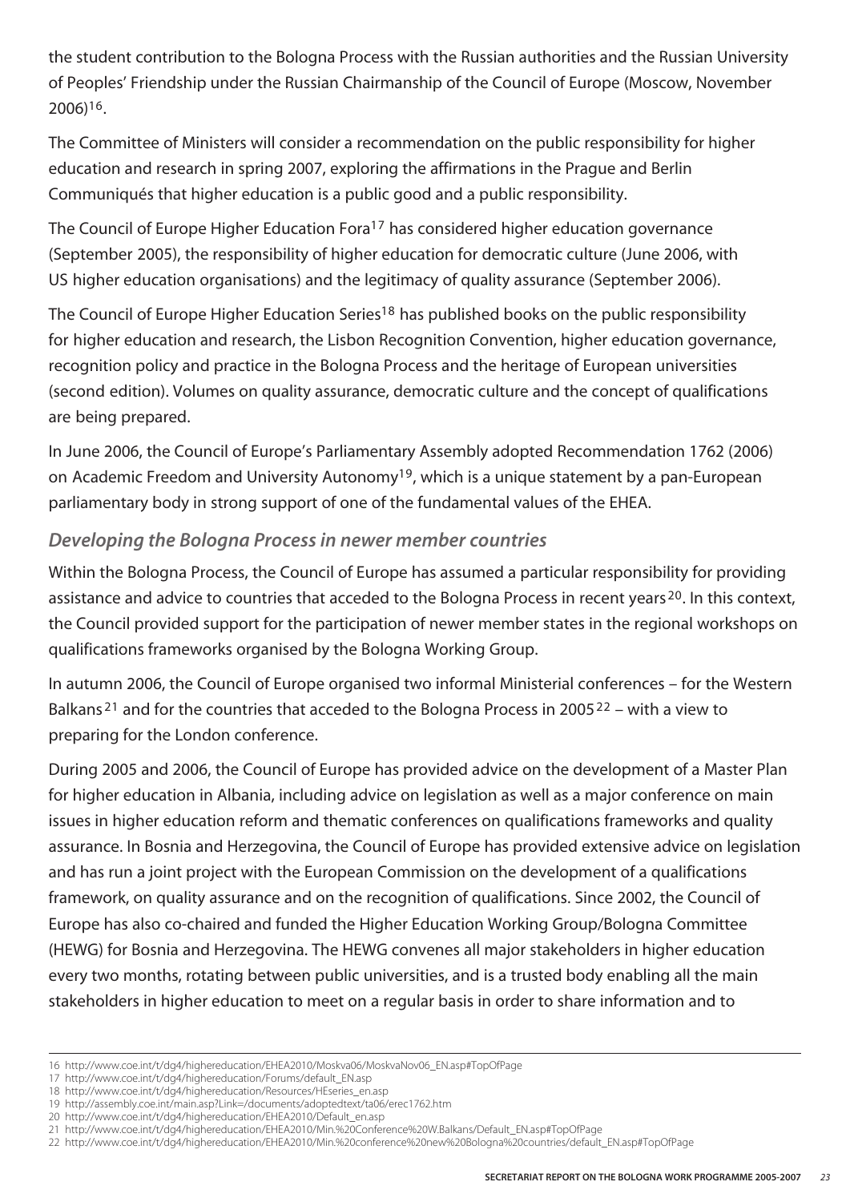the student contribution to the Bologna Process with the Russian authorities and the Russian University of Peoples' Friendship under the Russian Chairmanship of the Council of Europe (Moscow, November 2006)[16].

The Committee of Ministers will consider a recommendation on the public responsibility for higher education and research in spring 2007, exploring the affirmations in the Prague and Berlin Communiqués that higher education is a public good and a public responsibility.

The Council of Europe Higher Education Fora[17] has considered higher education governance (September 2005), the responsibility of higher education for democratic culture (June 2006, with US higher education organisations) and the legitimacy of quality assurance (September 2006).

The Council of Europe Higher Education Series[18] has published books on the public responsibility for higher education and research, the Lisbon Recognition Convention, higher education governance, recognition policy and practice in the Bologna Process and the heritage of European universities (second edition). Volumes on quality assurance, democratic culture and the concept of qualifications are being prepared.

In June 2006, the Council of Europe's Parliamentary Assembly adopted Recommendation 1762 (2006) on Academic Freedom and University Autonomy[19], which is a unique statement by a pan-European parliamentary body in strong support of one of the fundamental values of the EHEA.

### *Developing the Bologna Process in newer member countries*

Within the Bologna Process, the Council of Europe has assumed a particular responsibility for providing assistance and advice to countries that acceded to the Bologna Process in recent years[20]. In this context, the Council provided support for the participation of newer member states in the regional workshops on qualifications frameworks organised by the Bologna Working Group.

In autumn 2006, the Council of Europe organised two informal Ministerial conferences – for the Western Balkans[21] and for the countries that acceded to the Bologna Process in 2005[22] – with a view to preparing for the London conference.

During 2005 and 2006, the Council of Europe has provided advice on the development of a Master Plan for higher education in Albania, including advice on legislation as well as a major conference on main issues in higher education reform and thematic conferences on qualifications frameworks and quality assurance. In Bosnia and Herzegovina, the Council of Europe has provided extensive advice on legislation and has run a joint project with the European Commission on the development of a qualifications framework, on quality assurance and on the recognition of qualifications. Since 2002, the Council of Europe has also co-chaired and funded the Higher Education Working Group/Bologna Committee (HEWG) for Bosnia and Herzegovina. The HEWG convenes all major stakeholders in higher education every two months, rotating between public universities, and is a trusted body enabling all the main stakeholders in higher education to meet on a regular basis in order to share information and to

---

16 http://www.coe.int/t/dg4/highereducation/EHEA2010/Moskva06/MoskvaNov06_EN.asp#TopOfPage
17 http://www.coe.int/t/dg4/highereducation/Forums/default_EN.asp
18 http://www.coe.int/t/dg4/highereducation/Resources/HEseries_en.asp
19 http://assembly.coe.int/main.asp?Link=/documents/adoptedtext/ta06/erec1762.htm
20 http://www.coe.int/t/dg4/highereducation/EHEA2010/Default_en.asp
21 http://www.coe.int/t/dg4/highereducation/EHEA2010/Min.%20Conference%20W.Balkans/Default_EN.asp#TopOfPage
22 http://www.coe.int/t/dg4/highereducation/EHEA2010/Min.%20conference%20new%20Bologna%20countries/default_EN.asp#TopOfPage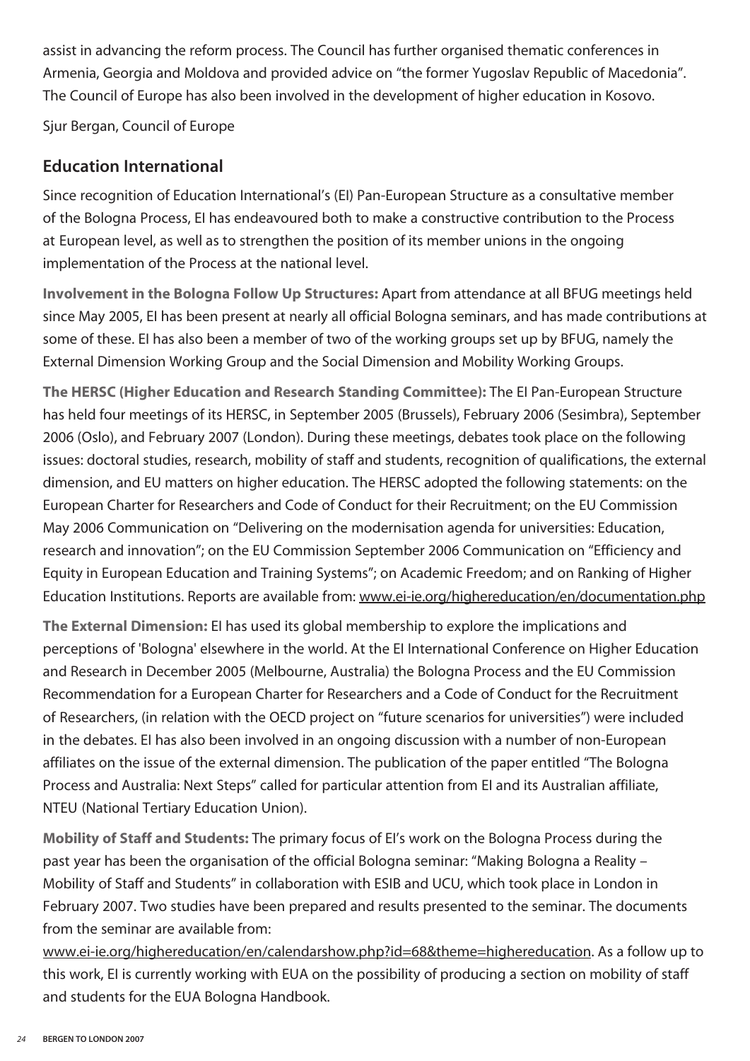assist in advancing the reform process. The Council has further organised thematic conferences in Armenia, Georgia and Moldova and provided advice on "the former Yugoslav Republic of Macedonia". The Council of Europe has also been involved in the development of higher education in Kosovo.

Sjur Bergan, Council of Europe

## Education International

Since recognition of Education International's (EI) Pan-European Structure as a consultative member of the Bologna Process, EI has endeavoured both to make a constructive contribution to the Process at European level, as well as to strengthen the position of its member unions in the ongoing implementation of the Process at the national level.

**Involvement in the Bologna Follow Up Structures:** Apart from attendance at all BFUG meetings held since May 2005, EI has been present at nearly all official Bologna seminars, and has made contributions at some of these. EI has also been a member of two of the working groups set up by BFUG, namely the External Dimension Working Group and the Social Dimension and Mobility Working Groups.

**The HERSC (Higher Education and Research Standing Committee):** The EI Pan-European Structure has held four meetings of its HERSC, in September 2005 (Brussels), February 2006 (Sesimbra), September 2006 (Oslo), and February 2007 (London). During these meetings, debates took place on the following issues: doctoral studies, research, mobility of staff and students, recognition of qualifications, the external dimension, and EU matters on higher education. The HERSC adopted the following statements: on the European Charter for Researchers and Code of Conduct for their Recruitment; on the EU Commission May 2006 Communication on "Delivering on the modernisation agenda for universities: Education, research and innovation"; on the EU Commission September 2006 Communication on "Efficiency and Equity in European Education and Training Systems"; on Academic Freedom; and on Ranking of Higher Education Institutions. Reports are available from: www.ei-ie.org/highereducation/en/documentation.php

**The External Dimension:** EI has used its global membership to explore the implications and perceptions of 'Bologna' elsewhere in the world. At the EI International Conference on Higher Education and Research in December 2005 (Melbourne, Australia) the Bologna Process and the EU Commission Recommendation for a European Charter for Researchers and a Code of Conduct for the Recruitment of Researchers, (in relation with the OECD project on "future scenarios for universities") were included in the debates. EI has also been involved in an ongoing discussion with a number of non-European affiliates on the issue of the external dimension. The publication of the paper entitled "The Bologna Process and Australia: Next Steps" called for particular attention from EI and its Australian affiliate, NTEU (National Tertiary Education Union).

**Mobility of Staff and Students:** The primary focus of EI's work on the Bologna Process during the past year has been the organisation of the official Bologna seminar: "Making Bologna a Reality – Mobility of Staff and Students" in collaboration with ESIB and UCU, which took place in London in February 2007. Two studies have been prepared and results presented to the seminar. The documents from the seminar are available from: www.ei-ie.org/highereducation/en/calendarshow.php?id=68&theme=highereducation. As a follow up to this work, EI is currently working with EUA on the possibility of producing a section on mobility of staff and students for the EUA Bologna Handbook.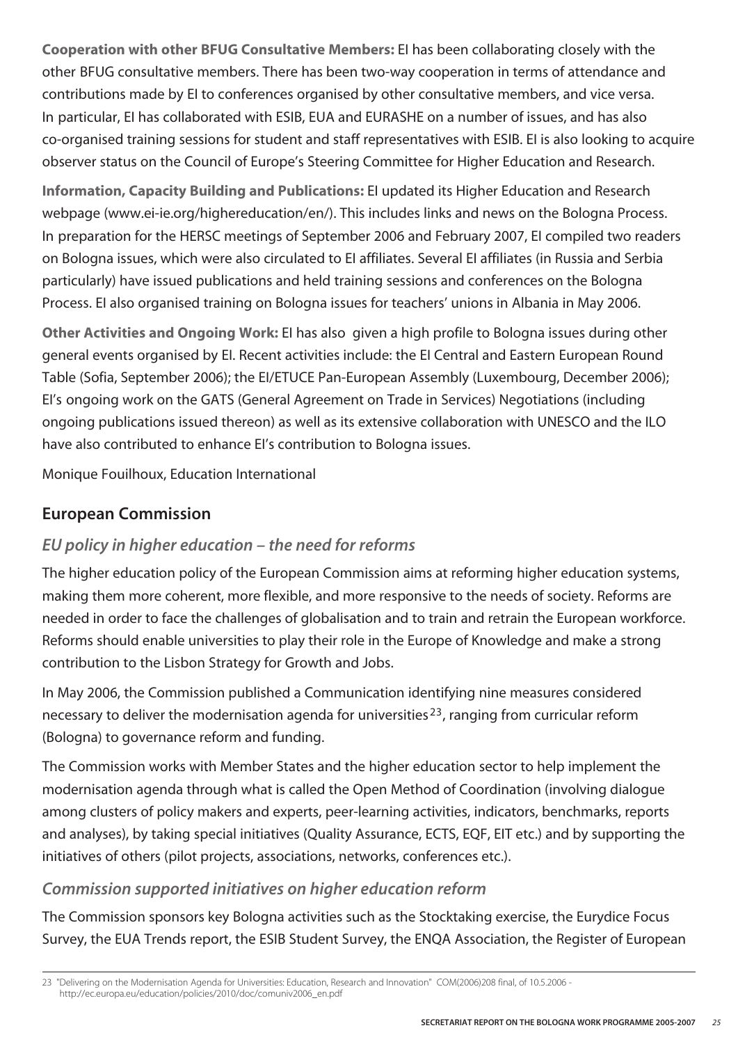**Cooperation with other BFUG Consultative Members:** EI has been collaborating closely with the other BFUG consultative members. There has been two-way cooperation in terms of attendance and contributions made by EI to conferences organised by other consultative members, and vice versa. In particular, EI has collaborated with ESIB, EUA and EURASHE on a number of issues, and has also co-organised training sessions for student and staff representatives with ESIB. EI is also looking to acquire observer status on the Council of Europe's Steering Committee for Higher Education and Research.

**Information, Capacity Building and Publications:** EI updated its Higher Education and Research webpage (www.ei-ie.org/highereducation/en/). This includes links and news on the Bologna Process. In preparation for the HERSC meetings of September 2006 and February 2007, EI compiled two readers on Bologna issues, which were also circulated to EI affiliates. Several EI affiliates (in Russia and Serbia particularly) have issued publications and held training sessions and conferences on the Bologna Process. EI also organised training on Bologna issues for teachers' unions in Albania in May 2006.

**Other Activities and Ongoing Work:** EI has also given a high profile to Bologna issues during other general events organised by EI. Recent activities include: the EI Central and Eastern European Round Table (Sofia, September 2006); the EI/ETUCE Pan-European Assembly (Luxembourg, December 2006); EI's ongoing work on the GATS (General Agreement on Trade in Services) Negotiations (including ongoing publications issued thereon) as well as its extensive collaboration with UNESCO and the ILO have also contributed to enhance EI's contribution to Bologna issues.

Monique Fouilhoux, Education International

## European Commission

### *EU policy in higher education – the need for reforms*

The higher education policy of the European Commission aims at reforming higher education systems, making them more coherent, more flexible, and more responsive to the needs of society. Reforms are needed in order to face the challenges of globalisation and to train and retrain the European workforce. Reforms should enable universities to play their role in the Europe of Knowledge and make a strong contribution to the Lisbon Strategy for Growth and Jobs.

In May 2006, the Commission published a Communication identifying nine measures considered necessary to deliver the modernisation agenda for universities[23], ranging from curricular reform (Bologna) to governance reform and funding.

The Commission works with Member States and the higher education sector to help implement the modernisation agenda through what is called the Open Method of Coordination (involving dialogue among clusters of policy makers and experts, peer-learning activities, indicators, benchmarks, reports and analyses), by taking special initiatives (Quality Assurance, ECTS, EQF, EIT etc.) and by supporting the initiatives of others (pilot projects, associations, networks, conferences etc.).

### *Commission supported initiatives on higher education reform*

The Commission sponsors key Bologna activities such as the Stocktaking exercise, the Eurydice Focus Survey, the EUA Trends report, the ESIB Student Survey, the ENQA Association, the Register of European

---

23 "Delivering on the Modernisation Agenda for Universities: Education, Research and Innovation" COM(2006)208 final, of 10.5.2006 - http://ec.europa.eu/education/policies/2010/doc/comuniv2006_en.pdf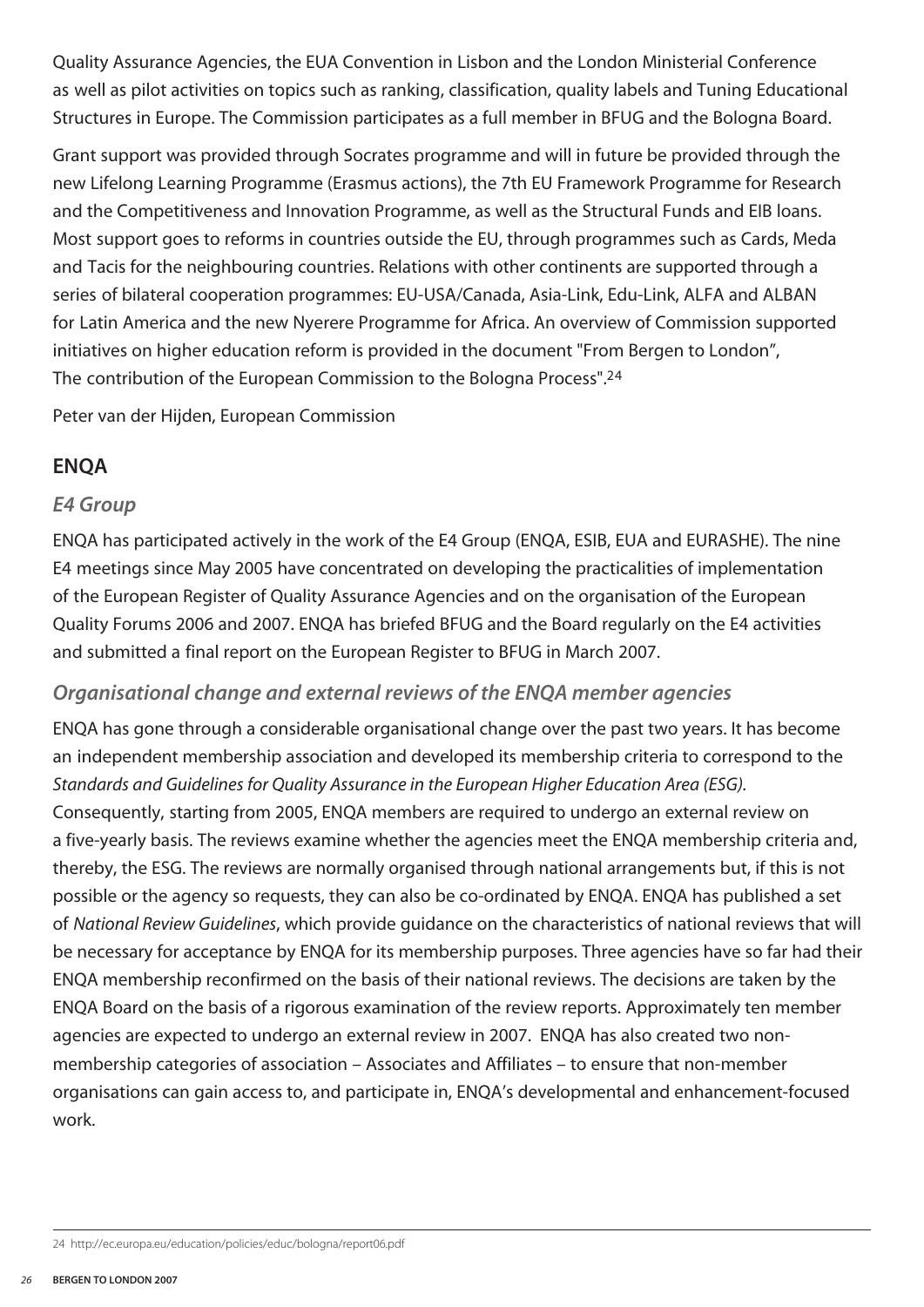Quality Assurance Agencies, the EUA Convention in Lisbon and the London Ministerial Conference as well as pilot activities on topics such as ranking, classification, quality labels and Tuning Educational Structures in Europe. The Commission participates as a full member in BFUG and the Bologna Board.

Grant support was provided through Socrates programme and will in future be provided through the new Lifelong Learning Programme (Erasmus actions), the 7th EU Framework Programme for Research and the Competitiveness and Innovation Programme, as well as the Structural Funds and EIB loans. Most support goes to reforms in countries outside the EU, through programmes such as Cards, Meda and Tacis for the neighbouring countries. Relations with other continents are supported through a series of bilateral cooperation programmes: EU-USA/Canada, Asia-Link, Edu-Link, ALFA and ALBAN for Latin America and the new Nyerere Programme for Africa. An overview of Commission supported initiatives on higher education reform is provided in the document "From Bergen to London", The contribution of the European Commission to the Bologna Process".[24]

Peter van der Hijden, European Commission

## ENQA

### *E4 Group*

ENQA has participated actively in the work of the E4 Group (ENQA, ESIB, EUA and EURASHE). The nine E4 meetings since May 2005 have concentrated on developing the practicalities of implementation of the European Register of Quality Assurance Agencies and on the organisation of the European Quality Forums 2006 and 2007. ENQA has briefed BFUG and the Board regularly on the E4 activities and submitted a final report on the European Register to BFUG in March 2007.

### *Organisational change and external reviews of the ENQA member agencies*

ENQA has gone through a considerable organisational change over the past two years. It has become an independent membership association and developed its membership criteria to correspond to the *Standards and Guidelines for Quality Assurance in the European Higher Education Area (ESG)*. Consequently, starting from 2005, ENQA members are required to undergo an external review on a five-yearly basis. The reviews examine whether the agencies meet the ENQA membership criteria and, thereby, the ESG. The reviews are normally organised through national arrangements but, if this is not possible or the agency so requests, they can also be co-ordinated by ENQA. ENQA has published a set of *National Review Guidelines*, which provide guidance on the characteristics of national reviews that will be necessary for acceptance by ENQA for its membership purposes. Three agencies have so far had their ENQA membership reconfirmed on the basis of their national reviews. The decisions are taken by the ENQA Board on the basis of a rigorous examination of the review reports. Approximately ten member agencies are expected to undergo an external review in 2007. ENQA has also created two non-membership categories of association – Associates and Affiliates – to ensure that non-member organisations can gain access to, and participate in, ENQA's developmental and enhancement-focused work.

24 http://ec.europa.eu/education/policies/educ/bologna/report06.pdf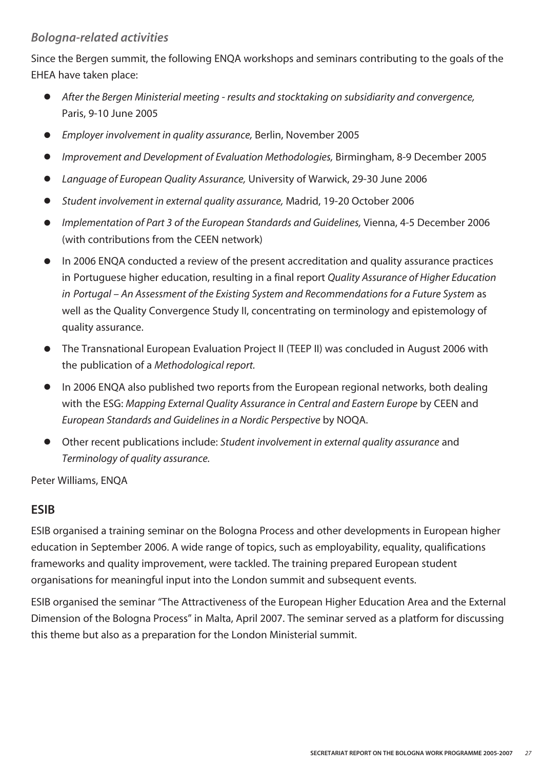### *Bologna-related activities*

Since the Bergen summit, the following ENQA workshops and seminars contributing to the goals of the EHEA have taken place:

- *After the Bergen Ministerial meeting - results and stocktaking on subsidiarity and convergence,* Paris, 9-10 June 2005
- *Employer involvement in quality assurance,* Berlin, November 2005
- *Improvement and Development of Evaluation Methodologies,* Birmingham, 8-9 December 2005
- *Language of European Quality Assurance,* University of Warwick, 29-30 June 2006
- *Student involvement in external quality assurance,* Madrid, 19-20 October 2006
- *Implementation of Part 3 of the European Standards and Guidelines,* Vienna, 4-5 December 2006 (with contributions from the CEEN network)
- In 2006 ENQA conducted a review of the present accreditation and quality assurance practices in Portuguese higher education, resulting in a final report *Quality Assurance of Higher Education in Portugal – An Assessment of the Existing System and Recommendations for a Future System* as well as the Quality Convergence Study II, concentrating on terminology and epistemology of quality assurance.
- The Transnational European Evaluation Project II (TEEP II) was concluded in August 2006 with the publication of a *Methodological report.*
- In 2006 ENQA also published two reports from the European regional networks, both dealing with the ESG: *Mapping External Quality Assurance in Central and Eastern Europe* by CEEN and *European Standards and Guidelines in a Nordic Perspective* by NOQA.
- Other recent publications include: *Student involvement in external quality assurance* and *Terminology of quality assurance.*

Peter Williams, ENQA

## ESIB

ESIB organised a training seminar on the Bologna Process and other developments in European higher education in September 2006. A wide range of topics, such as employability, equality, qualifications frameworks and quality improvement, were tackled. The training prepared European student organisations for meaningful input into the London summit and subsequent events.

ESIB organised the seminar "The Attractiveness of the European Higher Education Area and the External Dimension of the Bologna Process" in Malta, April 2007. The seminar served as a platform for discussing this theme but also as a preparation for the London Ministerial summit.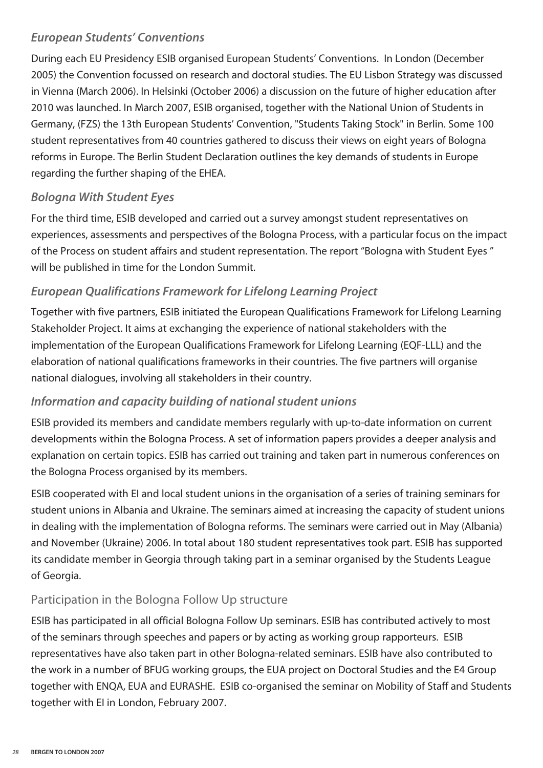### *European Students' Conventions*

During each EU Presidency ESIB organised European Students' Conventions. In London (December 2005) the Convention focussed on research and doctoral studies. The EU Lisbon Strategy was discussed in Vienna (March 2006). In Helsinki (October 2006) a discussion on the future of higher education after 2010 was launched. In March 2007, ESIB organised, together with the National Union of Students in Germany, (FZS) the 13th European Students' Convention, "Students Taking Stock" in Berlin. Some 100 student representatives from 40 countries gathered to discuss their views on eight years of Bologna reforms in Europe. The Berlin Student Declaration outlines the key demands of students in Europe regarding the further shaping of the EHEA.

### *Bologna With Student Eyes*

For the third time, ESIB developed and carried out a survey amongst student representatives on experiences, assessments and perspectives of the Bologna Process, with a particular focus on the impact of the Process on student affairs and student representation. The report "Bologna with Student Eyes " will be published in time for the London Summit.

### *European Qualifications Framework for Lifelong Learning Project*

Together with five partners, ESIB initiated the European Qualifications Framework for Lifelong Learning Stakeholder Project. It aims at exchanging the experience of national stakeholders with the implementation of the European Qualifications Framework for Lifelong Learning (EQF-LLL) and the elaboration of national qualifications frameworks in their countries. The five partners will organise national dialogues, involving all stakeholders in their country.

### *Information and capacity building of national student unions*

ESIB provided its members and candidate members regularly with up-to-date information on current developments within the Bologna Process. A set of information papers provides a deeper analysis and explanation on certain topics. ESIB has carried out training and taken part in numerous conferences on the Bologna Process organised by its members.

ESIB cooperated with EI and local student unions in the organisation of a series of training seminars for student unions in Albania and Ukraine. The seminars aimed at increasing the capacity of student unions in dealing with the implementation of Bologna reforms. The seminars were carried out in May (Albania) and November (Ukraine) 2006. In total about 180 student representatives took part. ESIB has supported its candidate member in Georgia through taking part in a seminar organised by the Students League of Georgia.

### Participation in the Bologna Follow Up structure

ESIB has participated in all official Bologna Follow Up seminars. ESIB has contributed actively to most of the seminars through speeches and papers or by acting as working group rapporteurs. ESIB representatives have also taken part in other Bologna-related seminars. ESIB have also contributed to the work in a number of BFUG working groups, the EUA project on Doctoral Studies and the E4 Group together with ENQA, EUA and EURASHE. ESIB co-organised the seminar on Mobility of Staff and Students together with EI in London, February 2007.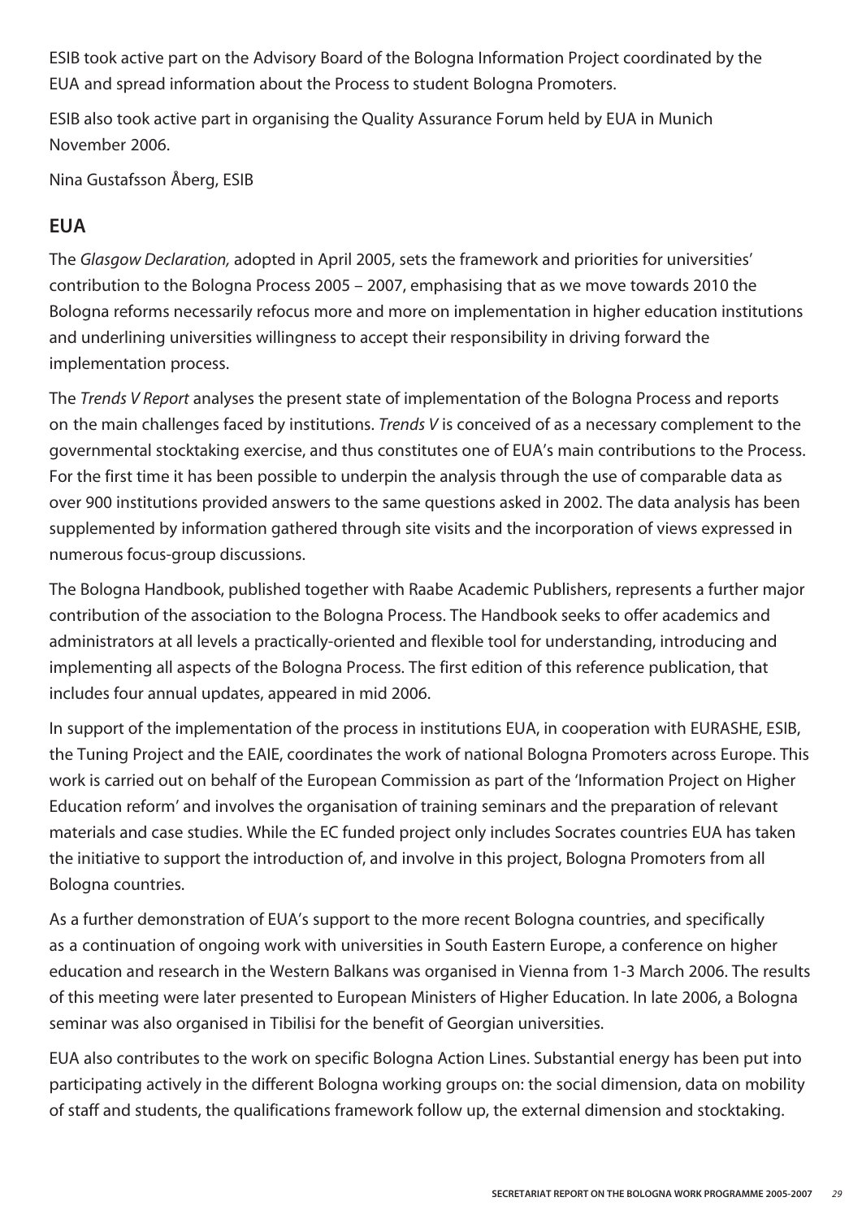ESIB took active part on the Advisory Board of the Bologna Information Project coordinated by the EUA and spread information about the Process to student Bologna Promoters.

ESIB also took active part in organising the Quality Assurance Forum held by EUA in Munich November 2006.

Nina Gustafsson Åberg, ESIB

## EUA

The *Glasgow Declaration,* adopted in April 2005, sets the framework and priorities for universities' contribution to the Bologna Process 2005 – 2007, emphasising that as we move towards 2010 the Bologna reforms necessarily refocus more and more on implementation in higher education institutions and underlining universities willingness to accept their responsibility in driving forward the implementation process.

The *Trends V Report* analyses the present state of implementation of the Bologna Process and reports on the main challenges faced by institutions. *Trends V* is conceived of as a necessary complement to the governmental stocktaking exercise, and thus constitutes one of EUA's main contributions to the Process. For the first time it has been possible to underpin the analysis through the use of comparable data as over 900 institutions provided answers to the same questions asked in 2002. The data analysis has been supplemented by information gathered through site visits and the incorporation of views expressed in numerous focus-group discussions.

The Bologna Handbook, published together with Raabe Academic Publishers, represents a further major contribution of the association to the Bologna Process. The Handbook seeks to offer academics and administrators at all levels a practically-oriented and flexible tool for understanding, introducing and implementing all aspects of the Bologna Process. The first edition of this reference publication, that includes four annual updates, appeared in mid 2006.

In support of the implementation of the process in institutions EUA, in cooperation with EURASHE, ESIB, the Tuning Project and the EAIE, coordinates the work of national Bologna Promoters across Europe. This work is carried out on behalf of the European Commission as part of the 'Information Project on Higher Education reform' and involves the organisation of training seminars and the preparation of relevant materials and case studies. While the EC funded project only includes Socrates countries EUA has taken the initiative to support the introduction of, and involve in this project, Bologna Promoters from all Bologna countries.

As a further demonstration of EUA's support to the more recent Bologna countries, and specifically as a continuation of ongoing work with universities in South Eastern Europe, a conference on higher education and research in the Western Balkans was organised in Vienna from 1-3 March 2006. The results of this meeting were later presented to European Ministers of Higher Education. In late 2006, a Bologna seminar was also organised in Tibilisi for the benefit of Georgian universities.

EUA also contributes to the work on specific Bologna Action Lines. Substantial energy has been put into participating actively in the different Bologna working groups on: the social dimension, data on mobility of staff and students, the qualifications framework follow up, the external dimension and stocktaking.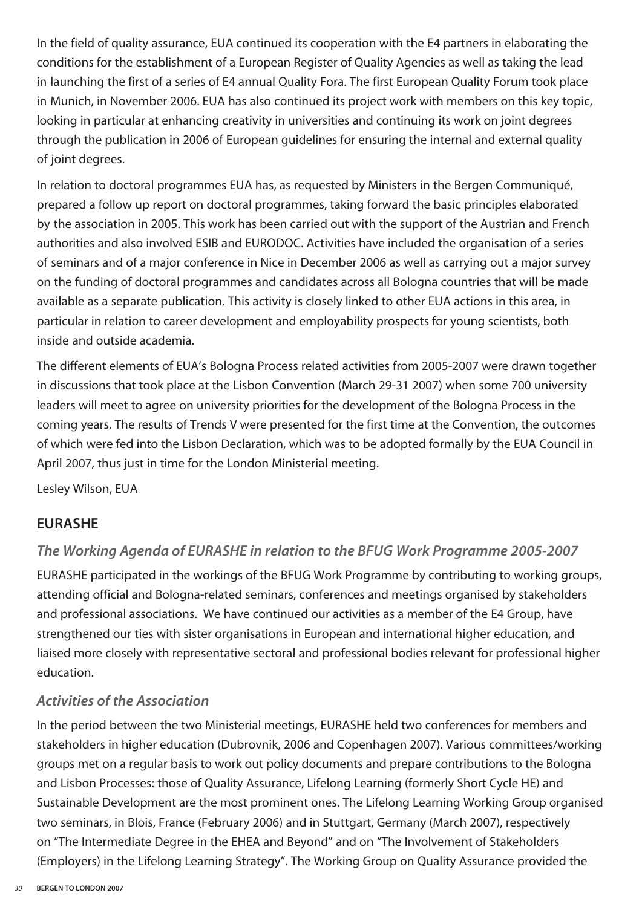In the field of quality assurance, EUA continued its cooperation with the E4 partners in elaborating the conditions for the establishment of a European Register of Quality Agencies as well as taking the lead in launching the first of a series of E4 annual Quality Fora. The first European Quality Forum took place in Munich, in November 2006. EUA has also continued its project work with members on this key topic, looking in particular at enhancing creativity in universities and continuing its work on joint degrees through the publication in 2006 of European guidelines for ensuring the internal and external quality of joint degrees.

In relation to doctoral programmes EUA has, as requested by Ministers in the Bergen Communiqué, prepared a follow up report on doctoral programmes, taking forward the basic principles elaborated by the association in 2005. This work has been carried out with the support of the Austrian and French authorities and also involved ESIB and EURODOC. Activities have included the organisation of a series of seminars and of a major conference in Nice in December 2006 as well as carrying out a major survey on the funding of doctoral programmes and candidates across all Bologna countries that will be made available as a separate publication. This activity is closely linked to other EUA actions in this area, in particular in relation to career development and employability prospects for young scientists, both inside and outside academia.

The different elements of EUA's Bologna Process related activities from 2005-2007 were drawn together in discussions that took place at the Lisbon Convention (March 29-31 2007) when some 700 university leaders will meet to agree on university priorities for the development of the Bologna Process in the coming years. The results of Trends V were presented for the first time at the Convention, the outcomes of which were fed into the Lisbon Declaration, which was to be adopted formally by the EUA Council in April 2007, thus just in time for the London Ministerial meeting.

Lesley Wilson, EUA

## EURASHE

### *The Working Agenda of EURASHE in relation to the BFUG Work Programme 2005-2007*

EURASHE participated in the workings of the BFUG Work Programme by contributing to working groups, attending official and Bologna-related seminars, conferences and meetings organised by stakeholders and professional associations. We have continued our activities as a member of the E4 Group, have strengthened our ties with sister organisations in European and international higher education, and liaised more closely with representative sectoral and professional bodies relevant for professional higher education.

### *Activities of the Association*

In the period between the two Ministerial meetings, EURASHE held two conferences for members and stakeholders in higher education (Dubrovnik, 2006 and Copenhagen 2007). Various committees/working groups met on a regular basis to work out policy documents and prepare contributions to the Bologna and Lisbon Processes: those of Quality Assurance, Lifelong Learning (formerly Short Cycle HE) and Sustainable Development are the most prominent ones. The Lifelong Learning Working Group organised two seminars, in Blois, France (February 2006) and in Stuttgart, Germany (March 2007), respectively on "The Intermediate Degree in the EHEA and Beyond" and on "The Involvement of Stakeholders (Employers) in the Lifelong Learning Strategy". The Working Group on Quality Assurance provided the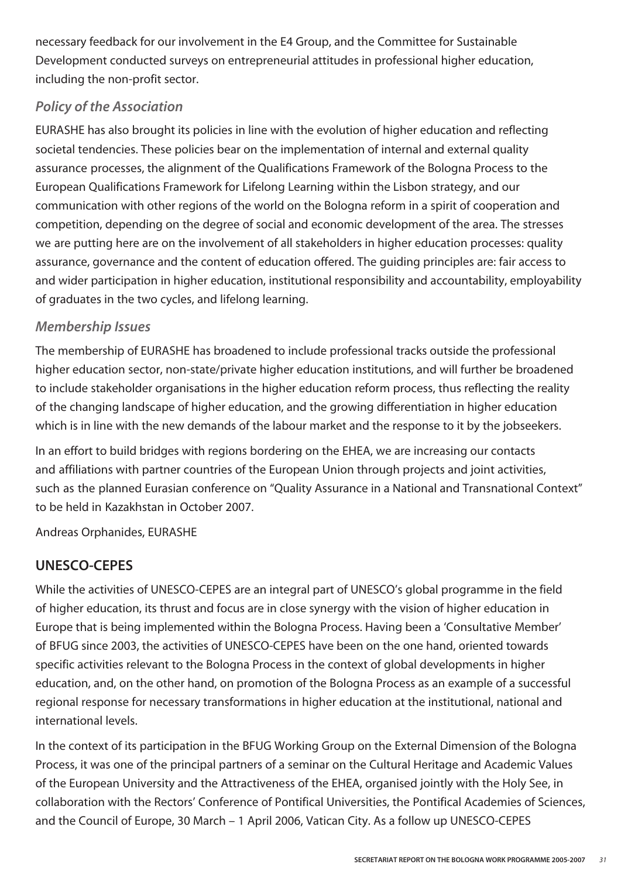necessary feedback for our involvement in the E4 Group, and the Committee for Sustainable Development conducted surveys on entrepreneurial attitudes in professional higher education, including the non-profit sector.

### *Policy of the Association*

EURASHE has also brought its policies in line with the evolution of higher education and reflecting societal tendencies. These policies bear on the implementation of internal and external quality assurance processes, the alignment of the Qualifications Framework of the Bologna Process to the European Qualifications Framework for Lifelong Learning within the Lisbon strategy, and our communication with other regions of the world on the Bologna reform in a spirit of cooperation and competition, depending on the degree of social and economic development of the area. The stresses we are putting here are on the involvement of all stakeholders in higher education processes: quality assurance, governance and the content of education offered. The guiding principles are: fair access to and wider participation in higher education, institutional responsibility and accountability, employability of graduates in the two cycles, and lifelong learning.

### *Membership Issues*

The membership of EURASHE has broadened to include professional tracks outside the professional higher education sector, non-state/private higher education institutions, and will further be broadened to include stakeholder organisations in the higher education reform process, thus reflecting the reality of the changing landscape of higher education, and the growing differentiation in higher education which is in line with the new demands of the labour market and the response to it by the jobseekers.

In an effort to build bridges with regions bordering on the EHEA, we are increasing our contacts and affiliations with partner countries of the European Union through projects and joint activities, such as the planned Eurasian conference on "Quality Assurance in a National and Transnational Context" to be held in Kazakhstan in October 2007.

Andreas Orphanides, EURASHE

## UNESCO-CEPES

While the activities of UNESCO-CEPES are an integral part of UNESCO's global programme in the field of higher education, its thrust and focus are in close synergy with the vision of higher education in Europe that is being implemented within the Bologna Process. Having been a 'Consultative Member' of BFUG since 2003, the activities of UNESCO-CEPES have been on the one hand, oriented towards specific activities relevant to the Bologna Process in the context of global developments in higher education, and, on the other hand, on promotion of the Bologna Process as an example of a successful regional response for necessary transformations in higher education at the institutional, national and international levels.

In the context of its participation in the BFUG Working Group on the External Dimension of the Bologna Process, it was one of the principal partners of a seminar on the Cultural Heritage and Academic Values of the European University and the Attractiveness of the EHEA, organised jointly with the Holy See, in collaboration with the Rectors' Conference of Pontifical Universities, the Pontifical Academies of Sciences, and the Council of Europe, 30 March – 1 April 2006, Vatican City. As a follow up UNESCO-CEPES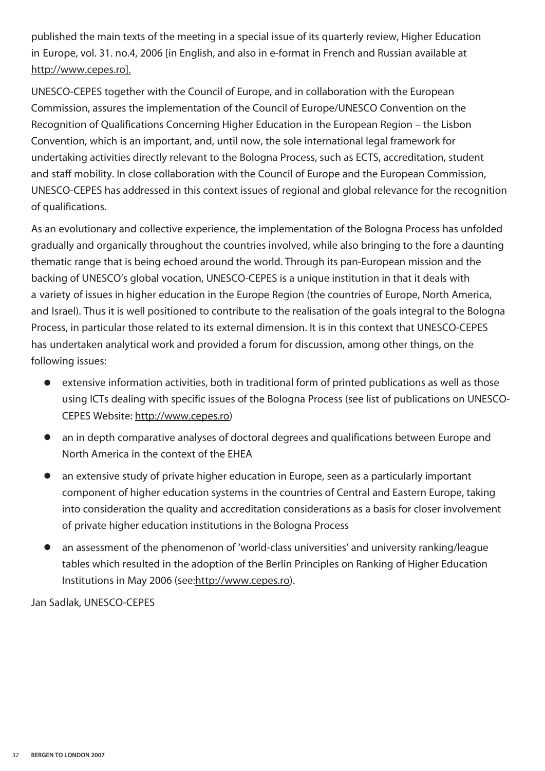published the main texts of the meeting in a special issue of its quarterly review, Higher Education in Europe, vol. 31. no.4, 2006 [in English, and also in e-format in French and Russian available at http://www.cepes.ro].

UNESCO-CEPES together with the Council of Europe, and in collaboration with the European Commission, assures the implementation of the Council of Europe/UNESCO Convention on the Recognition of Qualifications Concerning Higher Education in the European Region – the Lisbon Convention, which is an important, and, until now, the sole international legal framework for undertaking activities directly relevant to the Bologna Process, such as ECTS, accreditation, student and staff mobility. In close collaboration with the Council of Europe and the European Commission, UNESCO-CEPES has addressed in this context issues of regional and global relevance for the recognition of qualifications.

As an evolutionary and collective experience, the implementation of the Bologna Process has unfolded gradually and organically throughout the countries involved, while also bringing to the fore a daunting thematic range that is being echoed around the world. Through its pan-European mission and the backing of UNESCO's global vocation, UNESCO-CEPES is a unique institution in that it deals with a variety of issues in higher education in the Europe Region (the countries of Europe, North America, and Israel). Thus it is well positioned to contribute to the realisation of the goals integral to the Bologna Process, in particular those related to its external dimension. It is in this context that UNESCO-CEPES has undertaken analytical work and provided a forum for discussion, among other things, on the following issues:

- extensive information activities, both in traditional form of printed publications as well as those using ICTs dealing with specific issues of the Bologna Process (see list of publications on UNESCO-CEPES Website: http://www.cepes.ro)
- an in depth comparative analyses of doctoral degrees and qualifications between Europe and North America in the context of the EHEA
- an extensive study of private higher education in Europe, seen as a particularly important component of higher education systems in the countries of Central and Eastern Europe, taking into consideration the quality and accreditation considerations as a basis for closer involvement of private higher education institutions in the Bologna Process
- an assessment of the phenomenon of 'world-class universities' and university ranking/league tables which resulted in the adoption of the Berlin Principles on Ranking of Higher Education Institutions in May 2006 (see:http://www.cepes.ro).

Jan Sadlak, UNESCO-CEPES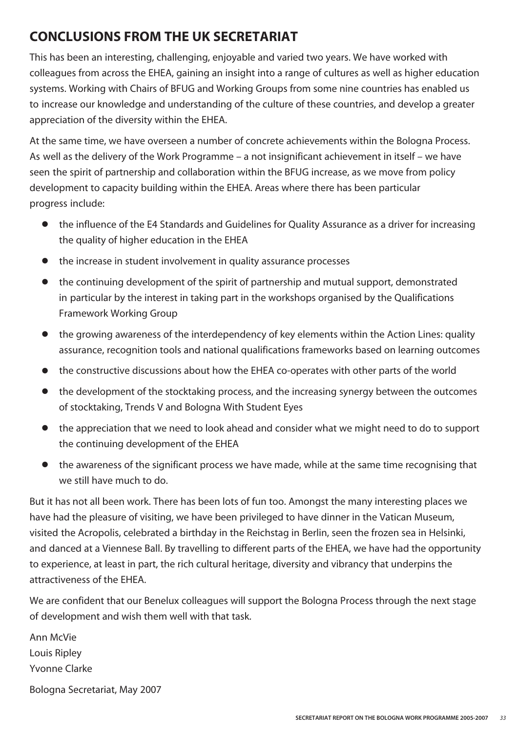## CONCLUSIONS FROM THE UK SECRETARIAT

This has been an interesting, challenging, enjoyable and varied two years. We have worked with colleagues from across the EHEA, gaining an insight into a range of cultures as well as higher education systems. Working with Chairs of BFUG and Working Groups from some nine countries has enabled us to increase our knowledge and understanding of the culture of these countries, and develop a greater appreciation of the diversity within the EHEA.

At the same time, we have overseen a number of concrete achievements within the Bologna Process. As well as the delivery of the Work Programme – a not insignificant achievement in itself – we have seen the spirit of partnership and collaboration within the BFUG increase, as we move from policy development to capacity building within the EHEA. Areas where there has been particular progress include:

- the influence of the E4 Standards and Guidelines for Quality Assurance as a driver for increasing the quality of higher education in the EHEA
- the increase in student involvement in quality assurance processes
- the continuing development of the spirit of partnership and mutual support, demonstrated in particular by the interest in taking part in the workshops organised by the Qualifications Framework Working Group
- the growing awareness of the interdependency of key elements within the Action Lines: quality assurance, recognition tools and national qualifications frameworks based on learning outcomes
- the constructive discussions about how the EHEA co-operates with other parts of the world
- the development of the stocktaking process, and the increasing synergy between the outcomes of stocktaking, Trends V and Bologna With Student Eyes
- the appreciation that we need to look ahead and consider what we might need to do to support the continuing development of the EHEA
- the awareness of the significant process we have made, while at the same time recognising that we still have much to do.

But it has not all been work. There has been lots of fun too. Amongst the many interesting places we have had the pleasure of visiting, we have been privileged to have dinner in the Vatican Museum, visited the Acropolis, celebrated a birthday in the Reichstag in Berlin, seen the frozen sea in Helsinki, and danced at a Viennese Ball. By travelling to different parts of the EHEA, we have had the opportunity to experience, at least in part, the rich cultural heritage, diversity and vibrancy that underpins the attractiveness of the EHEA.

We are confident that our Benelux colleagues will support the Bologna Process through the next stage of development and wish them well with that task.

Ann McVie
Louis Ripley
Yvonne Clarke

Bologna Secretariat, May 2007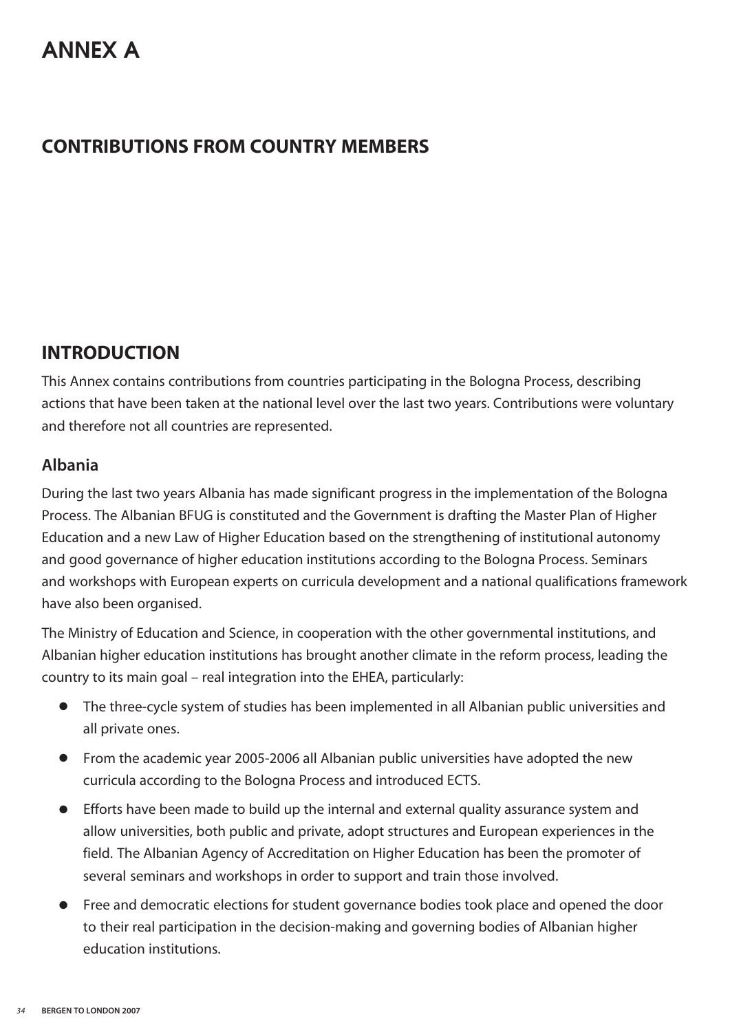# ANNEX A

## CONTRIBUTIONS FROM COUNTRY MEMBERS

## INTRODUCTION

This Annex contains contributions from countries participating in the Bologna Process, describing actions that have been taken at the national level over the last two years. Contributions were voluntary and therefore not all countries are represented.

### Albania

During the last two years Albania has made significant progress in the implementation of the Bologna Process. The Albanian BFUG is constituted and the Government is drafting the Master Plan of Higher Education and a new Law of Higher Education based on the strengthening of institutional autonomy and good governance of higher education institutions according to the Bologna Process. Seminars and workshops with European experts on curricula development and a national qualifications framework have also been organised.

The Ministry of Education and Science, in cooperation with the other governmental institutions, and Albanian higher education institutions has brought another climate in the reform process, leading the country to its main goal – real integration into the EHEA, particularly:

- The three-cycle system of studies has been implemented in all Albanian public universities and all private ones.
- From the academic year 2005-2006 all Albanian public universities have adopted the new curricula according to the Bologna Process and introduced ECTS.
- Efforts have been made to build up the internal and external quality assurance system and allow universities, both public and private, adopt structures and European experiences in the field. The Albanian Agency of Accreditation on Higher Education has been the promoter of several seminars and workshops in order to support and train those involved.
- Free and democratic elections for student governance bodies took place and opened the door to their real participation in the decision-making and governing bodies of Albanian higher education institutions.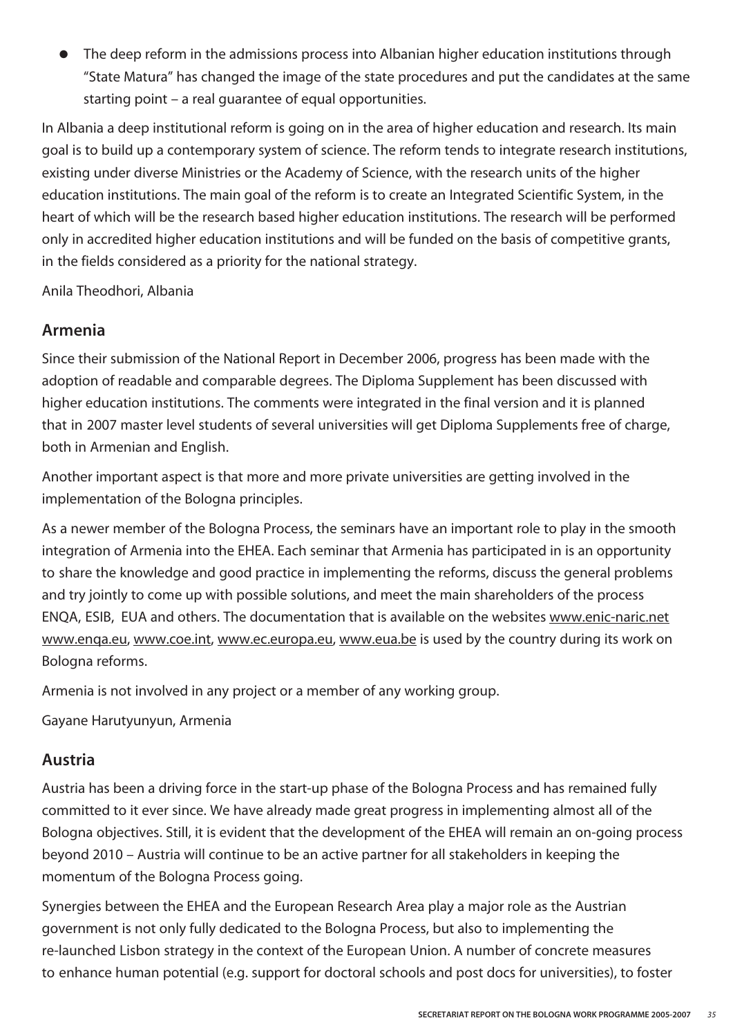- The deep reform in the admissions process into Albanian higher education institutions through "State Matura" has changed the image of the state procedures and put the candidates at the same starting point – a real guarantee of equal opportunities.

In Albania a deep institutional reform is going on in the area of higher education and research. Its main goal is to build up a contemporary system of science. The reform tends to integrate research institutions, existing under diverse Ministries or the Academy of Science, with the research units of the higher education institutions. The main goal of the reform is to create an Integrated Scientific System, in the heart of which will be the research based higher education institutions. The research will be performed only in accredited higher education institutions and will be funded on the basis of competitive grants, in the fields considered as a priority for the national strategy.

Anila Theodhori, Albania

## Armenia

Since their submission of the National Report in December 2006, progress has been made with the adoption of readable and comparable degrees. The Diploma Supplement has been discussed with higher education institutions. The comments were integrated in the final version and it is planned that in 2007 master level students of several universities will get Diploma Supplements free of charge, both in Armenian and English.

Another important aspect is that more and more private universities are getting involved in the implementation of the Bologna principles.

As a newer member of the Bologna Process, the seminars have an important role to play in the smooth integration of Armenia into the EHEA. Each seminar that Armenia has participated in is an opportunity to share the knowledge and good practice in implementing the reforms, discuss the general problems and try jointly to come up with possible solutions, and meet the main shareholders of the process ENQA, ESIB, EUA and others. The documentation that is available on the websites www.enic-naric.net www.enqa.eu, www.coe.int, www.ec.europa.eu, www.eua.be is used by the country during its work on Bologna reforms.

Armenia is not involved in any project or a member of any working group.

Gayane Harutyunyun, Armenia

## Austria

Austria has been a driving force in the start-up phase of the Bologna Process and has remained fully committed to it ever since. We have already made great progress in implementing almost all of the Bologna objectives. Still, it is evident that the development of the EHEA will remain an on-going process beyond 2010 – Austria will continue to be an active partner for all stakeholders in keeping the momentum of the Bologna Process going.

Synergies between the EHEA and the European Research Area play a major role as the Austrian government is not only fully dedicated to the Bologna Process, but also to implementing the re-launched Lisbon strategy in the context of the European Union. A number of concrete measures to enhance human potential (e.g. support for doctoral schools and post docs for universities), to foster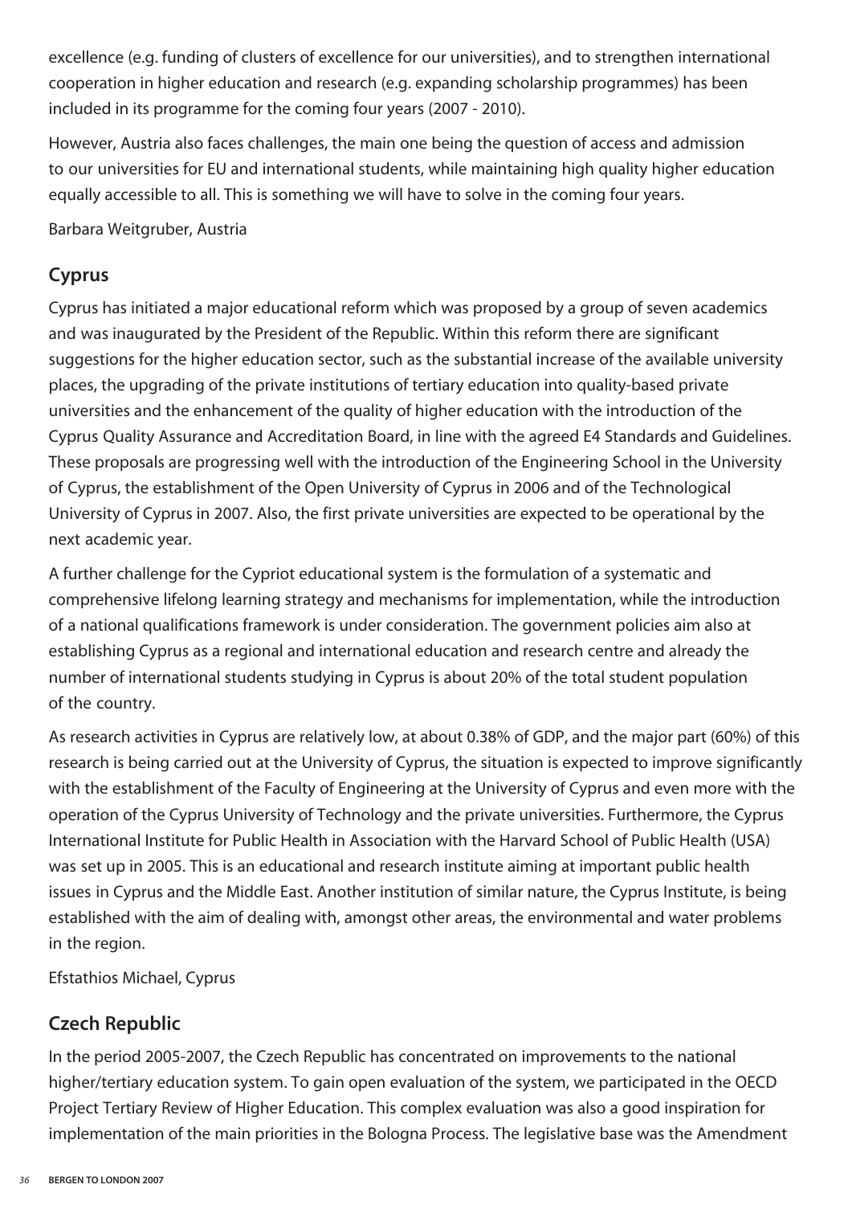excellence (e.g. funding of clusters of excellence for our universities), and to strengthen international cooperation in higher education and research (e.g. expanding scholarship programmes) has been included in its programme for the coming four years (2007 - 2010).

However, Austria also faces challenges, the main one being the question of access and admission to our universities for EU and international students, while maintaining high quality higher education equally accessible to all. This is something we will have to solve in the coming four years.

Barbara Weitgruber, Austria

## Cyprus

Cyprus has initiated a major educational reform which was proposed by a group of seven academics and was inaugurated by the President of the Republic. Within this reform there are significant suggestions for the higher education sector, such as the substantial increase of the available university places, the upgrading of the private institutions of tertiary education into quality-based private universities and the enhancement of the quality of higher education with the introduction of the Cyprus Quality Assurance and Accreditation Board, in line with the agreed E4 Standards and Guidelines. These proposals are progressing well with the introduction of the Engineering School in the University of Cyprus, the establishment of the Open University of Cyprus in 2006 and of the Technological University of Cyprus in 2007. Also, the first private universities are expected to be operational by the next academic year.

A further challenge for the Cypriot educational system is the formulation of a systematic and comprehensive lifelong learning strategy and mechanisms for implementation, while the introduction of a national qualifications framework is under consideration. The government policies aim also at establishing Cyprus as a regional and international education and research centre and already the number of international students studying in Cyprus is about 20% of the total student population of the country.

As research activities in Cyprus are relatively low, at about 0.38% of GDP, and the major part (60%) of this research is being carried out at the University of Cyprus, the situation is expected to improve significantly with the establishment of the Faculty of Engineering at the University of Cyprus and even more with the operation of the Cyprus University of Technology and the private universities. Furthermore, the Cyprus International Institute for Public Health in Association with the Harvard School of Public Health (USA) was set up in 2005. This is an educational and research institute aiming at important public health issues in Cyprus and the Middle East. Another institution of similar nature, the Cyprus Institute, is being established with the aim of dealing with, amongst other areas, the environmental and water problems in the region.

Efstathios Michael, Cyprus

## Czech Republic

In the period 2005-2007, the Czech Republic has concentrated on improvements to the national higher/tertiary education system. To gain open evaluation of the system, we participated in the OECD Project Tertiary Review of Higher Education. This complex evaluation was also a good inspiration for implementation of the main priorities in the Bologna Process. The legislative base was the Amendment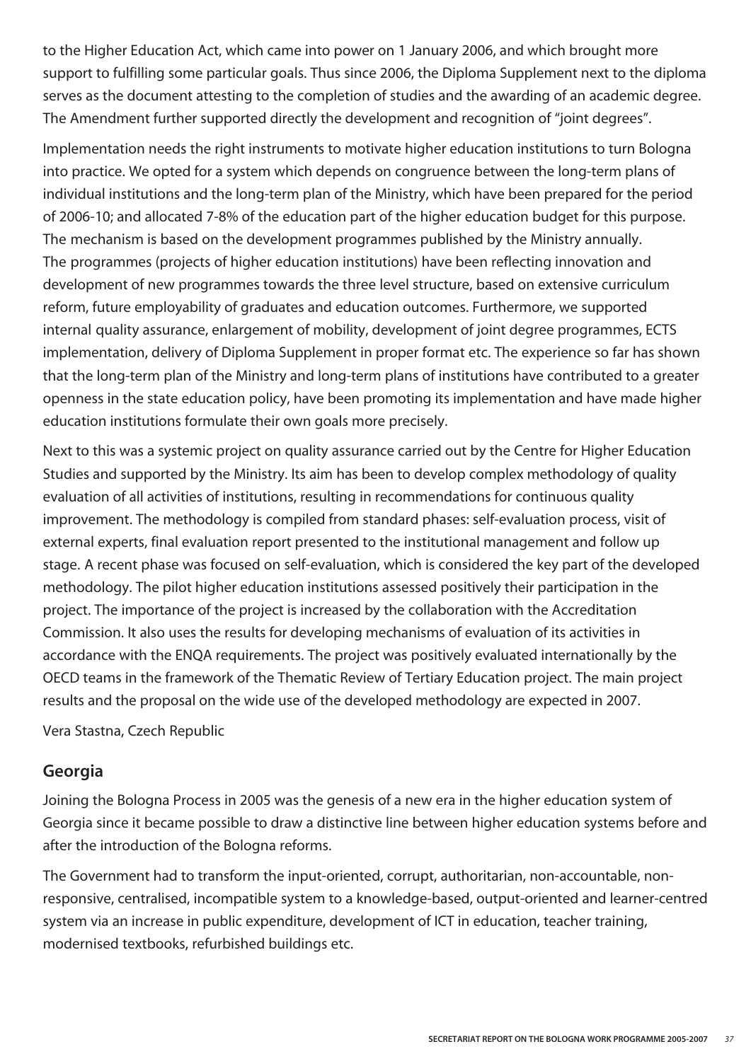to the Higher Education Act, which came into power on 1 January 2006, and which brought more support to fulfilling some particular goals. Thus since 2006, the Diploma Supplement next to the diploma serves as the document attesting to the completion of studies and the awarding of an academic degree. The Amendment further supported directly the development and recognition of "joint degrees".

Implementation needs the right instruments to motivate higher education institutions to turn Bologna into practice. We opted for a system which depends on congruence between the long-term plans of individual institutions and the long-term plan of the Ministry, which have been prepared for the period of 2006-10; and allocated 7-8% of the education part of the higher education budget for this purpose. The mechanism is based on the development programmes published by the Ministry annually. The programmes (projects of higher education institutions) have been reflecting innovation and development of new programmes towards the three level structure, based on extensive curriculum reform, future employability of graduates and education outcomes. Furthermore, we supported internal quality assurance, enlargement of mobility, development of joint degree programmes, ECTS implementation, delivery of Diploma Supplement in proper format etc. The experience so far has shown that the long-term plan of the Ministry and long-term plans of institutions have contributed to a greater openness in the state education policy, have been promoting its implementation and have made higher education institutions formulate their own goals more precisely.

Next to this was a systemic project on quality assurance carried out by the Centre for Higher Education Studies and supported by the Ministry. Its aim has been to develop complex methodology of quality evaluation of all activities of institutions, resulting in recommendations for continuous quality improvement. The methodology is compiled from standard phases: self-evaluation process, visit of external experts, final evaluation report presented to the institutional management and follow up stage. A recent phase was focused on self-evaluation, which is considered the key part of the developed methodology. The pilot higher education institutions assessed positively their participation in the project. The importance of the project is increased by the collaboration with the Accreditation Commission. It also uses the results for developing mechanisms of evaluation of its activities in accordance with the ENQA requirements. The project was positively evaluated internationally by the OECD teams in the framework of the Thematic Review of Tertiary Education project. The main project results and the proposal on the wide use of the developed methodology are expected in 2007.

Vera Stastna, Czech Republic

## Georgia

Joining the Bologna Process in 2005 was the genesis of a new era in the higher education system of Georgia since it became possible to draw a distinctive line between higher education systems before and after the introduction of the Bologna reforms.

The Government had to transform the input-oriented, corrupt, authoritarian, non-accountable, non-responsive, centralised, incompatible system to a knowledge-based, output-oriented and learner-centred system via an increase in public expenditure, development of ICT in education, teacher training, modernised textbooks, refurbished buildings etc.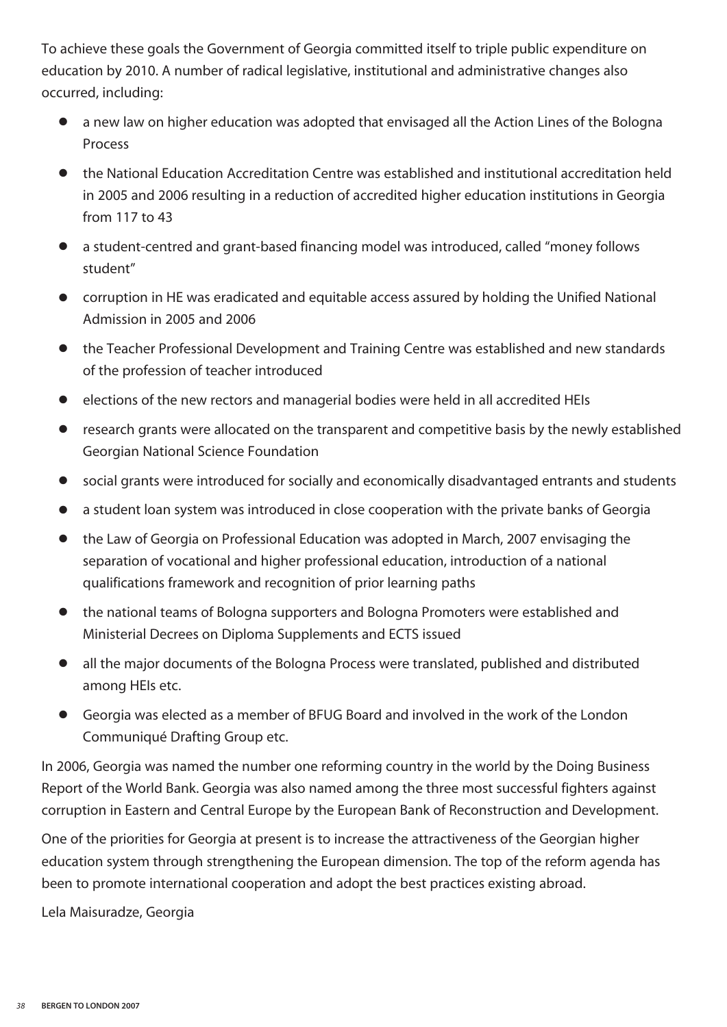To achieve these goals the Government of Georgia committed itself to triple public expenditure on education by 2010. A number of radical legislative, institutional and administrative changes also occurred, including:

- a new law on higher education was adopted that envisaged all the Action Lines of the Bologna Process
- the National Education Accreditation Centre was established and institutional accreditation held in 2005 and 2006 resulting in a reduction of accredited higher education institutions in Georgia from 117 to 43
- a student-centred and grant-based financing model was introduced, called "money follows student"
- corruption in HE was eradicated and equitable access assured by holding the Unified National Admission in 2005 and 2006
- the Teacher Professional Development and Training Centre was established and new standards of the profession of teacher introduced
- elections of the new rectors and managerial bodies were held in all accredited HEIs
- research grants were allocated on the transparent and competitive basis by the newly established Georgian National Science Foundation
- social grants were introduced for socially and economically disadvantaged entrants and students
- a student loan system was introduced in close cooperation with the private banks of Georgia
- the Law of Georgia on Professional Education was adopted in March, 2007 envisaging the separation of vocational and higher professional education, introduction of a national qualifications framework and recognition of prior learning paths
- the national teams of Bologna supporters and Bologna Promoters were established and Ministerial Decrees on Diploma Supplements and ECTS issued
- all the major documents of the Bologna Process were translated, published and distributed among HEIs etc.
- Georgia was elected as a member of BFUG Board and involved in the work of the London Communiqué Drafting Group etc.

In 2006, Georgia was named the number one reforming country in the world by the Doing Business Report of the World Bank. Georgia was also named among the three most successful fighters against corruption in Eastern and Central Europe by the European Bank of Reconstruction and Development.

One of the priorities for Georgia at present is to increase the attractiveness of the Georgian higher education system through strengthening the European dimension. The top of the reform agenda has been to promote international cooperation and adopt the best practices existing abroad.

Lela Maisuradze, Georgia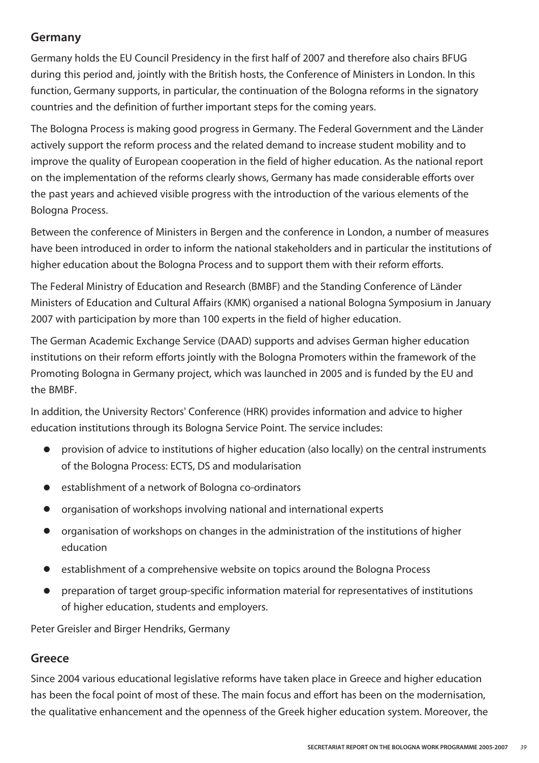## Germany

Germany holds the EU Council Presidency in the first half of 2007 and therefore also chairs BFUG during this period and, jointly with the British hosts, the Conference of Ministers in London. In this function, Germany supports, in particular, the continuation of the Bologna reforms in the signatory countries and the definition of further important steps for the coming years.

The Bologna Process is making good progress in Germany. The Federal Government and the Länder actively support the reform process and the related demand to increase student mobility and to improve the quality of European cooperation in the field of higher education. As the national report on the implementation of the reforms clearly shows, Germany has made considerable efforts over the past years and achieved visible progress with the introduction of the various elements of the Bologna Process.

Between the conference of Ministers in Bergen and the conference in London, a number of measures have been introduced in order to inform the national stakeholders and in particular the institutions of higher education about the Bologna Process and to support them with their reform efforts.

The Federal Ministry of Education and Research (BMBF) and the Standing Conference of Länder Ministers of Education and Cultural Affairs (KMK) organised a national Bologna Symposium in January 2007 with participation by more than 100 experts in the field of higher education.

The German Academic Exchange Service (DAAD) supports and advises German higher education institutions on their reform efforts jointly with the Bologna Promoters within the framework of the Promoting Bologna in Germany project, which was launched in 2005 and is funded by the EU and the BMBF.

In addition, the University Rectors' Conference (HRK) provides information and advice to higher education institutions through its Bologna Service Point. The service includes:

- provision of advice to institutions of higher education (also locally) on the central instruments of the Bologna Process: ECTS, DS and modularisation
- establishment of a network of Bologna co-ordinators
- organisation of workshops involving national and international experts
- organisation of workshops on changes in the administration of the institutions of higher education
- establishment of a comprehensive website on topics around the Bologna Process
- preparation of target group-specific information material for representatives of institutions of higher education, students and employers.

Peter Greisler and Birger Hendriks, Germany

## Greece

Since 2004 various educational legislative reforms have taken place in Greece and higher education has been the focal point of most of these. The main focus and effort has been on the modernisation, the qualitative enhancement and the openness of the Greek higher education system. Moreover, the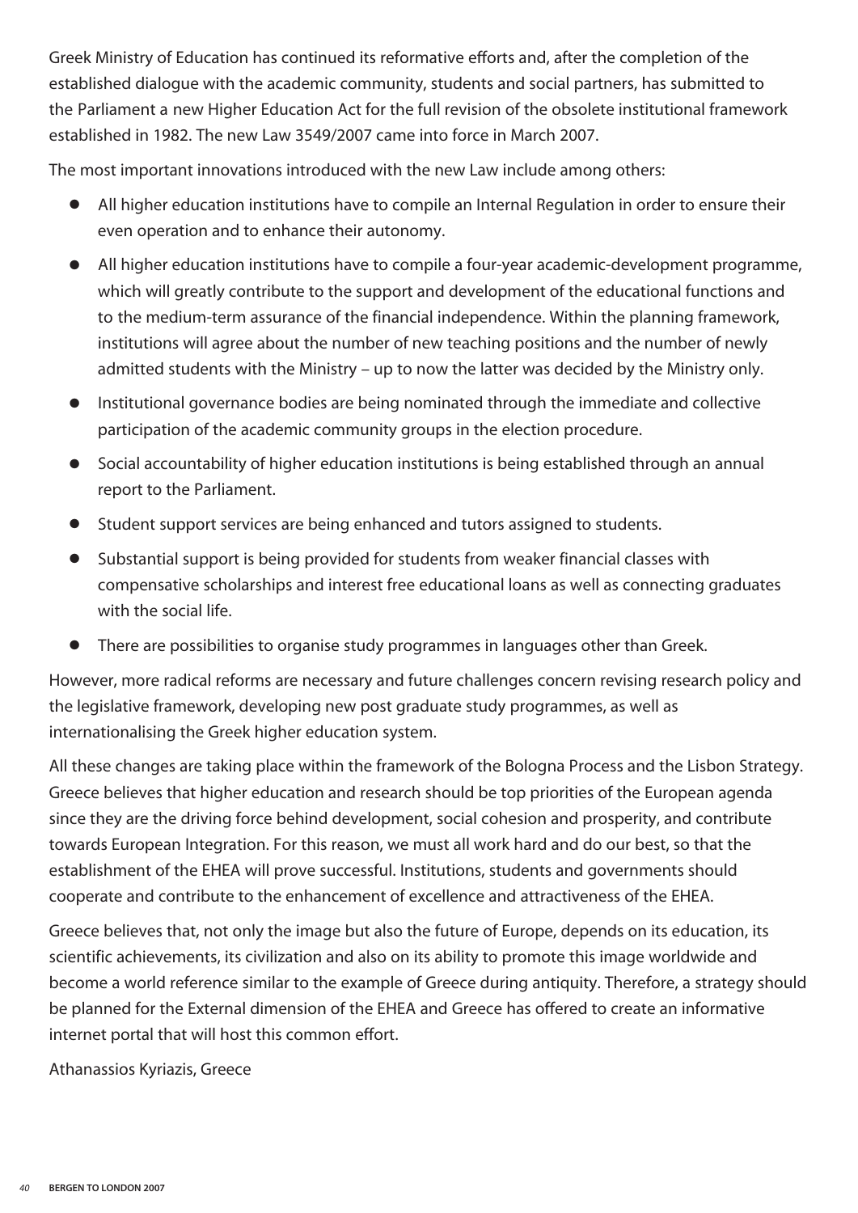Greek Ministry of Education has continued its reformative efforts and, after the completion of the established dialogue with the academic community, students and social partners, has submitted to the Parliament a new Higher Education Act for the full revision of the obsolete institutional framework established in 1982. The new Law 3549/2007 came into force in March 2007.

The most important innovations introduced with the new Law include among others:

- All higher education institutions have to compile an Internal Regulation in order to ensure their even operation and to enhance their autonomy.
- All higher education institutions have to compile a four-year academic-development programme, which will greatly contribute to the support and development of the educational functions and to the medium-term assurance of the financial independence. Within the planning framework, institutions will agree about the number of new teaching positions and the number of newly admitted students with the Ministry – up to now the latter was decided by the Ministry only.
- Institutional governance bodies are being nominated through the immediate and collective participation of the academic community groups in the election procedure.
- Social accountability of higher education institutions is being established through an annual report to the Parliament.
- Student support services are being enhanced and tutors assigned to students.
- Substantial support is being provided for students from weaker financial classes with compensative scholarships and interest free educational loans as well as connecting graduates with the social life.
- There are possibilities to organise study programmes in languages other than Greek.

However, more radical reforms are necessary and future challenges concern revising research policy and the legislative framework, developing new post graduate study programmes, as well as internationalising the Greek higher education system.

All these changes are taking place within the framework of the Bologna Process and the Lisbon Strategy. Greece believes that higher education and research should be top priorities of the European agenda since they are the driving force behind development, social cohesion and prosperity, and contribute towards European Integration. For this reason, we must all work hard and do our best, so that the establishment of the EHEA will prove successful. Institutions, students and governments should cooperate and contribute to the enhancement of excellence and attractiveness of the EHEA.

Greece believes that, not only the image but also the future of Europe, depends on its education, its scientific achievements, its civilization and also on its ability to promote this image worldwide and become a world reference similar to the example of Greece during antiquity. Therefore, a strategy should be planned for the External dimension of the EHEA and Greece has offered to create an informative internet portal that will host this common effort.

Athanassios Kyriazis, Greece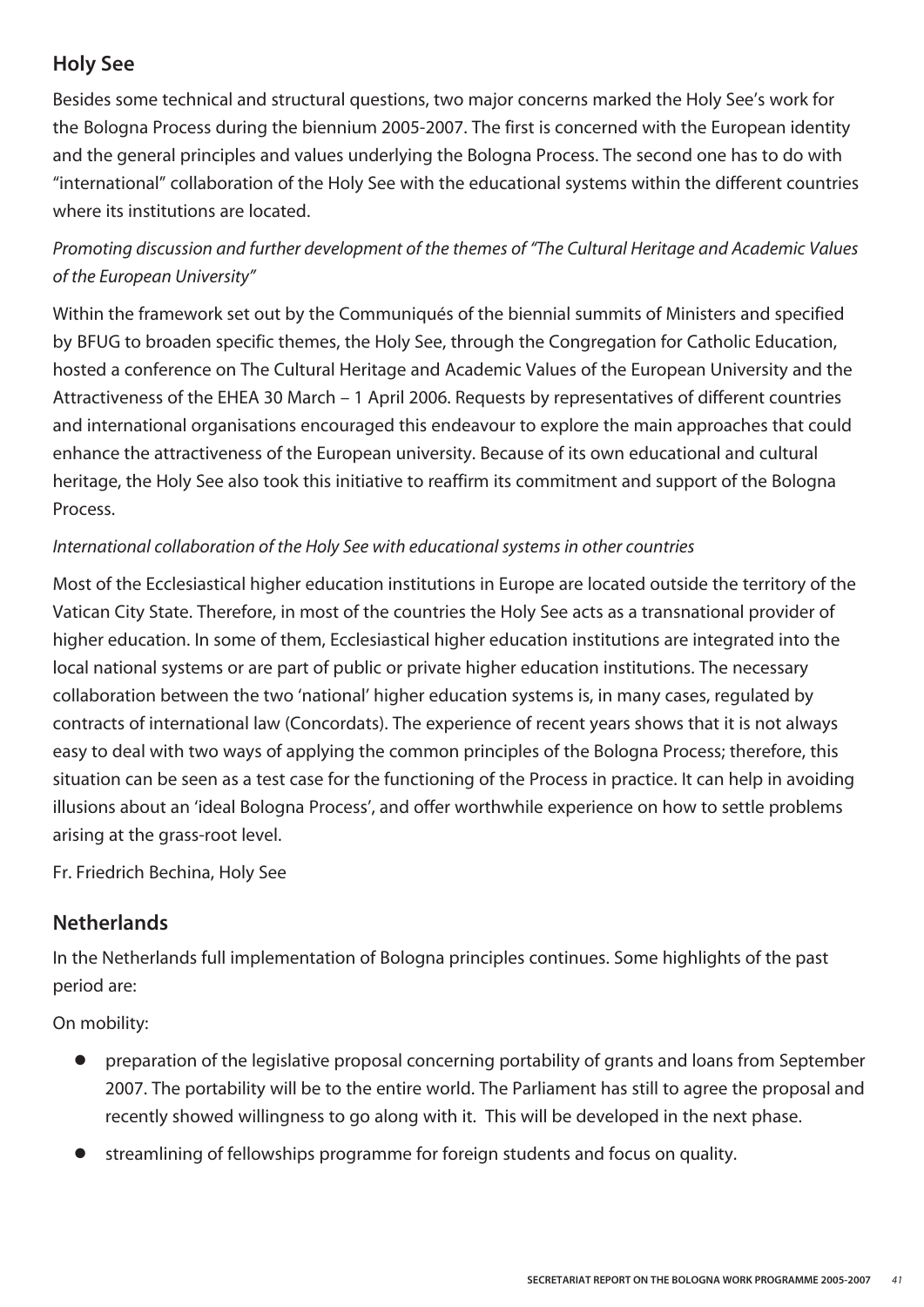## Holy See

Besides some technical and structural questions, two major concerns marked the Holy See's work for the Bologna Process during the biennium 2005-2007. The first is concerned with the European identity and the general principles and values underlying the Bologna Process. The second one has to do with "international" collaboration of the Holy See with the educational systems within the different countries where its institutions are located.

*Promoting discussion and further development of the themes of "The Cultural Heritage and Academic Values of the European University"*

Within the framework set out by the Communiqués of the biennial summits of Ministers and specified by BFUG to broaden specific themes, the Holy See, through the Congregation for Catholic Education, hosted a conference on The Cultural Heritage and Academic Values of the European University and the Attractiveness of the EHEA 30 March – 1 April 2006. Requests by representatives of different countries and international organisations encouraged this endeavour to explore the main approaches that could enhance the attractiveness of the European university. Because of its own educational and cultural heritage, the Holy See also took this initiative to reaffirm its commitment and support of the Bologna Process.

*International collaboration of the Holy See with educational systems in other countries*

Most of the Ecclesiastical higher education institutions in Europe are located outside the territory of the Vatican City State. Therefore, in most of the countries the Holy See acts as a transnational provider of higher education. In some of them, Ecclesiastical higher education institutions are integrated into the local national systems or are part of public or private higher education institutions. The necessary collaboration between the two 'national' higher education systems is, in many cases, regulated by contracts of international law (Concordats). The experience of recent years shows that it is not always easy to deal with two ways of applying the common principles of the Bologna Process; therefore, this situation can be seen as a test case for the functioning of the Process in practice. It can help in avoiding illusions about an 'ideal Bologna Process', and offer worthwhile experience on how to settle problems arising at the grass-root level.

Fr. Friedrich Bechina, Holy See

## Netherlands

In the Netherlands full implementation of Bologna principles continues. Some highlights of the past period are:

On mobility:

- preparation of the legislative proposal concerning portability of grants and loans from September 2007. The portability will be to the entire world. The Parliament has still to agree the proposal and recently showed willingness to go along with it. This will be developed in the next phase.
- streamlining of fellowships programme for foreign students and focus on quality.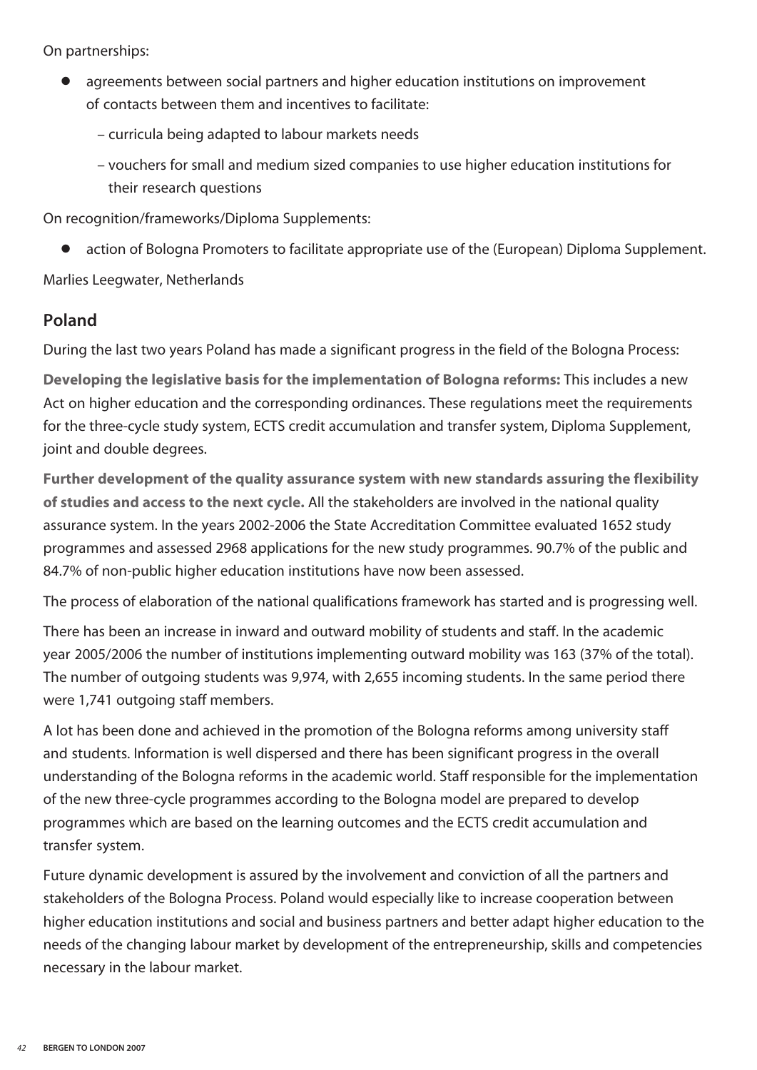On partnerships:

- agreements between social partners and higher education institutions on improvement of contacts between them and incentives to facilitate:
  - curricula being adapted to labour markets needs
  - vouchers for small and medium sized companies to use higher education institutions for their research questions

On recognition/frameworks/Diploma Supplements:

- action of Bologna Promoters to facilitate appropriate use of the (European) Diploma Supplement.

Marlies Leegwater, Netherlands

## Poland

During the last two years Poland has made a significant progress in the field of the Bologna Process:

**Developing the legislative basis for the implementation of Bologna reforms:** This includes a new Act on higher education and the corresponding ordinances. These regulations meet the requirements for the three-cycle study system, ECTS credit accumulation and transfer system, Diploma Supplement, joint and double degrees.

**Further development of the quality assurance system with new standards assuring the flexibility of studies and access to the next cycle.** All the stakeholders are involved in the national quality assurance system. In the years 2002-2006 the State Accreditation Committee evaluated 1652 study programmes and assessed 2968 applications for the new study programmes. 90.7% of the public and 84.7% of non-public higher education institutions have now been assessed.

The process of elaboration of the national qualifications framework has started and is progressing well.

There has been an increase in inward and outward mobility of students and staff. In the academic year 2005/2006 the number of institutions implementing outward mobility was 163 (37% of the total). The number of outgoing students was 9,974, with 2,655 incoming students. In the same period there were 1,741 outgoing staff members.

A lot has been done and achieved in the promotion of the Bologna reforms among university staff and students. Information is well dispersed and there has been significant progress in the overall understanding of the Bologna reforms in the academic world. Staff responsible for the implementation of the new three-cycle programmes according to the Bologna model are prepared to develop programmes which are based on the learning outcomes and the ECTS credit accumulation and transfer system.

Future dynamic development is assured by the involvement and conviction of all the partners and stakeholders of the Bologna Process. Poland would especially like to increase cooperation between higher education institutions and social and business partners and better adapt higher education to the needs of the changing labour market by development of the entrepreneurship, skills and competencies necessary in the labour market.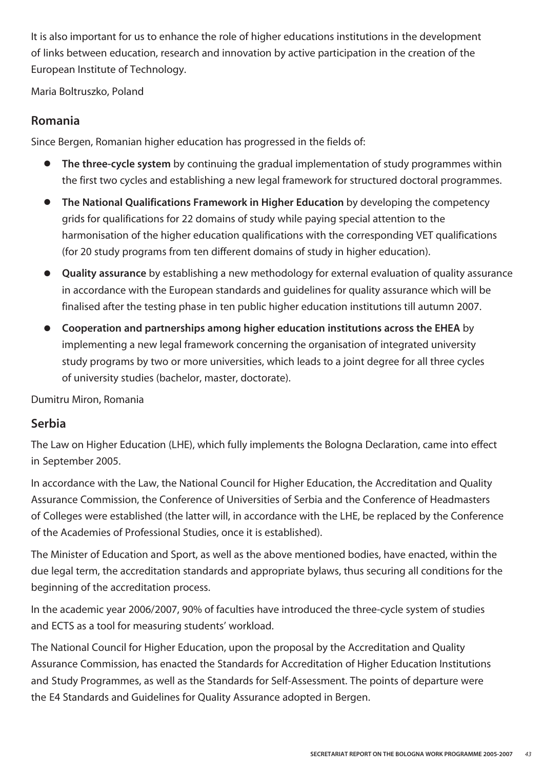It is also important for us to enhance the role of higher educations institutions in the development of links between education, research and innovation by active participation in the creation of the European Institute of Technology.

Maria Boltruszko, Poland

## Romania

Since Bergen, Romanian higher education has progressed in the fields of:

- **The three-cycle system** by continuing the gradual implementation of study programmes within the first two cycles and establishing a new legal framework for structured doctoral programmes.
- **The National Qualifications Framework in Higher Education** by developing the competency grids for qualifications for 22 domains of study while paying special attention to the harmonisation of the higher education qualifications with the corresponding VET qualifications (for 20 study programs from ten different domains of study in higher education).
- **Quality assurance** by establishing a new methodology for external evaluation of quality assurance in accordance with the European standards and guidelines for quality assurance which will be finalised after the testing phase in ten public higher education institutions till autumn 2007.
- **Cooperation and partnerships among higher education institutions across the EHEA** by implementing a new legal framework concerning the organisation of integrated university study programs by two or more universities, which leads to a joint degree for all three cycles of university studies (bachelor, master, doctorate).

Dumitru Miron, Romania

## Serbia

The Law on Higher Education (LHE), which fully implements the Bologna Declaration, came into effect in September 2005.

In accordance with the Law, the National Council for Higher Education, the Accreditation and Quality Assurance Commission, the Conference of Universities of Serbia and the Conference of Headmasters of Colleges were established (the latter will, in accordance with the LHE, be replaced by the Conference of the Academies of Professional Studies, once it is established).

The Minister of Education and Sport, as well as the above mentioned bodies, have enacted, within the due legal term, the accreditation standards and appropriate bylaws, thus securing all conditions for the beginning of the accreditation process.

In the academic year 2006/2007, 90% of faculties have introduced the three-cycle system of studies and ECTS as a tool for measuring students' workload.

The National Council for Higher Education, upon the proposal by the Accreditation and Quality Assurance Commission, has enacted the Standards for Accreditation of Higher Education Institutions and Study Programmes, as well as the Standards for Self-Assessment. The points of departure were the E4 Standards and Guidelines for Quality Assurance adopted in Bergen.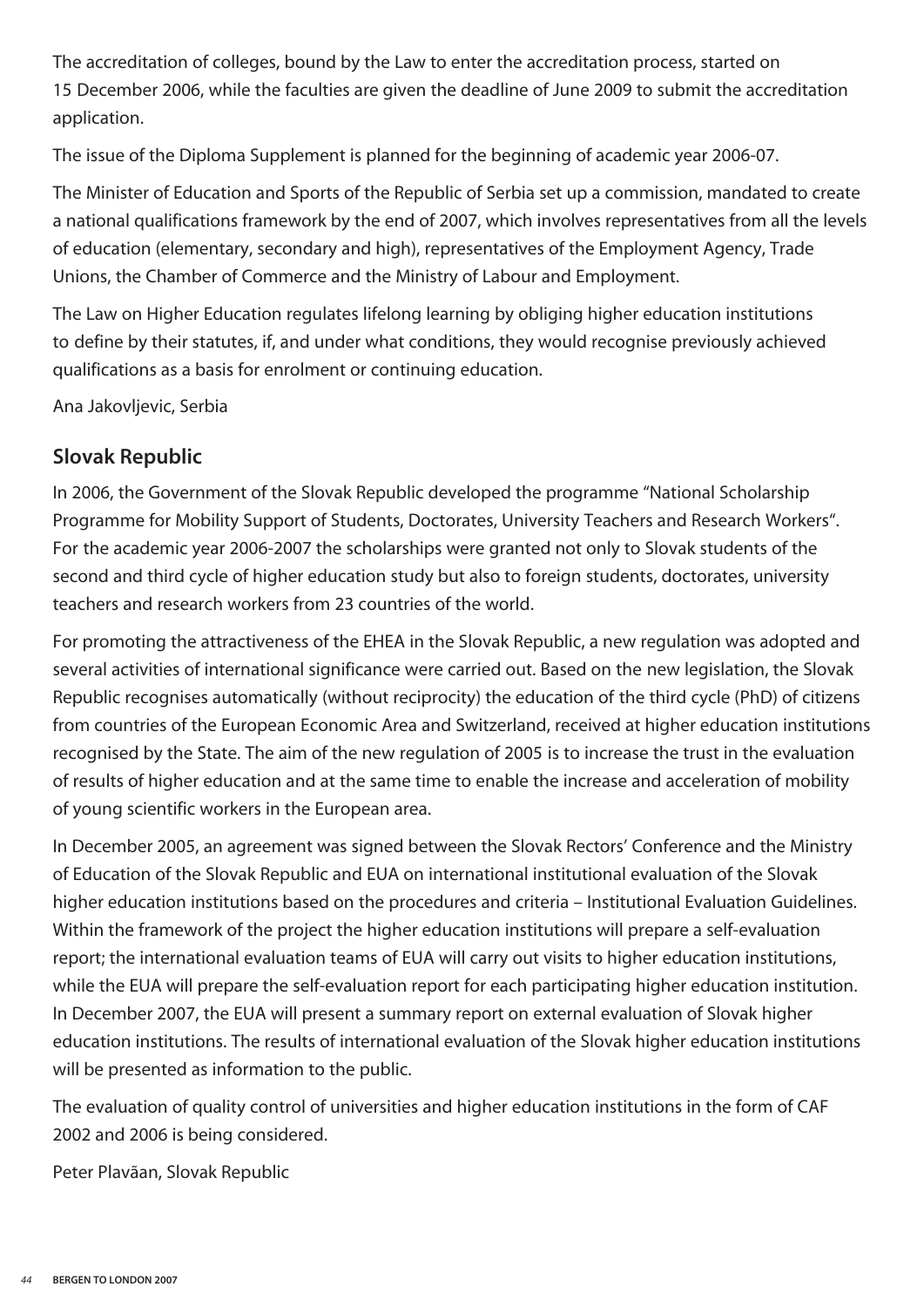The accreditation of colleges, bound by the Law to enter the accreditation process, started on 15 December 2006, while the faculties are given the deadline of June 2009 to submit the accreditation application.

The issue of the Diploma Supplement is planned for the beginning of academic year 2006-07.

The Minister of Education and Sports of the Republic of Serbia set up a commission, mandated to create a national qualifications framework by the end of 2007, which involves representatives from all the levels of education (elementary, secondary and high), representatives of the Employment Agency, Trade Unions, the Chamber of Commerce and the Ministry of Labour and Employment.

The Law on Higher Education regulates lifelong learning by obliging higher education institutions to define by their statutes, if, and under what conditions, they would recognise previously achieved qualifications as a basis for enrolment or continuing education.

Ana Jakovljevic, Serbia

## Slovak Republic

In 2006, the Government of the Slovak Republic developed the programme "National Scholarship Programme for Mobility Support of Students, Doctorates, University Teachers and Research Workers". For the academic year 2006-2007 the scholarships were granted not only to Slovak students of the second and third cycle of higher education study but also to foreign students, doctorates, university teachers and research workers from 23 countries of the world.

For promoting the attractiveness of the EHEA in the Slovak Republic, a new regulation was adopted and several activities of international significance were carried out. Based on the new legislation, the Slovak Republic recognises automatically (without reciprocity) the education of the third cycle (PhD) of citizens from countries of the European Economic Area and Switzerland, received at higher education institutions recognised by the State. The aim of the new regulation of 2005 is to increase the trust in the evaluation of results of higher education and at the same time to enable the increase and acceleration of mobility of young scientific workers in the European area.

In December 2005, an agreement was signed between the Slovak Rectors' Conference and the Ministry of Education of the Slovak Republic and EUA on international institutional evaluation of the Slovak higher education institutions based on the procedures and criteria – Institutional Evaluation Guidelines. Within the framework of the project the higher education institutions will prepare a self-evaluation report; the international evaluation teams of EUA will carry out visits to higher education institutions, while the EUA will prepare the self-evaluation report for each participating higher education institution. In December 2007, the EUA will present a summary report on external evaluation of Slovak higher education institutions. The results of international evaluation of the Slovak higher education institutions will be presented as information to the public.

The evaluation of quality control of universities and higher education institutions in the form of CAF 2002 and 2006 is being considered.

Peter Plavãan, Slovak Republic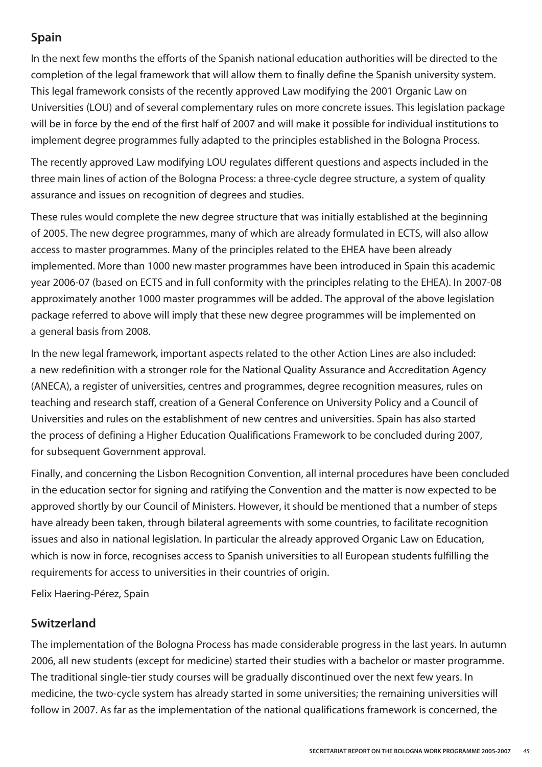## Spain

In the next few months the efforts of the Spanish national education authorities will be directed to the completion of the legal framework that will allow them to finally define the Spanish university system. This legal framework consists of the recently approved Law modifying the 2001 Organic Law on Universities (LOU) and of several complementary rules on more concrete issues. This legislation package will be in force by the end of the first half of 2007 and will make it possible for individual institutions to implement degree programmes fully adapted to the principles established in the Bologna Process.

The recently approved Law modifying LOU regulates different questions and aspects included in the three main lines of action of the Bologna Process: a three-cycle degree structure, a system of quality assurance and issues on recognition of degrees and studies.

These rules would complete the new degree structure that was initially established at the beginning of 2005. The new degree programmes, many of which are already formulated in ECTS, will also allow access to master programmes. Many of the principles related to the EHEA have been already implemented. More than 1000 new master programmes have been introduced in Spain this academic year 2006-07 (based on ECTS and in full conformity with the principles relating to the EHEA). In 2007-08 approximately another 1000 master programmes will be added. The approval of the above legislation package referred to above will imply that these new degree programmes will be implemented on a general basis from 2008.

In the new legal framework, important aspects related to the other Action Lines are also included: a new redefinition with a stronger role for the National Quality Assurance and Accreditation Agency (ANECA), a register of universities, centres and programmes, degree recognition measures, rules on teaching and research staff, creation of a General Conference on University Policy and a Council of Universities and rules on the establishment of new centres and universities. Spain has also started the process of defining a Higher Education Qualifications Framework to be concluded during 2007, for subsequent Government approval.

Finally, and concerning the Lisbon Recognition Convention, all internal procedures have been concluded in the education sector for signing and ratifying the Convention and the matter is now expected to be approved shortly by our Council of Ministers. However, it should be mentioned that a number of steps have already been taken, through bilateral agreements with some countries, to facilitate recognition issues and also in national legislation. In particular the already approved Organic Law on Education, which is now in force, recognises access to Spanish universities to all European students fulfilling the requirements for access to universities in their countries of origin.

Felix Haering-Pérez, Spain

## Switzerland

The implementation of the Bologna Process has made considerable progress in the last years. In autumn 2006, all new students (except for medicine) started their studies with a bachelor or master programme. The traditional single-tier study courses will be gradually discontinued over the next few years. In medicine, the two-cycle system has already started in some universities; the remaining universities will follow in 2007. As far as the implementation of the national qualifications framework is concerned, the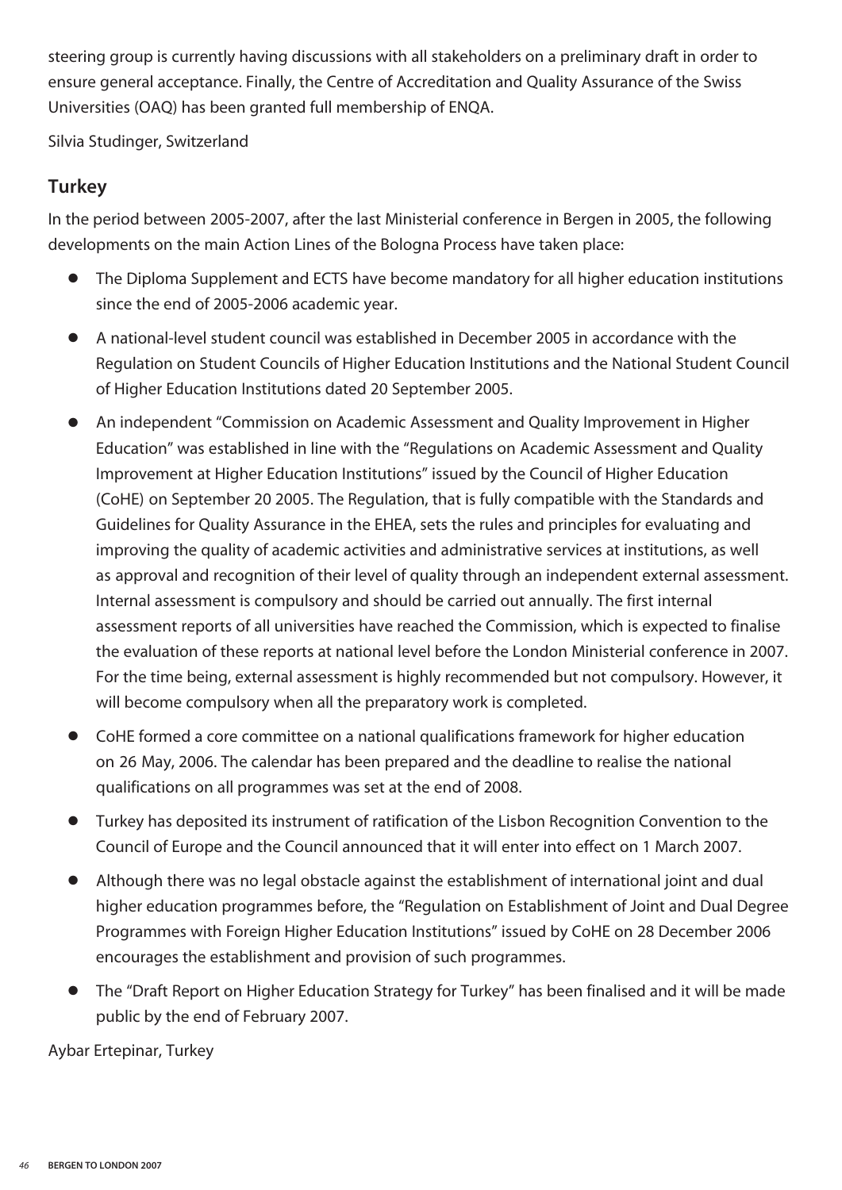steering group is currently having discussions with all stakeholders on a preliminary draft in order to ensure general acceptance. Finally, the Centre of Accreditation and Quality Assurance of the Swiss Universities (OAQ) has been granted full membership of ENQA.

Silvia Studinger, Switzerland

## Turkey

In the period between 2005-2007, after the last Ministerial conference in Bergen in 2005, the following developments on the main Action Lines of the Bologna Process have taken place:

- The Diploma Supplement and ECTS have become mandatory for all higher education institutions since the end of 2005-2006 academic year.
- A national-level student council was established in December 2005 in accordance with the Regulation on Student Councils of Higher Education Institutions and the National Student Council of Higher Education Institutions dated 20 September 2005.
- An independent "Commission on Academic Assessment and Quality Improvement in Higher Education" was established in line with the "Regulations on Academic Assessment and Quality Improvement at Higher Education Institutions" issued by the Council of Higher Education (CoHE) on September 20 2005. The Regulation, that is fully compatible with the Standards and Guidelines for Quality Assurance in the EHEA, sets the rules and principles for evaluating and improving the quality of academic activities and administrative services at institutions, as well as approval and recognition of their level of quality through an independent external assessment. Internal assessment is compulsory and should be carried out annually. The first internal assessment reports of all universities have reached the Commission, which is expected to finalise the evaluation of these reports at national level before the London Ministerial conference in 2007. For the time being, external assessment is highly recommended but not compulsory. However, it will become compulsory when all the preparatory work is completed.
- CoHE formed a core committee on a national qualifications framework for higher education on 26 May, 2006. The calendar has been prepared and the deadline to realise the national qualifications on all programmes was set at the end of 2008.
- Turkey has deposited its instrument of ratification of the Lisbon Recognition Convention to the Council of Europe and the Council announced that it will enter into effect on 1 March 2007.
- Although there was no legal obstacle against the establishment of international joint and dual higher education programmes before, the "Regulation on Establishment of Joint and Dual Degree Programmes with Foreign Higher Education Institutions" issued by CoHE on 28 December 2006 encourages the establishment and provision of such programmes.
- The "Draft Report on Higher Education Strategy for Turkey" has been finalised and it will be made public by the end of February 2007.

Aybar Ertepinar, Turkey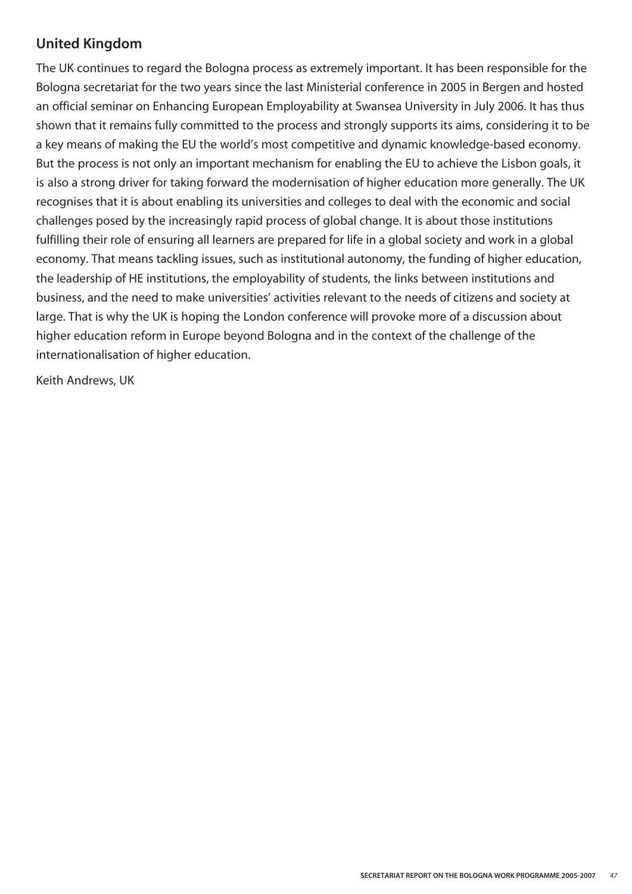## United Kingdom

The UK continues to regard the Bologna process as extremely important. It has been responsible for the Bologna secretariat for the two years since the last Ministerial conference in 2005 in Bergen and hosted an official seminar on Enhancing European Employability at Swansea University in July 2006. It has thus shown that it remains fully committed to the process and strongly supports its aims, considering it to be a key means of making the EU the world's most competitive and dynamic knowledge-based economy. But the process is not only an important mechanism for enabling the EU to achieve the Lisbon goals, it is also a strong driver for taking forward the modernisation of higher education more generally. The UK recognises that it is about enabling its universities and colleges to deal with the economic and social challenges posed by the increasingly rapid process of global change. It is about those institutions fulfilling their role of ensuring all learners are prepared for life in a global society and work in a global economy. That means tackling issues, such as institutional autonomy, the funding of higher education, the leadership of HE institutions, the employability of students, the links between institutions and business, and the need to make universities' activities relevant to the needs of citizens and society at large. That is why the UK is hoping the London conference will provoke more of a discussion about higher education reform in Europe beyond Bologna and in the context of the challenge of the internationalisation of higher education.

Keith Andrews, UK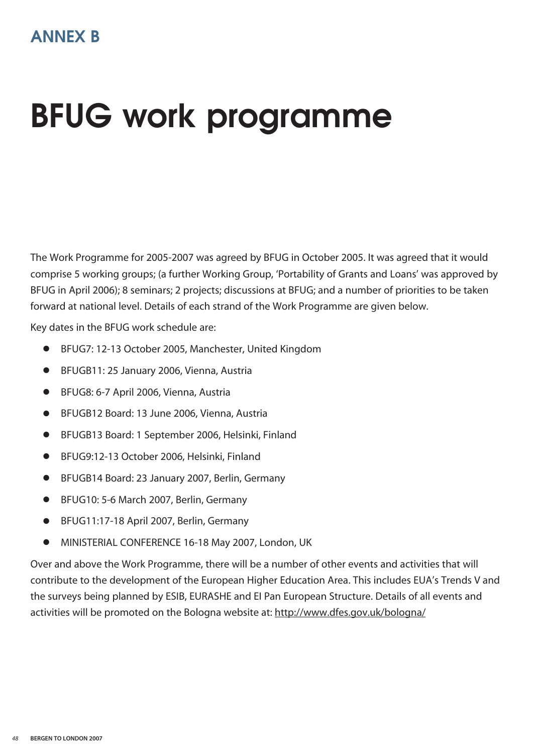## ANNEX B

# BFUG work programme

The Work Programme for 2005-2007 was agreed by BFUG in October 2005. It was agreed that it would comprise 5 working groups; (a further Working Group, 'Portability of Grants and Loans' was approved by BFUG in April 2006); 8 seminars; 2 projects; discussions at BFUG; and a number of priorities to be taken forward at national level. Details of each strand of the Work Programme are given below.

Key dates in the BFUG work schedule are:

- BFUG7: 12-13 October 2005, Manchester, United Kingdom
- BFUGB11: 25 January 2006, Vienna, Austria
- BFUG8: 6-7 April 2006, Vienna, Austria
- BFUGB12 Board: 13 June 2006, Vienna, Austria
- BFUGB13 Board: 1 September 2006, Helsinki, Finland
- BFUG9:12-13 October 2006, Helsinki, Finland
- BFUGB14 Board: 23 January 2007, Berlin, Germany
- BFUG10: 5-6 March 2007, Berlin, Germany
- BFUG11:17-18 April 2007, Berlin, Germany
- MINISTERIAL CONFERENCE 16-18 May 2007, London, UK

Over and above the Work Programme, there will be a number of other events and activities that will contribute to the development of the European Higher Education Area. This includes EUA's Trends V and the surveys being planned by ESIB, EURASHE and EI Pan European Structure. Details of all events and activities will be promoted on the Bologna website at: http://www.dfes.gov.uk/bologna/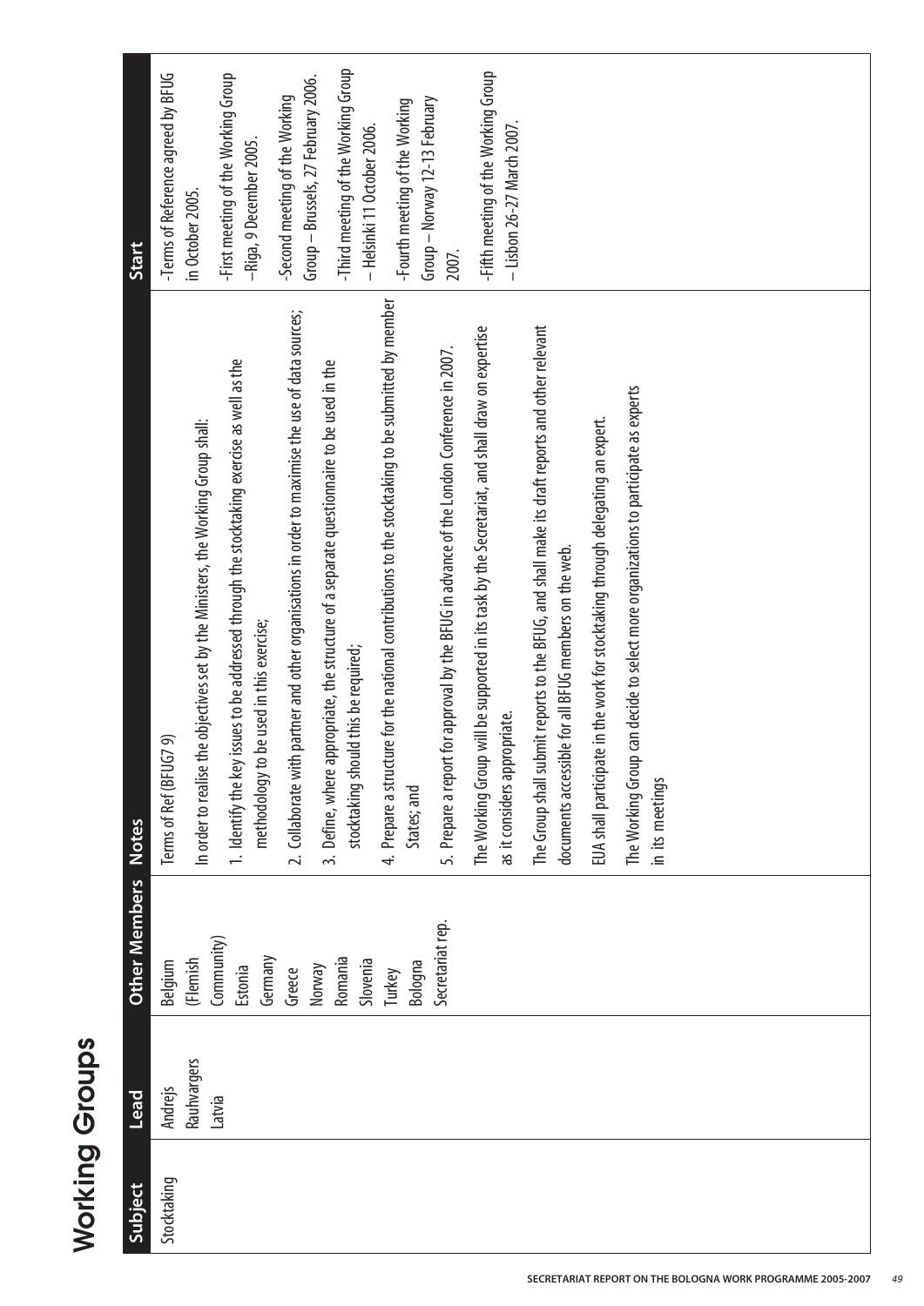# Working Groups

| Subject | Lead | Other Members | Notes | Start |
|---|---|---|---|---|
| Stocktaking | Andrejs Rauhvargers Latvia | Belgium (Flemish Community)<br>Estonia<br>Germany<br>Greece<br>Norway<br>Romania<br>Slovenia<br>Turkey<br>Bologna Secretariat rep. | Terms of Ref (BFUG7 9)<br><br>In order to realise the objectives set by the Ministers, the Working Group shall:<br><br>1. Identify the key issues to be addressed through the stocktaking exercise as well as the methodology to be used in this exercise;<br>2. Collaborate with partner and other organisations in order to maximise the use of data sources;<br>3. Define, where appropriate, the structure of a separate questionnaire to be used in the stocktaking should this be required;<br>4. Prepare a structure for the national contributions to the stocktaking to be submitted by member States; and<br>5. Prepare a report for approval by the BFUG in advance of the London Conference in 2007.<br><br>The Working Group will be supported in its task by the Secretariat, and shall draw on expertise as it considers appropriate.<br><br>The Group shall submit reports to the BFUG, and shall make its draft reports and other relevant documents accessible for all BFUG members on the web.<br><br>EUA shall participate in the work for stocktaking through delegating an expert.<br><br>The Working Group can decide to select more organizations to participate as experts in its meetings | -Terms of Reference agreed by BFUG in October 2005.<br><br>-First meeting of the Working Group –Riga, 9 December 2005.<br><br>-Second meeting of the Working Group – Brussels, 27 February 2006.<br><br>-Third meeting of the Working Group – Helsinki 11 October 2006.<br><br>-Fourth meeting of the Working Group – Norway 12-13 February 2007.<br><br>-Fifth meeting of the Working Group – Lisbon 26-27 March 2007. |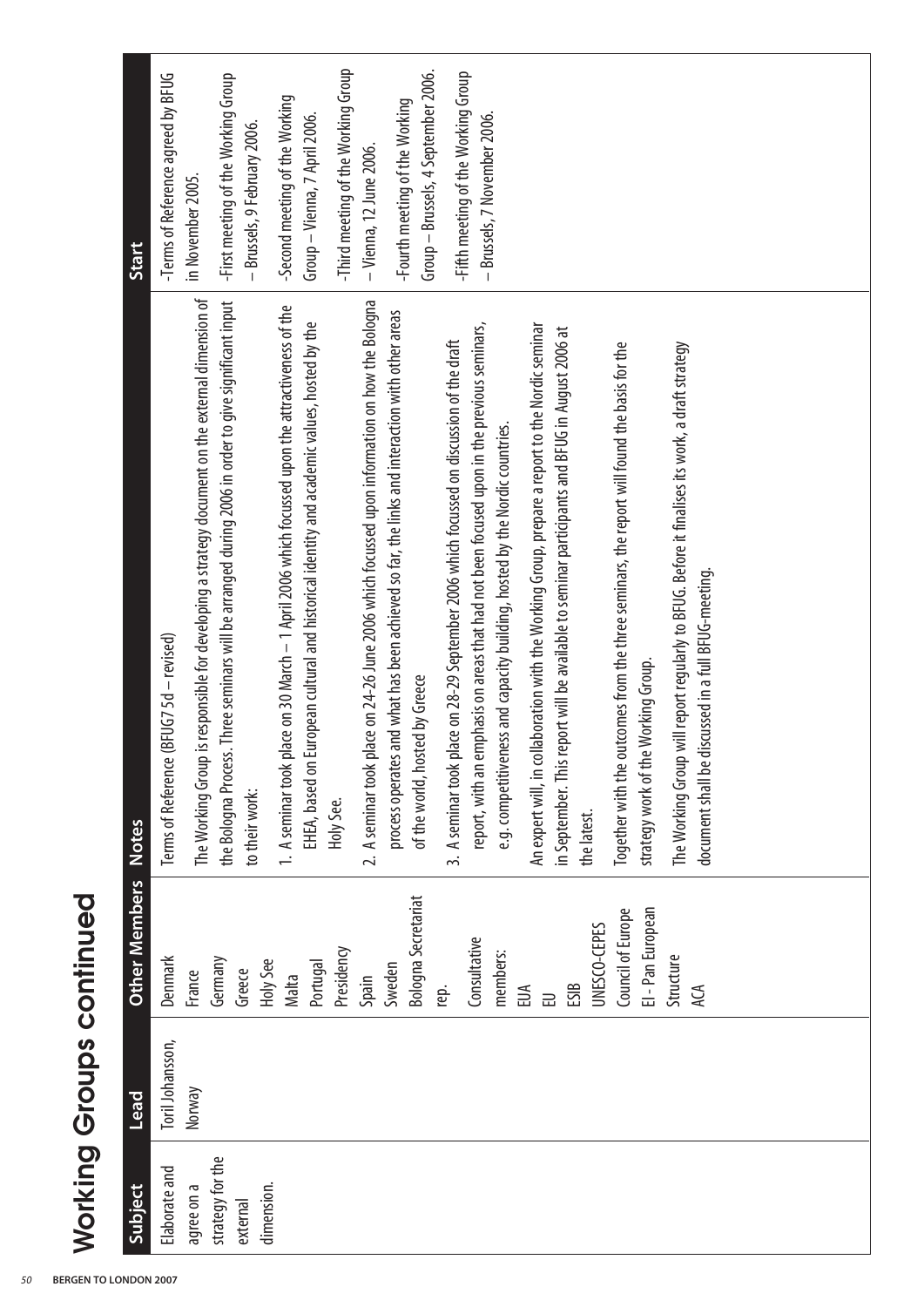# Working Groups continued

| Subject | Lead | Other Members | Notes | Start |
|---|---|---|---|---|
| Elaborate and agree on a strategy for the external dimension. | Toril Johansson, Norway | Denmark<br>France<br>Germany<br>Greece<br>Holy See<br>Malta<br>Portugal<br>Presidency<br>Spain<br>Sweden<br>Bologna Secretariat rep.<br>Consultative members:<br>EUA<br>EU<br>ESIB<br>UNESCO-CEPES<br>Council of Europe<br>EI - Pan European Structure<br>ACA | Terms of Reference (BFUG7 5d – revised)<br><br>The Working Group is responsible for developing a strategy document on the external dimension of the Bologna Process. Three seminars will be arranged during 2006 in order to give significant input to their work:<br><br>1. A seminar took place on 30 March – 1 April 2006 which focussed upon the attractiveness of the EHEA, based on European cultural and historical identity and academic values, hosted by the Holy See.<br><br>2. A seminar took place on 24-26 June 2006 which focussed upon information on how the Bologna process operates and what has been achieved so far, the links and interaction with other areas of the world, hosted by Greece<br><br>3. A seminar took place on 28-29 September 2006 which focussed on discussion of the draft report, with an emphasis on areas that had not been focused upon in the previous seminars, e.g. competitiveness and capacity building, hosted by the Nordic countries.<br><br>An expert will, in collaboration with the Working Group, prepare a report to the Nordic seminar in September. This report will be available to seminar participants and BFUG in August 2006 at the latest.<br><br>Together with the outcomes from the three seminars, the report will found the basis for the strategy work of the Working Group.<br><br>The Working Group will report regularly to BFUG. Before it finalises its work, a draft strategy document shall be discussed in a full BFUG-meeting. | -Terms of Reference agreed by BFUG in November 2005.<br><br>-First meeting of the Working Group – Brussels, 9 February 2006.<br><br>-Second meeting of the Working Group – Vienna, 7 April 2006.<br><br>-Third meeting of the Working Group – Vienna, 12 June 2006.<br><br>-Fourth meeting of the Working Group – Brussels, 4 September 2006.<br><br>-Fifth meeting of the Working Group – Brussels, 7 November 2006. |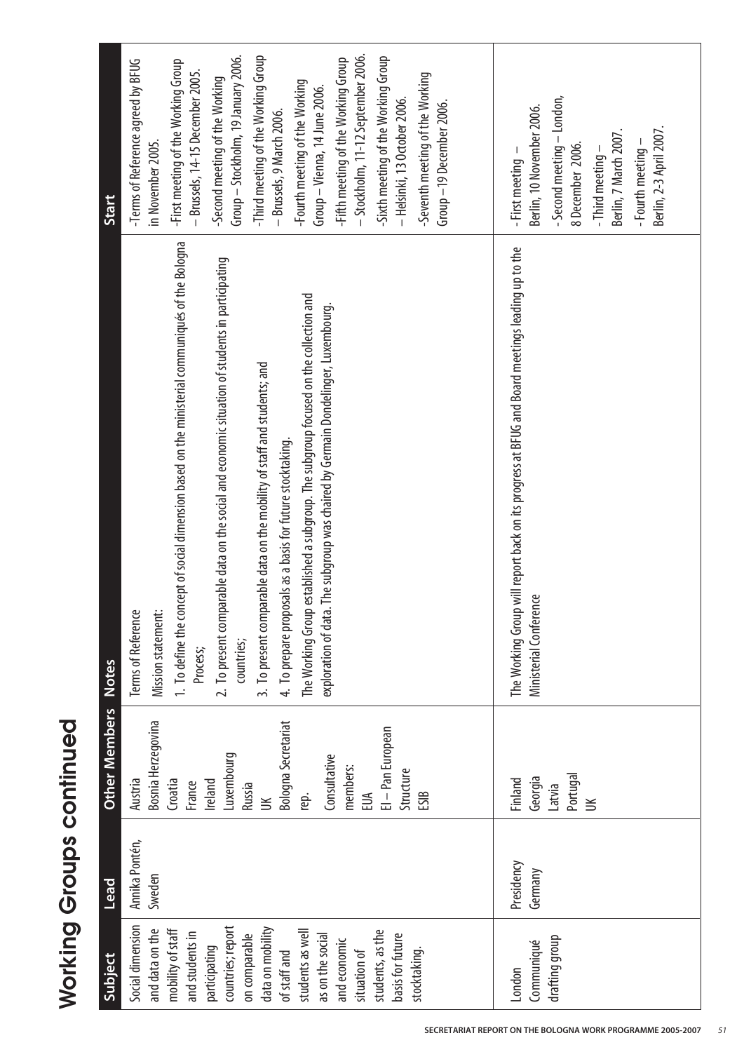# Working Groups continued

| Subject | Lead | Other Members | Notes | Start |
|---|---|---|---|---|
| Social dimension and data on the mobility of staff and students in participating countries; report on comparable data on mobility of staff and students as well as on the social and economic situation of students, as the basis for future stocktaking. | Annika Pontén, Sweden | Austria<br>Bosnia Herzegovina<br>Croatia<br>France<br>Ireland<br>Luxembourg<br>Russia<br>UK<br>Bologna Secretariat rep.<br>Consultative members:<br>EUA<br>EI – Pan European Structure<br>ESIB | Terms of Reference<br>Mission statement:<br>1. To define the concept of social dimension based on the ministerial communiqués of the Bologna Process;<br>2. To present comparable data on the social and economic situation of students in participating countries;<br>3. To present comparable data on the mobility of staff and students; and<br>4. To prepare proposals as a basis for future stocktaking.<br>The Working Group established a subgroup. The subgroup focused on the collection and exploration of data. The subgroup was chaired by Germain Dondelinger, Luxembourg. | -Terms of Reference agreed by BFUG in November 2005.<br>-First meeting of the Working Group – Brussels, 14-15 December 2005.<br>-Second meeting of the Working Group – Stockholm, 19 January 2006.<br>-Third meeting of the Working Group – Brussels, 9 March 2006.<br>-Fourth meeting of the Working Group – Vienna, 14 June 2006.<br>-Fifth meeting of the Working Group – Stockholm, 11-12 September 2006.<br>-Sixth meeting of the Working Group – Helsinki, 13 October 2006.<br>-Seventh meeting of the Working Group –19 December 2006. |
| London Communiqué drafting group | Presidency Germany | Finland<br>Georgia<br>Latvia<br>Portugal<br>UK | The Working Group will report back on its progress at BFUG and Board meetings leading up to the Ministerial Conference | - First meeting – Berlin, 10 November 2006.<br>- Second meeting – London, 8 December 2006.<br>- Third meeting – Berlin, 7 March 2007.<br>- Fourth meeting – Berlin, 2-3 April 2007. |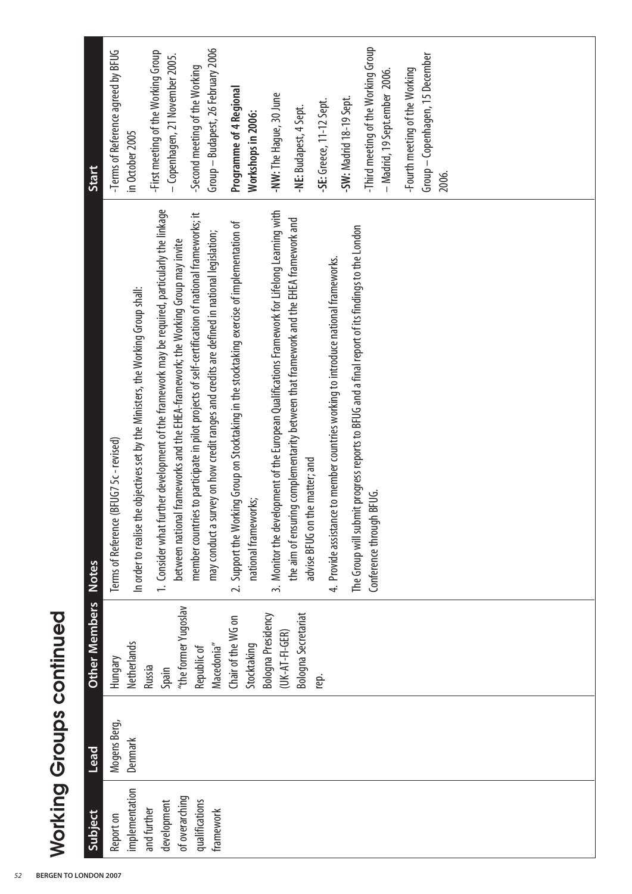# Working Groups continued

| Subject | Lead | Other Members | Notes | Start |
|---|---|---|---|---|
| Report on implementation and further development of overarching qualifications framework | Mogens Berg, Denmark | Hungary<br>Netherlands<br>Russia<br>Spain<br>"the former Yugoslav Republic of Macedonia"<br>Chair of the WG on Stocktaking<br>Bologna Presidency (UK-AT-FI-GER)<br>Bologna Secretariat rep. | Terms of Reference (BFUG7 5c - revised)<br><br>In order to realise the objectives set by the Ministers, the Working Group shall:<br><br>1. Consider what further development of the framework may be required, particularly the linkage between national frameworks and the EHEA-framework; the Working Group may invite member countries to participate in pilot projects of self-certification of national frameworks; it may conduct a survey on how credit ranges and credits are defined in national legislation;<br><br>2. Support the Working Group on Stocktaking in the stocktaking exercise of implementation of national frameworks;<br><br>3. Monitor the development of the European Qualifications Framework for Lifelong Learning with the aim of ensuring complementarity between that framework and the EHEA framework and advise BFUG on the matter; and<br><br>4. Provide assistance to member countries working to introduce national frameworks.<br><br>The Group will submit progress reports to BFUG and a final report of its findings to the London Conference through BFUG. | -Terms of Reference agreed by BFUG in October 2005<br><br>-First meeting of the Working Group – Copenhagen, 21 November 2005.<br><br>-Second meeting of the Working Group – Budapest, 26 February 2006<br><br>**Programme of 4 Regional Workshops in 2006:**<br><br>-**NW:** The Hague, 30 June<br><br>-**NE:** Budapest, 4 Sept.<br><br>-**SE:** Greece, 11-12 Sept.<br><br>-**SW:** Madrid 18-19 Sept.<br><br>-Third meeting of the Working Group – Madrid, 19 Sept.ember 2006.<br><br>-Fourth meeting of the Working Group – Copenhagen, 15 December 2006. |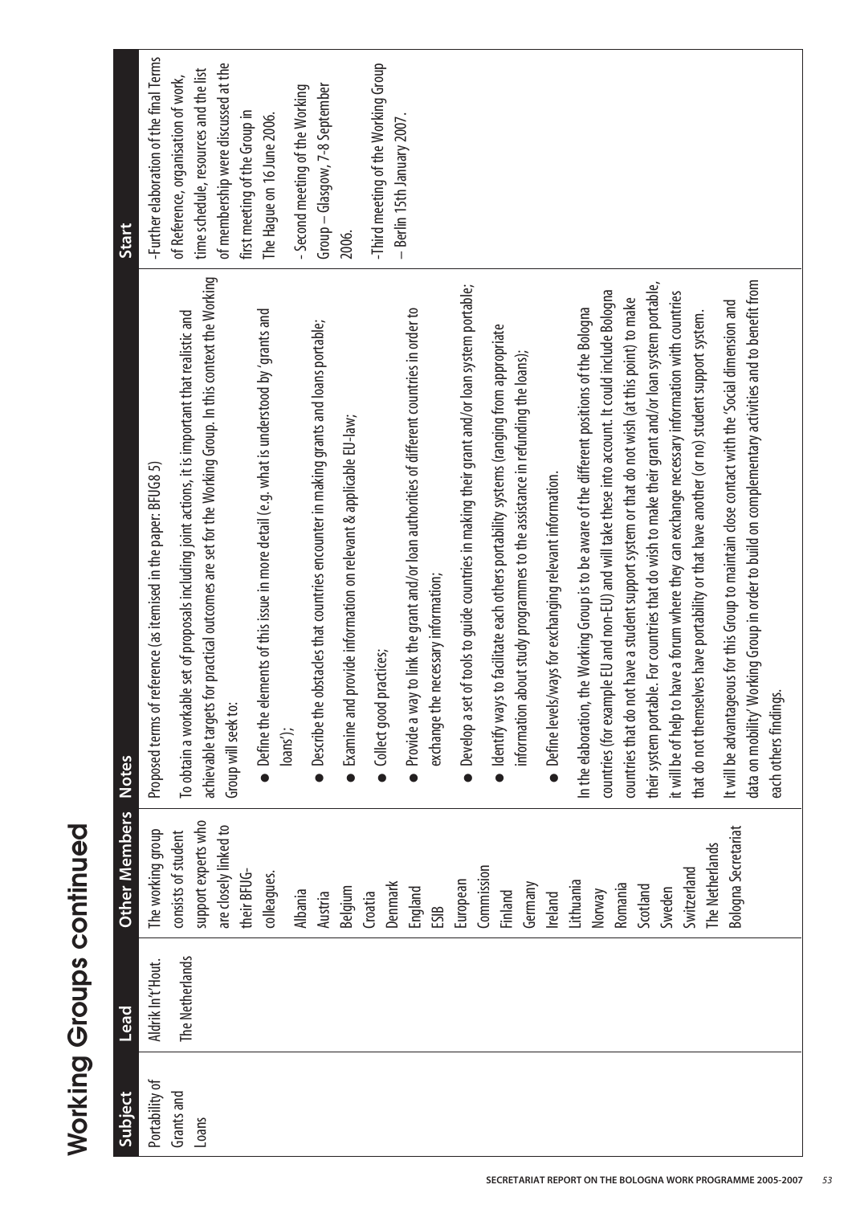# Working Groups continued

| Subject | Lead | Other Members | Notes | Start |
|---|---|---|---|---|
| Portability of Grants and Loans | Aldrik In't Hout. The Netherlands | The working group consists of student support experts who are closely linked to their BFUG-colleagues.<br><br>Albania<br>Austria<br>Belgium<br>Croatia<br>Denmark<br>England<br>ESIB<br>European Commission<br>Finland<br>Germany<br>Ireland<br>Lithuania<br>Norway<br>Romania<br>Scotland<br>Sweden<br>Switzerland<br>The Netherlands<br>Bologna Secretariat | Proposed terms of reference (as itemised in the paper: BFUG8 5)<br><br>To obtain a workable set of proposals including joint actions, it is important that realistic and achievable targets for practical outcomes are set for the Working Group. In this context the Working Group will seek to:<br><br>● Define the elements of this issue in more detail (e.g. what is understood by 'grants and loans');<br>● Describe the obstacles that countries encounter in making grants and loans portable;<br>● Examine and provide information on relevant & applicable EU-law;<br>● Collect good practices;<br>● Provide a way to link the grant and/or loan authorities of different countries in order to exchange the necessary information;<br>● Develop a set of tools to guide countries in making their grant and/or loan system portable;<br>● Identify ways to facilitate each others portability systems (ranging from appropriate information about study programmes to the assistance in refunding the loans);<br>● Define levels/ways for exchanging relevant information.<br><br>In the elaboration, the Working Group is to be aware of the different positions of the Bologna countries (for example EU and non-EU) and will take these into account. It could include Bologna countries that do not have a student support system or that do not wish (at this point) to make their system portable. For countries that do wish to make their grant and/or loan system portable, it will be of help to have a forum where they can exchange necessary information with countries that do not themselves have portability or that have another (or no) student support system.<br><br>It will be advantageous for this Group to maintain close contact with the 'Social dimension and data on mobility' Working Group in order to build on complementary activities and to benefit from each others findings. | -Further elaboration of the final Terms of Reference, organisation of work, time schedule, resources and the list of membership were discussed at the first meeting of the Group in The Hague on 16 June 2006.<br><br>- Second meeting of the Working Group – Glasgow, 7-8 September 2006.<br><br>-Third meeting of the Working Group – Berlin 15th January 2007. |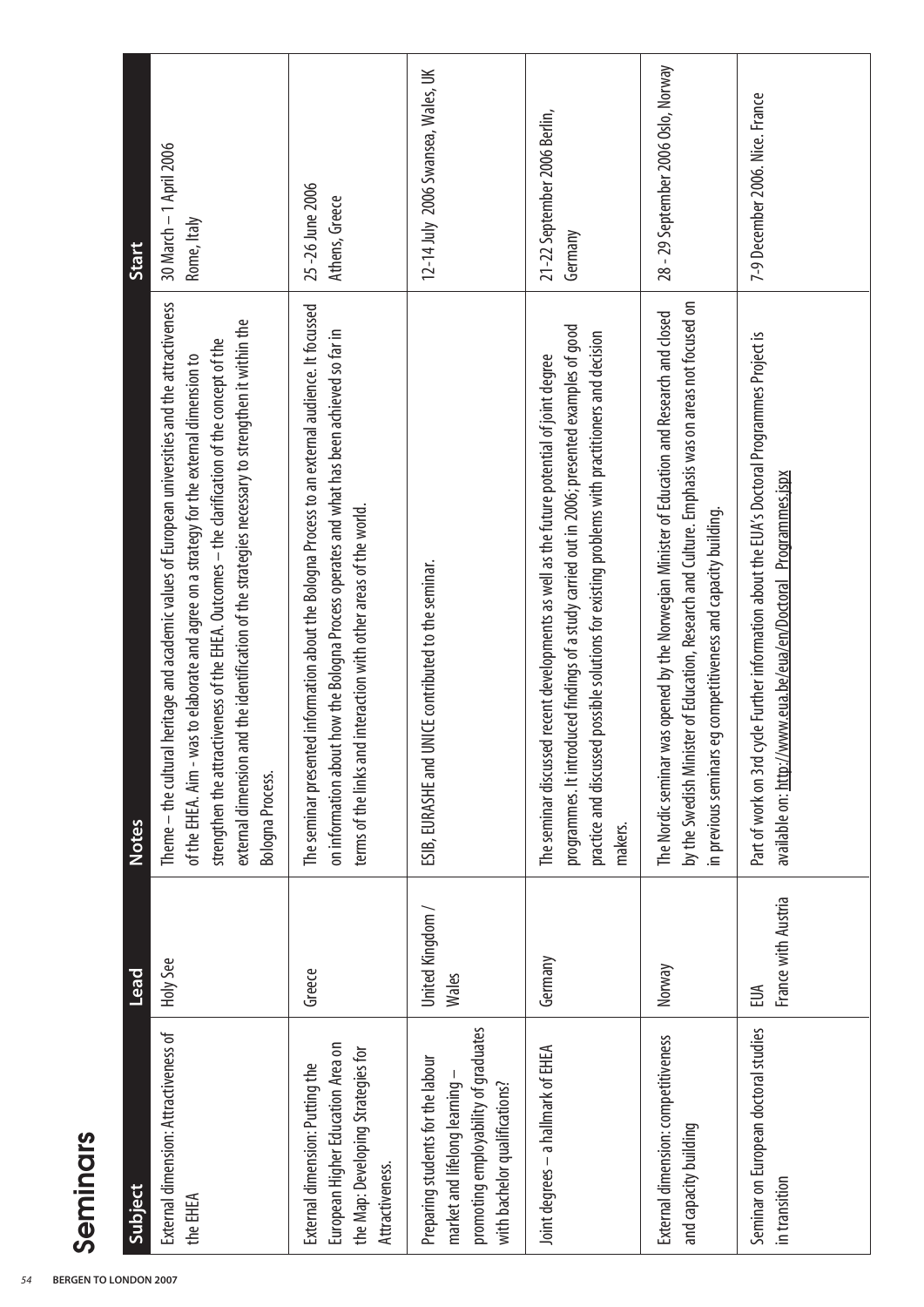# Seminars

| Subject | Lead | Notes | Start |
|---|---|---|---|
| External dimension: Attractiveness of the EHEA | Holy See | Theme – the cultural heritage and academic values of European universities and the attractiveness of the EHEA. Aim - was to elaborate and agree on a strategy for the external dimension to strengthen the attractiveness of the EHEA. Outcomes – the clarification of the concept of the external dimension and the identification of the strategies necessary to strengthen it within the Bologna Process. | 30 March – 1 April 2006 Rome, Italy |
| External dimension: Putting the European Higher Education Area on the Map: Developing Strategies for Attractiveness. | Greece | The seminar presented information about the Bologna Process to an external audience. It focussed on information about how the Bologna Process operates and what has been achieved so far in terms of the links and interaction with other areas of the world. | 25 -26 June 2006 Athens, Greece |
| Preparing students for the labour market and lifelong learning – promoting employability of graduates with bachelor qualifications? | United Kingdom / Wales | ESIB, EURASHE and UNICE contributed to the seminar. | 12-14 July 2006 Swansea, Wales, UK |
| Joint degrees – a hallmark of EHEA | Germany | The seminar discussed recent developments as well as the future potential of joint degree programmes. It introduced findings of a study carried out in 2006; presented examples of good practice and discussed possible solutions for existing problems with practitioners and decision makers. | 21-22 September 2006 Berlin, Germany |
| External dimension: competitiveness and capacity building | Norway | The Nordic seminar was opened by the Norwegian Minister of Education and Research and closed by the Swedish Minister of Education, Research and Culture. Emphasis was on areas not focused on in previous seminars eg competitiveness and capacity building. | 28 – 29 September 2006 Oslo, Norway |
| Seminar on European doctoral studies in transition | EUA France with Austria | Part of work on 3rd cycle Further information about the EUA's Doctoral Programmes Project is available on: http://www.eua.be/eua/en/Doctoral_Programmes.jspx | 7-9 December 2006. Nice. France |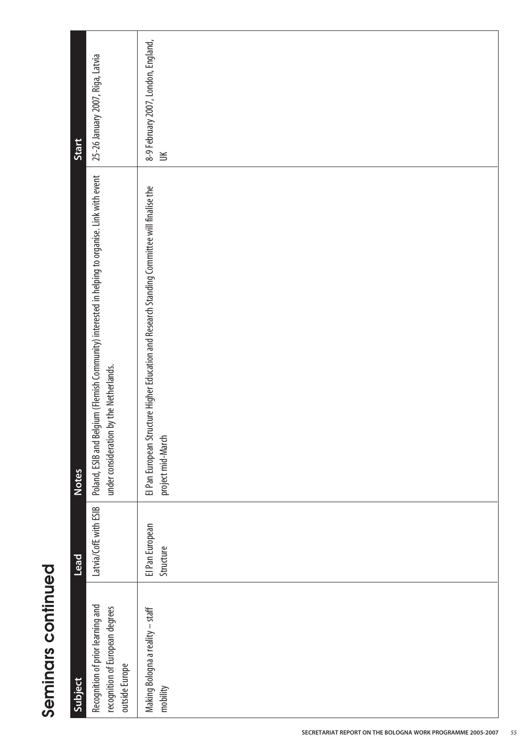# Seminars continued

| Subject | Lead | Notes | Start |
|---|---|---|---|
| Recognition of prior learning and recognition of European degrees outside Europe | Latvia/CofE with ESIB | Poland, ESIB and Belgium (Flemish Community) interested in helping to organise. Link with event under consideration by the Netherlands. | 25-26 January 2007, Riga, Latvia |
| Making Bologna a reality – staff mobility | EI Pan European Structure | EI Pan European Structure Higher Education and Research Standing Committee will finalise the project mid-March | 8-9 February 2007, London, England, UK |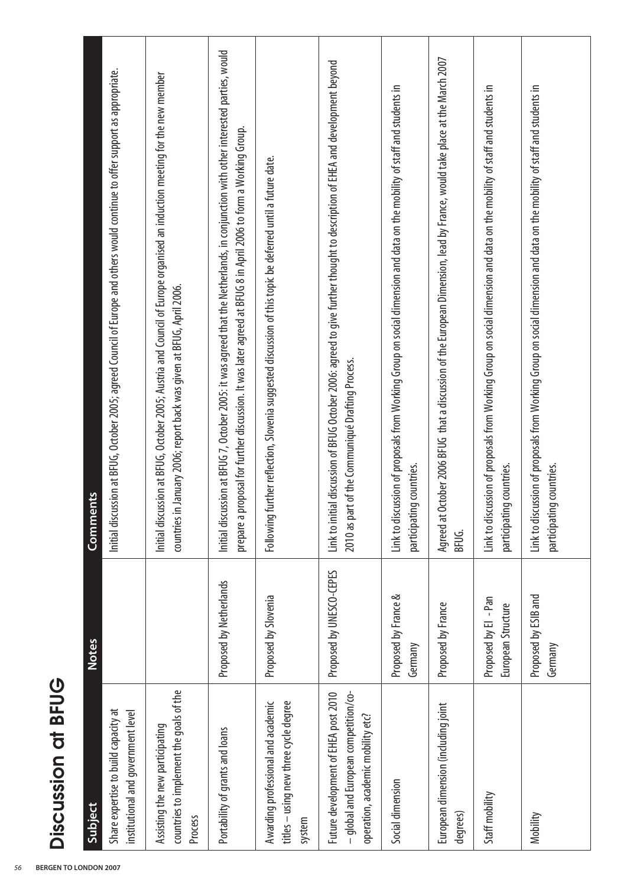# Discussion at BFUG

| Subject | Notes | Comments |
|---|---|---|
| Share expertise to build capacity at institutional and government level | | Initial discussion at BFUG, October 2005; agreed Council of Europe and others would continue to offer support as appropriate. |
| Assisting the new participating countries to implement the goals of the Process | | Initial discussion at BFUG, October 2005; Austria and Council of Europe organised an induction meeting for the new member countries in January 2006; report back was given at BFUG, April 2006. |
| Portability of grants and loans | Proposed by Netherlands | Initial discussion at BFUG 7, October 2005: it was agreed that the Netherlands, in conjunction with other interested parties, would prepare a proposal for further discussion. It was later agreed at BFUG 8 in April 2006 to form a Working Group. |
| Awarding professional and academic titles – using new three cycle degree system | Proposed by Slovenia | Following further reflection, Slovenia suggested discussion of this topic be deferred until a future date. |
| Future development of EHEA post 2010 – global and European competition/co-operation, academic mobility etc? | Proposed by UNESCO-CEPES | Link to initial discussion of BFUG October 2006: agreed to give further thought to description of EHEA and development beyond 2010 as part of the Communiqué Drafting Process. |
| Social dimension | Proposed by France & Germany | Link to discussion of proposals from Working Group on social dimension and data on the mobility of staff and students in participating countries. |
| European dimension (including joint degrees) | Proposed by France | Agreed at October 2006 BFUG that a discussion of the European Dimension, lead by France, would take place at the March 2007 BFUG. |
| Staff mobility | Proposed by EI - Pan European Structure | Link to discussion of proposals from Working Group on social dimension and data on the mobility of staff and students in participating countries. |
| Mobility | Proposed by ESIB and Germany | Link to discussion of proposals from Working Group on social dimension and data on the mobility of staff and students in participating countries. |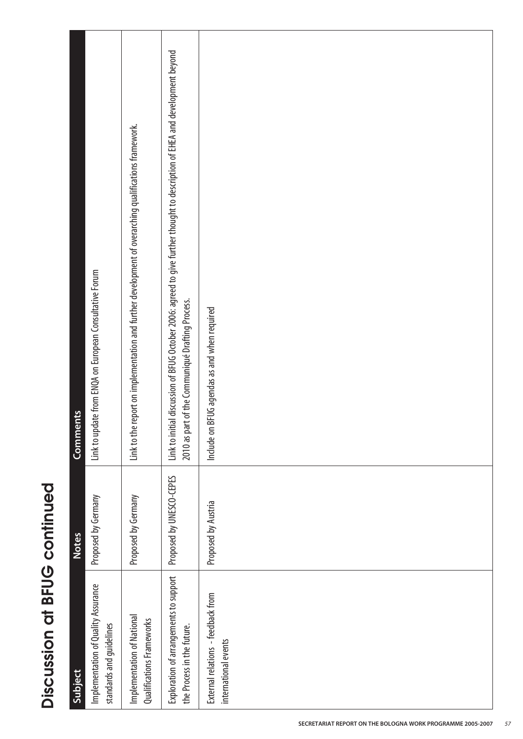# Discussion at BFUG continued

| Subject | Notes | Comments |
|---|---|---|
| Implementation of Quality Assurance standards and guidelines | Proposed by Germany | Link to update from ENQA on European Consultative Forum |
| Implementation of National Qualifications Frameworks | Proposed by Germany | Link to the report on implementation and further development of overarching qualifications framework. |
| Exploration of arrangements to support the Process in the future. | Proposed by UNESCO-CEPES | Link to initial discussion of BFUG October 2006: agreed to give further thought to description of EHEA and development beyond 2010 as part of the Communiqué Drafting Process. |
| External relations – feedback from international events | Proposed by Austria | Include on BFUG agendas as and when required |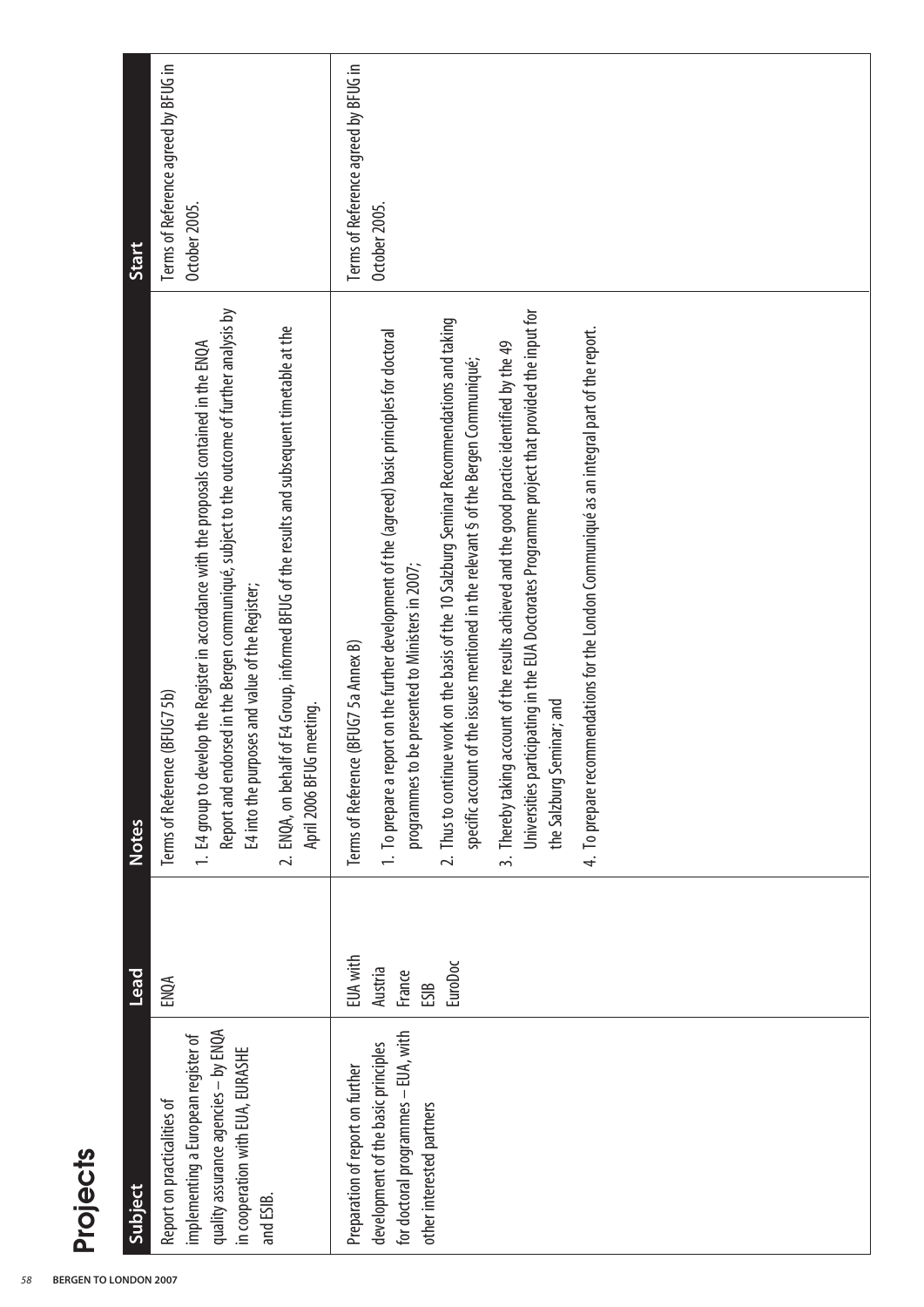# Projects

| Subject | Lead | Notes | Start |
|---|---|---|---|
| Report on practicalities of implementing a European register of quality assurance agencies – by ENQA in cooperation with EUA, EURASHE and ESIB. | ENQA | Terms of Reference (BFUG7 5b)<br><br>1. E4 group to develop the Register in accordance with the proposals contained in the ENQA Report and endorsed in the Bergen communiqué, subject to the outcome of further analysis by E4 into the purposes and value of the Register;<br><br>2. ENQA, on behalf of E4 Group, informed BFUG of the results and subsequent timetable at the April 2006 BFUG meeting. | Terms of Reference agreed by BFUG in October 2005. |
| Preparation of report on further development of the basic principles for doctoral programmes – EUA, with other interested partners | EUA with Austria France ESIB EuroDoc | Terms of Reference (BFUG7 5a Annex B)<br><br>1. To prepare a report on the further development of the (agreed) basic principles for doctoral programmes to be presented to Ministers in 2007;<br><br>2. Thus to continue work on the basis of the 10 Salzburg Seminar Recommendations and taking specific account of the issues mentioned in the relevant § of the Bergen Communiqué;<br><br>3. Thereby taking account of the results achieved and the good practice identified by the 49 Universities participating in the EUA Doctorates Programme project that provided the input for the Salzburg Seminar; and<br><br>4. To prepare recommendations for the London Communiqué as an integral part of the report. | Terms of Reference agreed by BFUG in October 2005. |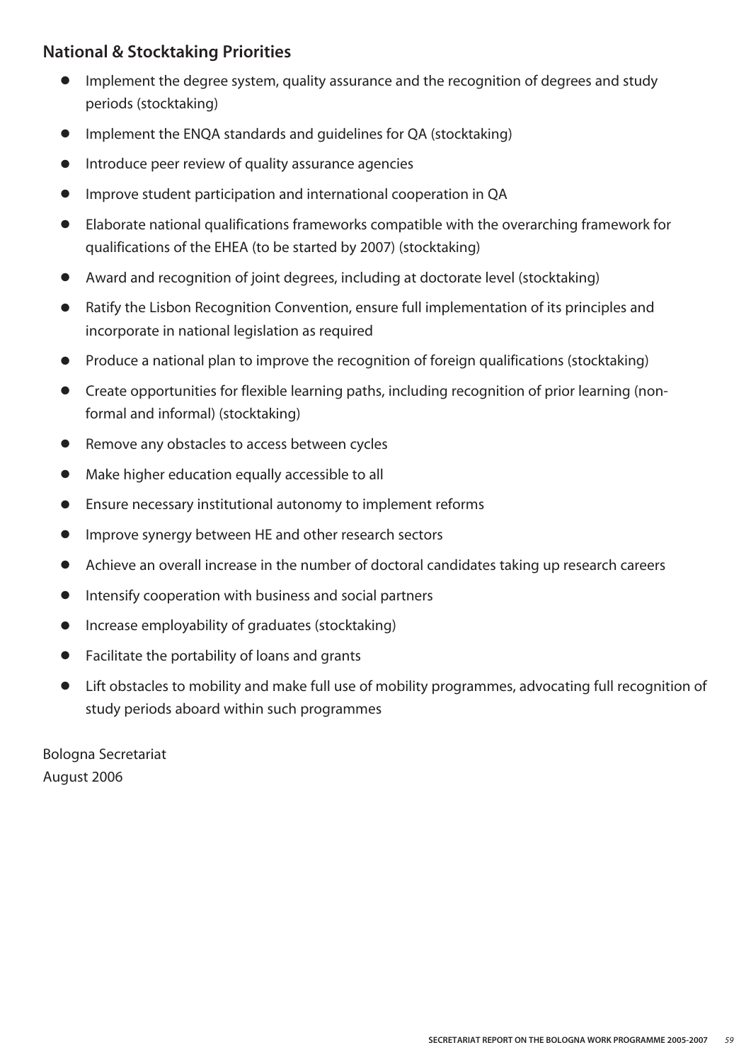## National & Stocktaking Priorities

- Implement the degree system, quality assurance and the recognition of degrees and study periods (stocktaking)
- Implement the ENQA standards and guidelines for QA (stocktaking)
- Introduce peer review of quality assurance agencies
- Improve student participation and international cooperation in QA
- Elaborate national qualifications frameworks compatible with the overarching framework for qualifications of the EHEA (to be started by 2007) (stocktaking)
- Award and recognition of joint degrees, including at doctorate level (stocktaking)
- Ratify the Lisbon Recognition Convention, ensure full implementation of its principles and incorporate in national legislation as required
- Produce a national plan to improve the recognition of foreign qualifications (stocktaking)
- Create opportunities for flexible learning paths, including recognition of prior learning (non-formal and informal) (stocktaking)
- Remove any obstacles to access between cycles
- Make higher education equally accessible to all
- Ensure necessary institutional autonomy to implement reforms
- Improve synergy between HE and other research sectors
- Achieve an overall increase in the number of doctoral candidates taking up research careers
- Intensify cooperation with business and social partners
- Increase employability of graduates (stocktaking)
- Facilitate the portability of loans and grants
- Lift obstacles to mobility and make full use of mobility programmes, advocating full recognition of study periods aboard within such programmes

Bologna Secretariat
August 2006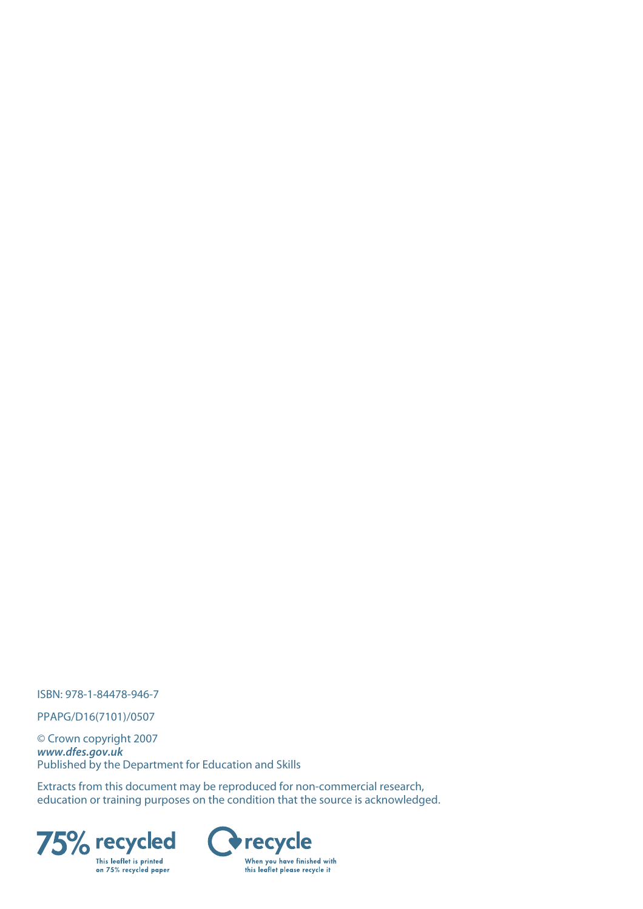ISBN: 978-1-84478-946-7

PPAPG/D16(7101)/0507

© Crown copyright 2007
***www.dfes.gov.uk***
Published by the Department for Education and Skills

Extracts from this document may be reproduced for non-commercial research, education or training purposes on the condition that the source is acknowledged.

75% recycled
This leaflet is printed on 75% recycled paper

recycle
When you have finished with this leaflet please recycle it